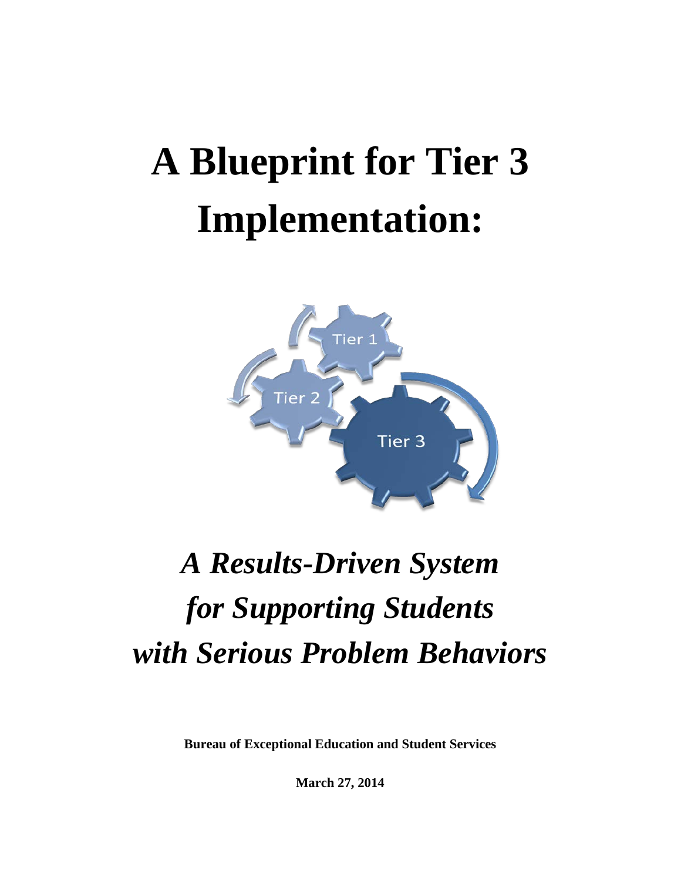# A Blueprint for Tier 3 Implementation:

## *A Results-Driven System for Supporting Students with Serious Problem Behaviors*

**Bureau of Exceptional Education and Student Services**

**March 27, 2014**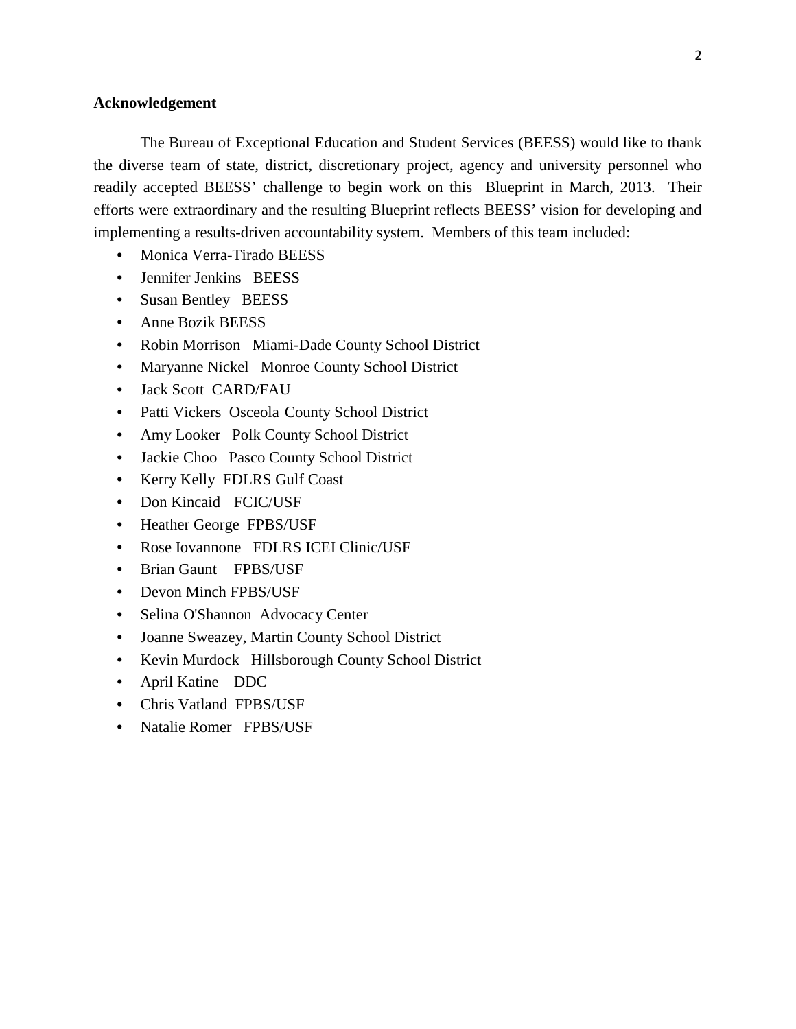## Acknowledgement

The Bureau of Exceptional Education and Student Services (BEESS) would like to thank the diverse team of state, district, discretionary project, agency and university personnel who readily accepted BEESS' challenge to begin work on this Blueprint in March, 2013. Their efforts were extraordinary and the resulting Blueprint reflects BEESS' vision for developing and implementing a results-driven accountability system. Members of this team included:

- Monica Verra-Tirado BEESS
- Jennifer Jenkins BEESS
- Susan Bentley BEESS
- Anne Bozik BEESS
- Robin Morrison Miami-Dade County School District
- Maryanne Nickel Monroe County School District
- Jack Scott CARD/FAU
- Patti Vickers Osceola County School District
- Amy Looker Polk County School District
- Jackie Choo Pasco County School District
- Kerry Kelly FDLRS Gulf Coast
- Don Kincaid FCIC/USF
- Heather George FPBS/USF
- Rose Iovannone FDLRS ICEI Clinic/USF
- Brian Gaunt FPBS/USF
- Devon Minch FPBS/USF
- Selina O'Shannon Advocacy Center
- Joanne Sweazey, Martin County School District
- Kevin Murdock Hillsborough County School District
- April Katine DDC
- Chris Vatland FPBS/USF
- Natalie Romer FPBS/USF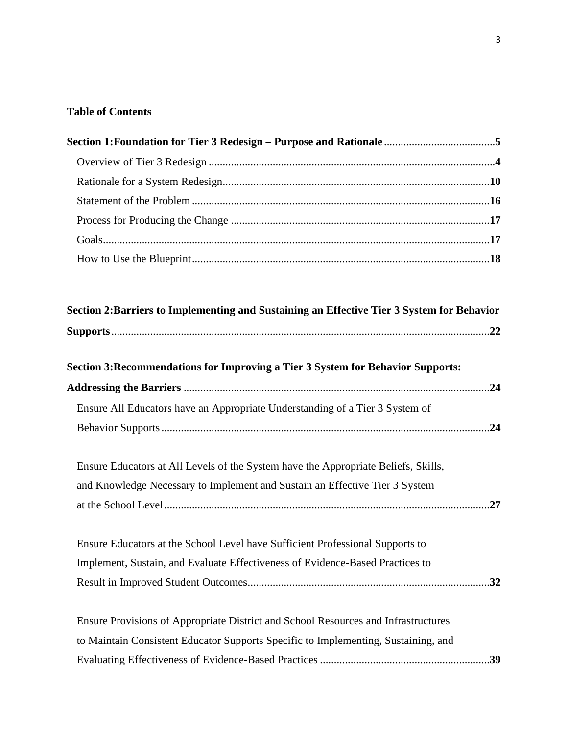**Table of Contents**

**Section 1:Foundation for Tier 3 Redesign – Purpose and Rationale** ........................................ **5**

- Overview of Tier 3 Redesign ........................................................................................... **4**
- Rationale for a System Redesign ..................................................................................... **10**
- Statement of the Problem ................................................................................................ **16**
- Process for Producing the Change .................................................................................. **17**
- Goals ................................................................................................................................ **17**
- How to Use the Blueprint ................................................................................................ **18**

**Section 2:Barriers to Implementing and Sustaining an Effective Tier 3 System for Behavior Supports** ........................................................................................................................... **22**

**Section 3:Recommendations for Improving a Tier 3 System for Behavior Supports: Addressing the Barriers** ............................................................................................................ **24**

- Ensure All Educators have an Appropriate Understanding of a Tier 3 System of Behavior Supports ................................................................................................................ **24**
- Ensure Educators at All Levels of the System have the Appropriate Beliefs, Skills, and Knowledge Necessary to Implement and Sustain an Effective Tier 3 System at the School Level ............................................................................................................. **27**
- Ensure Educators at the School Level have Sufficient Professional Supports to Implement, Sustain, and Evaluate Effectiveness of Evidence-Based Practices to Result in Improved Student Outcomes ......................................................................................... **32**
- Ensure Provisions of Appropriate District and School Resources and Infrastructures to Maintain Consistent Educator Supports Specific to Implementing, Sustaining, and Evaluating Effectiveness of Evidence-Based Practices ............................................................ **39**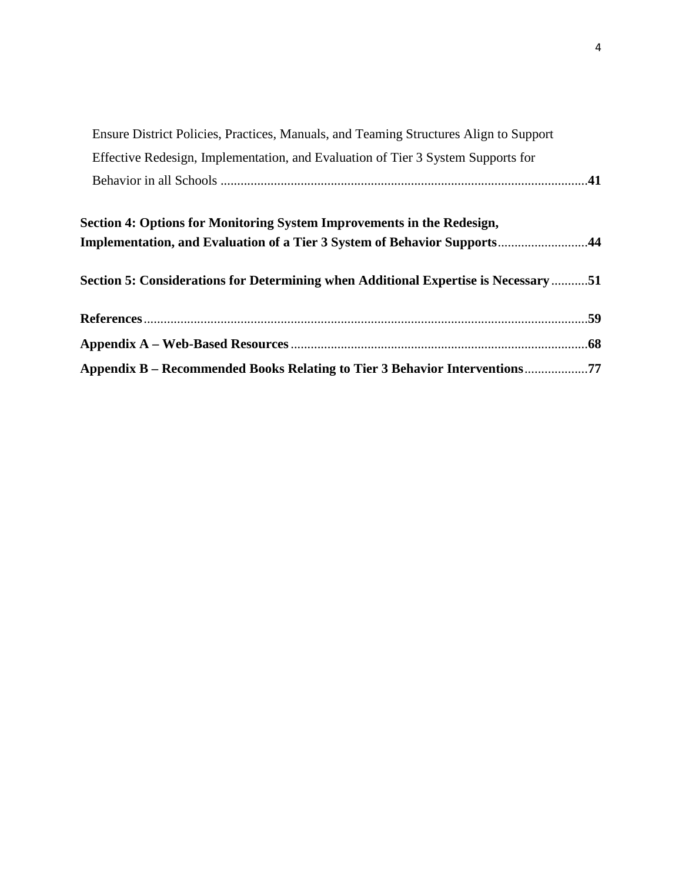Ensure District Policies, Practices, Manuals, and Teaming Structures Align to Support Effective Redesign, Implementation, and Evaluation of Tier 3 System Supports for Behavior in all Schools ............................................................................................................**41**

**Section 4: Options for Monitoring System Improvements in the Redesign, Implementation, and Evaluation of a Tier 3 System of Behavior Supports**..........................**44**

**Section 5: Considerations for Determining when Additional Expertise is Necessary**...........**51**

**References**....................................................................................................................................**59**

**Appendix A – Web-Based Resources**........................................................................................**68**

**Appendix B – Recommended Books Relating to Tier 3 Behavior Interventions**..................**77**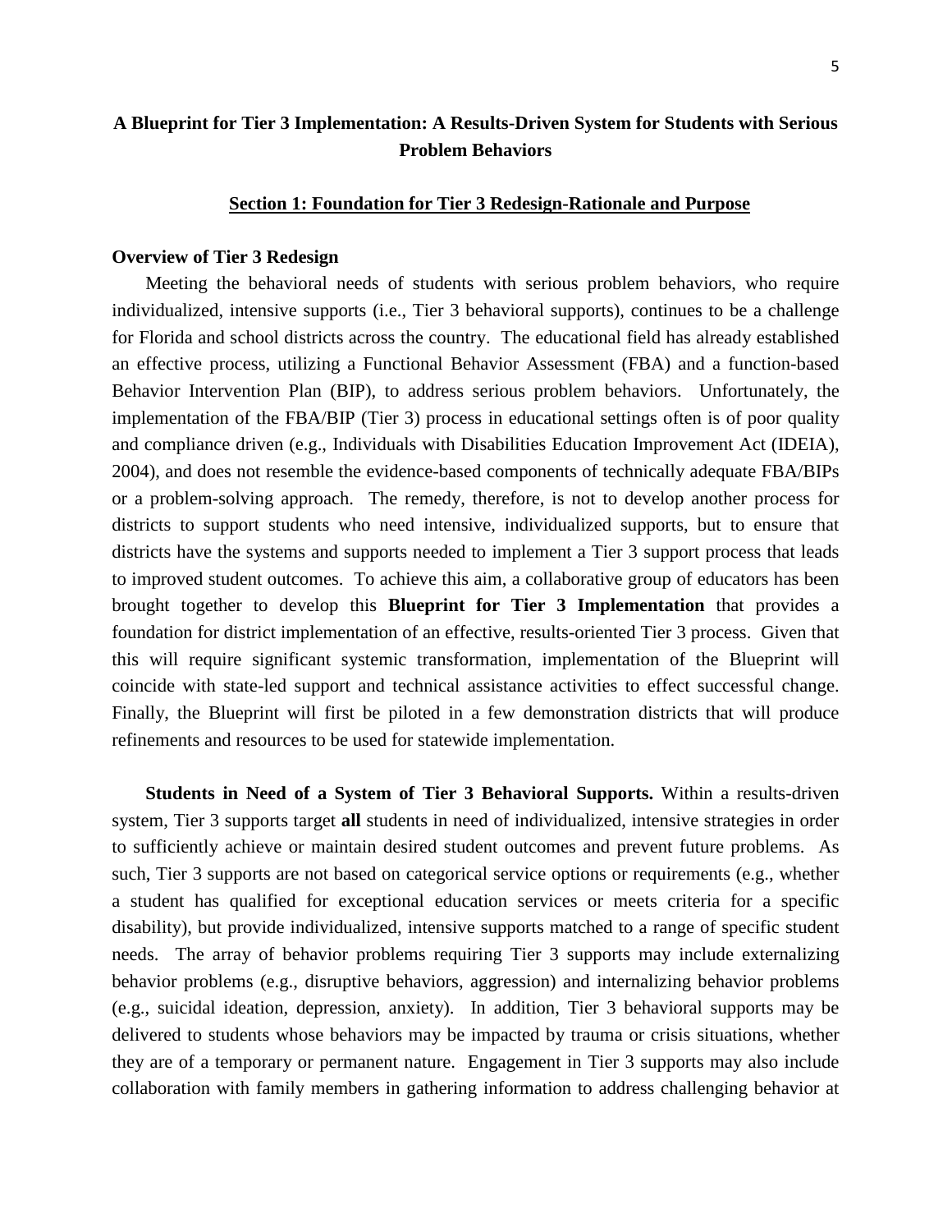# A Blueprint for Tier 3 Implementation: A Results-Driven System for Students with Serious Problem Behaviors

## Section 1: Foundation for Tier 3 Redesign-Rationale and Purpose

### Overview of Tier 3 Redesign

Meeting the behavioral needs of students with serious problem behaviors, who require individualized, intensive supports (i.e., Tier 3 behavioral supports), continues to be a challenge for Florida and school districts across the country. The educational field has already established an effective process, utilizing a Functional Behavior Assessment (FBA) and a function-based Behavior Intervention Plan (BIP), to address serious problem behaviors. Unfortunately, the implementation of the FBA/BIP (Tier 3) process in educational settings often is of poor quality and compliance driven (e.g., Individuals with Disabilities Education Improvement Act (IDEIA), 2004), and does not resemble the evidence-based components of technically adequate FBA/BIPs or a problem-solving approach. The remedy, therefore, is not to develop another process for districts to support students who need intensive, individualized supports, but to ensure that districts have the systems and supports needed to implement a Tier 3 support process that leads to improved student outcomes. To achieve this aim, a collaborative group of educators has been brought together to develop this **Blueprint for Tier 3 Implementation** that provides a foundation for district implementation of an effective, results-oriented Tier 3 process. Given that this will require significant systemic transformation, implementation of the Blueprint will coincide with state-led support and technical assistance activities to effect successful change. Finally, the Blueprint will first be piloted in a few demonstration districts that will produce refinements and resources to be used for statewide implementation.

**Students in Need of a System of Tier 3 Behavioral Supports.** Within a results-driven system, Tier 3 supports target **all** students in need of individualized, intensive strategies in order to sufficiently achieve or maintain desired student outcomes and prevent future problems. As such, Tier 3 supports are not based on categorical service options or requirements (e.g., whether a student has qualified for exceptional education services or meets criteria for a specific disability), but provide individualized, intensive supports matched to a range of specific student needs. The array of behavior problems requiring Tier 3 supports may include externalizing behavior problems (e.g., disruptive behaviors, aggression) and internalizing behavior problems (e.g., suicidal ideation, depression, anxiety). In addition, Tier 3 behavioral supports may be delivered to students whose behaviors may be impacted by trauma or crisis situations, whether they are of a temporary or permanent nature. Engagement in Tier 3 supports may also include collaboration with family members in gathering information to address challenging behavior at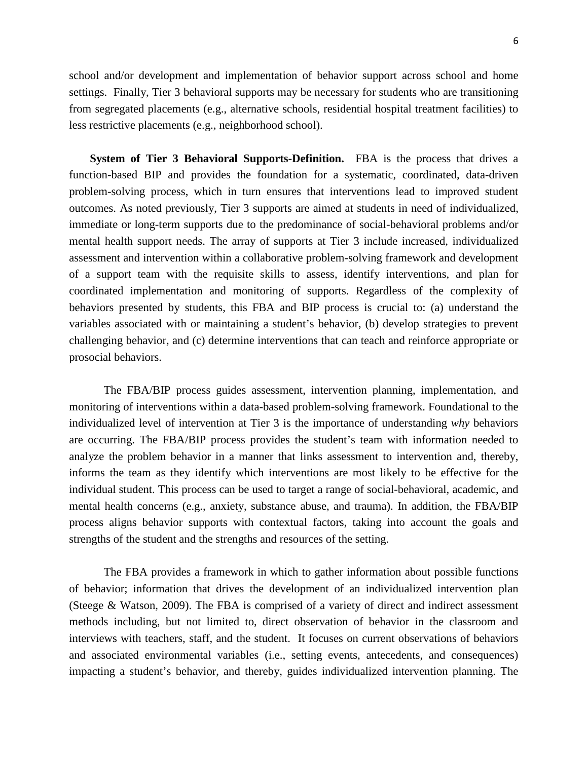school and/or development and implementation of behavior support across school and home settings. Finally, Tier 3 behavioral supports may be necessary for students who are transitioning from segregated placements (e.g., alternative schools, residential hospital treatment facilities) to less restrictive placements (e.g., neighborhood school).

**System of Tier 3 Behavioral Supports-Definition.** FBA is the process that drives a function-based BIP and provides the foundation for a systematic, coordinated, data-driven problem-solving process, which in turn ensures that interventions lead to improved student outcomes. As noted previously, Tier 3 supports are aimed at students in need of individualized, immediate or long-term supports due to the predominance of social-behavioral problems and/or mental health support needs. The array of supports at Tier 3 include increased, individualized assessment and intervention within a collaborative problem-solving framework and development of a support team with the requisite skills to assess, identify interventions, and plan for coordinated implementation and monitoring of supports. Regardless of the complexity of behaviors presented by students, this FBA and BIP process is crucial to: (a) understand the variables associated with or maintaining a student's behavior, (b) develop strategies to prevent challenging behavior, and (c) determine interventions that can teach and reinforce appropriate or prosocial behaviors.

The FBA/BIP process guides assessment, intervention planning, implementation, and monitoring of interventions within a data-based problem-solving framework. Foundational to the individualized level of intervention at Tier 3 is the importance of understanding *why* behaviors are occurring. The FBA/BIP process provides the student's team with information needed to analyze the problem behavior in a manner that links assessment to intervention and, thereby, informs the team as they identify which interventions are most likely to be effective for the individual student. This process can be used to target a range of social-behavioral, academic, and mental health concerns (e.g., anxiety, substance abuse, and trauma). In addition, the FBA/BIP process aligns behavior supports with contextual factors, taking into account the goals and strengths of the student and the strengths and resources of the setting.

The FBA provides a framework in which to gather information about possible functions of behavior; information that drives the development of an individualized intervention plan (Steege & Watson, 2009). The FBA is comprised of a variety of direct and indirect assessment methods including, but not limited to, direct observation of behavior in the classroom and interviews with teachers, staff, and the student. It focuses on current observations of behaviors and associated environmental variables (i.e., setting events, antecedents, and consequences) impacting a student's behavior, and thereby, guides individualized intervention planning. The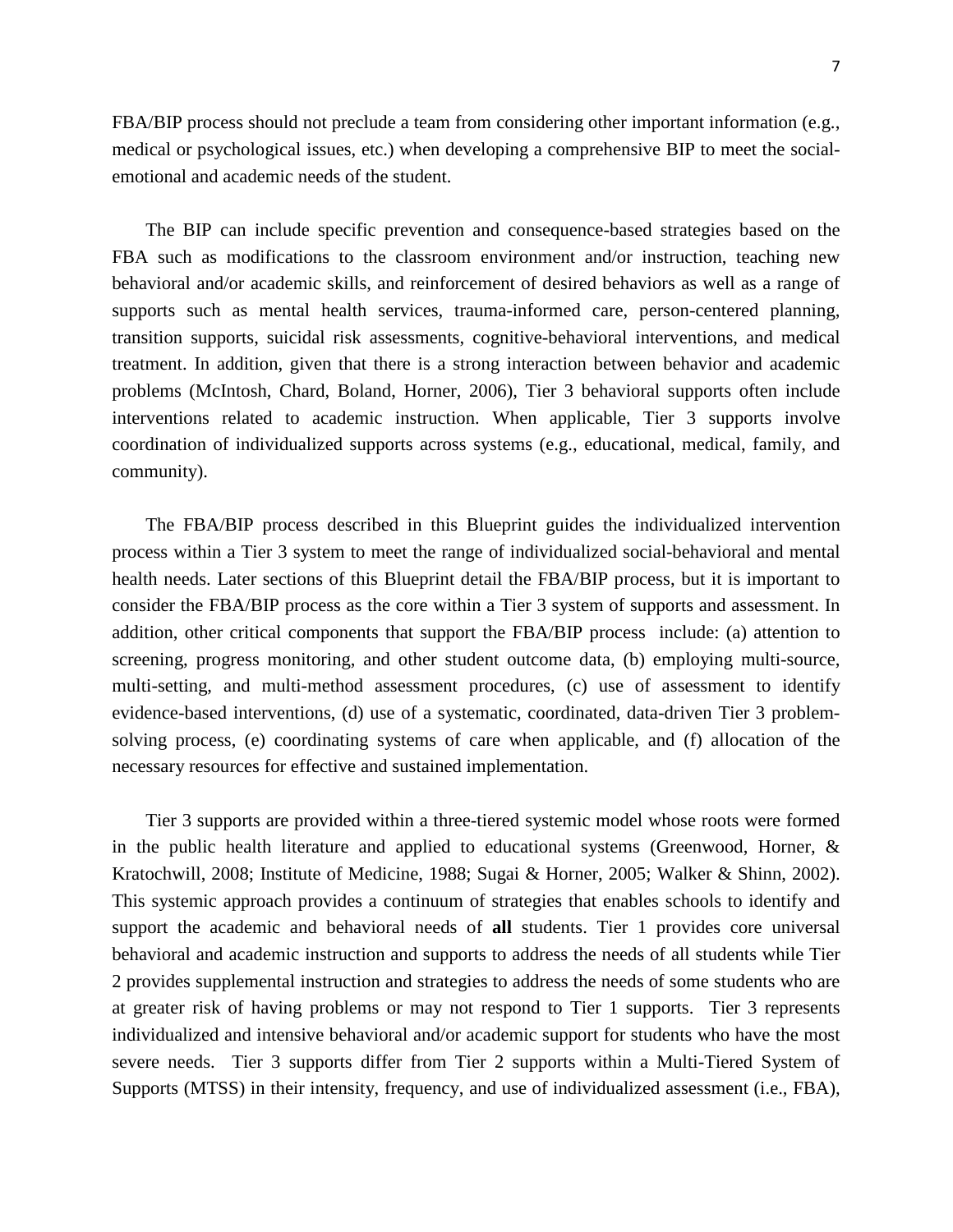FBA/BIP process should not preclude a team from considering other important information (e.g., medical or psychological issues, etc.) when developing a comprehensive BIP to meet the social-emotional and academic needs of the student.

The BIP can include specific prevention and consequence-based strategies based on the FBA such as modifications to the classroom environment and/or instruction, teaching new behavioral and/or academic skills, and reinforcement of desired behaviors as well as a range of supports such as mental health services, trauma-informed care, person-centered planning, transition supports, suicidal risk assessments, cognitive-behavioral interventions, and medical treatment. In addition, given that there is a strong interaction between behavior and academic problems (McIntosh, Chard, Boland, Horner, 2006), Tier 3 behavioral supports often include interventions related to academic instruction. When applicable, Tier 3 supports involve coordination of individualized supports across systems (e.g., educational, medical, family, and community).

The FBA/BIP process described in this Blueprint guides the individualized intervention process within a Tier 3 system to meet the range of individualized social-behavioral and mental health needs. Later sections of this Blueprint detail the FBA/BIP process, but it is important to consider the FBA/BIP process as the core within a Tier 3 system of supports and assessment. In addition, other critical components that support the FBA/BIP process include: (a) attention to screening, progress monitoring, and other student outcome data, (b) employing multi-source, multi-setting, and multi-method assessment procedures, (c) use of assessment to identify evidence-based interventions, (d) use of a systematic, coordinated, data-driven Tier 3 problem-solving process, (e) coordinating systems of care when applicable, and (f) allocation of the necessary resources for effective and sustained implementation.

Tier 3 supports are provided within a three-tiered systemic model whose roots were formed in the public health literature and applied to educational systems (Greenwood, Horner, & Kratochwill, 2008; Institute of Medicine, 1988; Sugai & Horner, 2005; Walker & Shinn, 2002). This systemic approach provides a continuum of strategies that enables schools to identify and support the academic and behavioral needs of **all** students. Tier 1 provides core universal behavioral and academic instruction and supports to address the needs of all students while Tier 2 provides supplemental instruction and strategies to address the needs of some students who are at greater risk of having problems or may not respond to Tier 1 supports. Tier 3 represents individualized and intensive behavioral and/or academic support for students who have the most severe needs. Tier 3 supports differ from Tier 2 supports within a Multi-Tiered System of Supports (MTSS) in their intensity, frequency, and use of individualized assessment (i.e., FBA),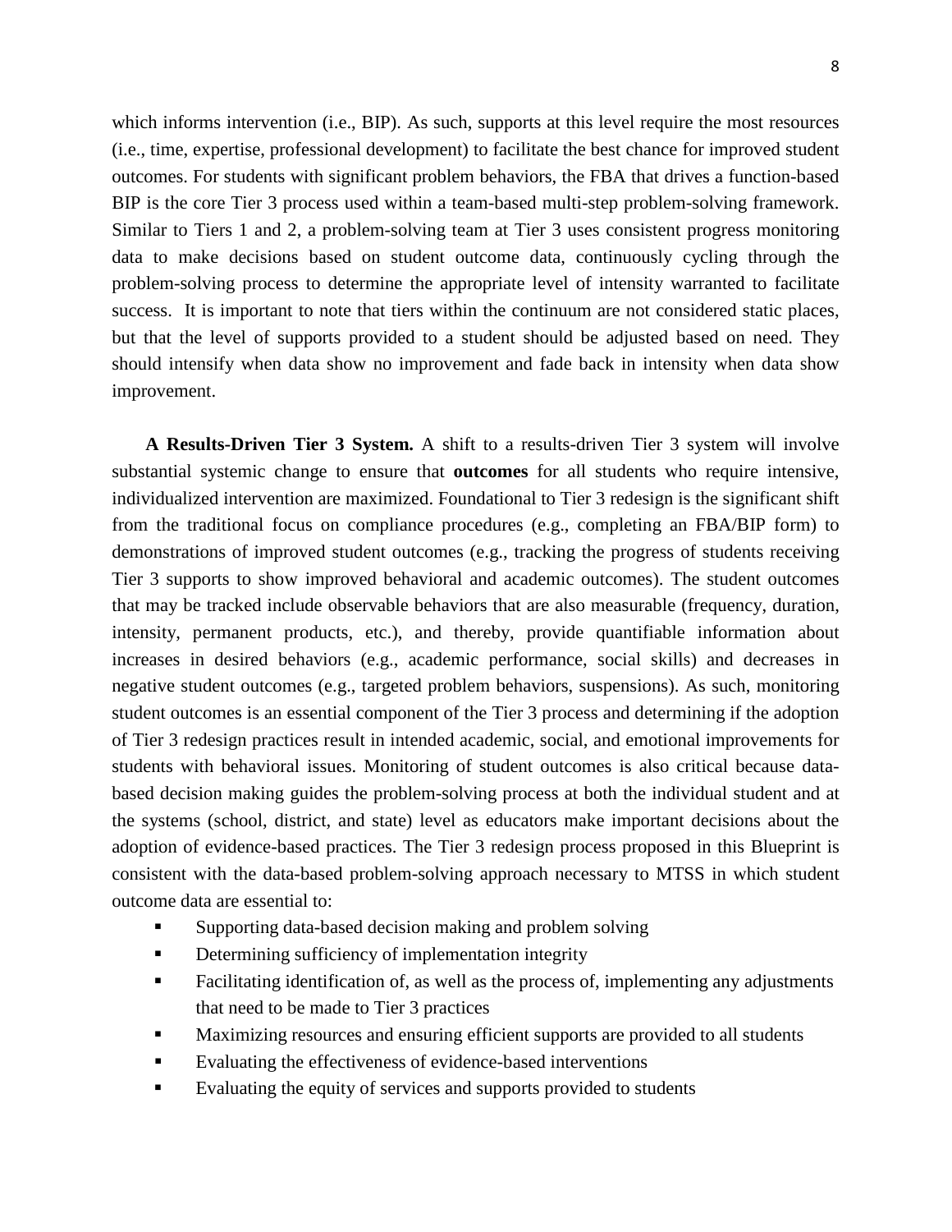which informs intervention (i.e., BIP). As such, supports at this level require the most resources (i.e., time, expertise, professional development) to facilitate the best chance for improved student outcomes. For students with significant problem behaviors, the FBA that drives a function-based BIP is the core Tier 3 process used within a team-based multi-step problem-solving framework. Similar to Tiers 1 and 2, a problem-solving team at Tier 3 uses consistent progress monitoring data to make decisions based on student outcome data, continuously cycling through the problem-solving process to determine the appropriate level of intensity warranted to facilitate success. It is important to note that tiers within the continuum are not considered static places, but that the level of supports provided to a student should be adjusted based on need. They should intensify when data show no improvement and fade back in intensity when data show improvement.

**A Results-Driven Tier 3 System.** A shift to a results-driven Tier 3 system will involve substantial systemic change to ensure that **outcomes** for all students who require intensive, individualized intervention are maximized. Foundational to Tier 3 redesign is the significant shift from the traditional focus on compliance procedures (e.g., completing an FBA/BIP form) to demonstrations of improved student outcomes (e.g., tracking the progress of students receiving Tier 3 supports to show improved behavioral and academic outcomes). The student outcomes that may be tracked include observable behaviors that are also measurable (frequency, duration, intensity, permanent products, etc.), and thereby, provide quantifiable information about increases in desired behaviors (e.g., academic performance, social skills) and decreases in negative student outcomes (e.g., targeted problem behaviors, suspensions). As such, monitoring student outcomes is an essential component of the Tier 3 process and determining if the adoption of Tier 3 redesign practices result in intended academic, social, and emotional improvements for students with behavioral issues. Monitoring of student outcomes is also critical because data-based decision making guides the problem-solving process at both the individual student and at the systems (school, district, and state) level as educators make important decisions about the adoption of evidence-based practices. The Tier 3 redesign process proposed in this Blueprint is consistent with the data-based problem-solving approach necessary to MTSS in which student outcome data are essential to:

- Supporting data-based decision making and problem solving
- Determining sufficiency of implementation integrity
- Facilitating identification of, as well as the process of, implementing any adjustments that need to be made to Tier 3 practices
- Maximizing resources and ensuring efficient supports are provided to all students
- Evaluating the effectiveness of evidence-based interventions
- Evaluating the equity of services and supports provided to students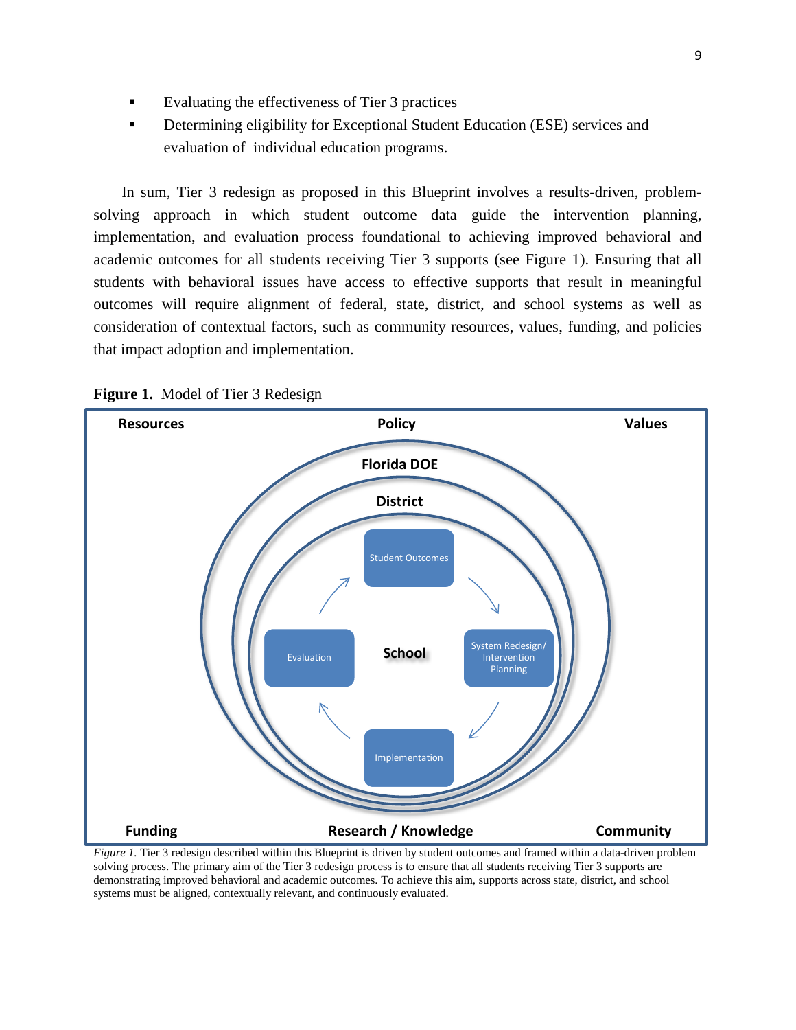- Evaluating the effectiveness of Tier 3 practices
- Determining eligibility for Exceptional Student Education (ESE) services and evaluation of individual education programs.

In sum, Tier 3 redesign as proposed in this Blueprint involves a results-driven, problem-solving approach in which student outcome data guide the intervention planning, implementation, and evaluation process foundational to achieving improved behavioral and academic outcomes for all students receiving Tier 3 supports (see Figure 1). Ensuring that all students with behavioral issues have access to effective supports that result in meaningful outcomes will require alignment of federal, state, district, and school systems as well as consideration of contextual factors, such as community resources, values, funding, and policies that impact adoption and implementation.

**Figure 1.** Model of Tier 3 Redesign

Resources | Policy | Values

Florida DOE

District

School

Student Outcomes → System Redesign/ Intervention Planning → Implementation → Evaluation → Student Outcomes

Funding | Research / Knowledge | Community

*Figure 1.* Tier 3 redesign described within this Blueprint is driven by student outcomes and framed within a data-driven problem solving process. The primary aim of the Tier 3 redesign process is to ensure that all students receiving Tier 3 supports are demonstrating improved behavioral and academic outcomes. To achieve this aim, supports across state, district, and school systems must be aligned, contextually relevant, and continuously evaluated.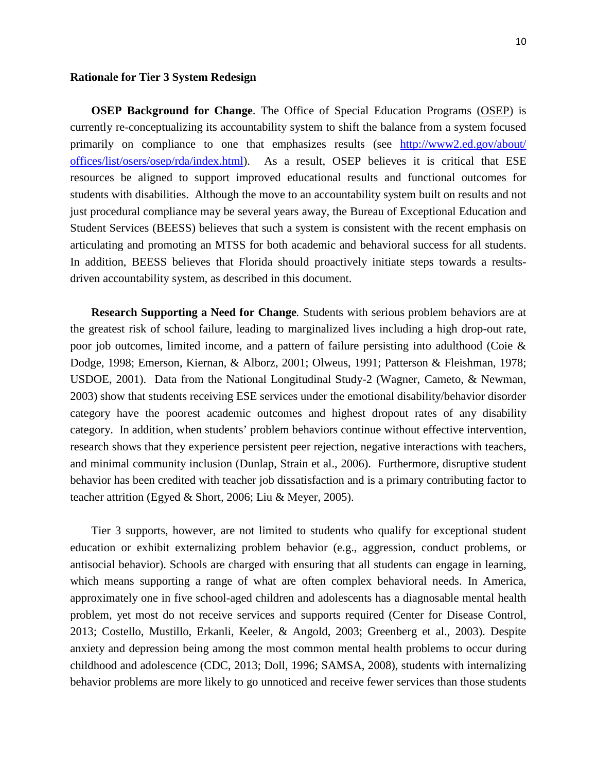**Rationale for Tier 3 System Redesign**

**OSEP Background for Change**. The Office of Special Education Programs (OSEP) is currently re-conceptualizing its accountability system to shift the balance from a system focused primarily on compliance to one that emphasizes results (see [http://www2.ed.gov/about/offices/list/osers/osep/rda/index.html](http://www2.ed.gov/about/offices/list/osers/osep/rda/index.html)). As a result, OSEP believes it is critical that ESE resources be aligned to support improved educational results and functional outcomes for students with disabilities. Although the move to an accountability system built on results and not just procedural compliance may be several years away, the Bureau of Exceptional Education and Student Services (BEESS) believes that such a system is consistent with the recent emphasis on articulating and promoting an MTSS for both academic and behavioral success for all students. In addition, BEESS believes that Florida should proactively initiate steps towards a results-driven accountability system, as described in this document.

**Research Supporting a Need for Change***.* Students with serious problem behaviors are at the greatest risk of school failure, leading to marginalized lives including a high drop-out rate, poor job outcomes, limited income, and a pattern of failure persisting into adulthood (Coie & Dodge, 1998; Emerson, Kiernan, & Alborz, 2001; Olweus, 1991; Patterson & Fleishman, 1978; USDOE, 2001). Data from the National Longitudinal Study-2 (Wagner, Cameto, & Newman, 2003) show that students receiving ESE services under the emotional disability/behavior disorder category have the poorest academic outcomes and highest dropout rates of any disability category. In addition, when students' problem behaviors continue without effective intervention, research shows that they experience persistent peer rejection, negative interactions with teachers, and minimal community inclusion (Dunlap, Strain et al., 2006). Furthermore, disruptive student behavior has been credited with teacher job dissatisfaction and is a primary contributing factor to teacher attrition (Egyed & Short, 2006; Liu & Meyer, 2005).

Tier 3 supports, however, are not limited to students who qualify for exceptional student education or exhibit externalizing problem behavior (e.g., aggression, conduct problems, or antisocial behavior). Schools are charged with ensuring that all students can engage in learning, which means supporting a range of what are often complex behavioral needs. In America, approximately one in five school-aged children and adolescents has a diagnosable mental health problem, yet most do not receive services and supports required (Center for Disease Control, 2013; Costello, Mustillo, Erkanli, Keeler, & Angold, 2003; Greenberg et al., 2003). Despite anxiety and depression being among the most common mental health problems to occur during childhood and adolescence (CDC, 2013; Doll, 1996; SAMSA, 2008), students with internalizing behavior problems are more likely to go unnoticed and receive fewer services than those students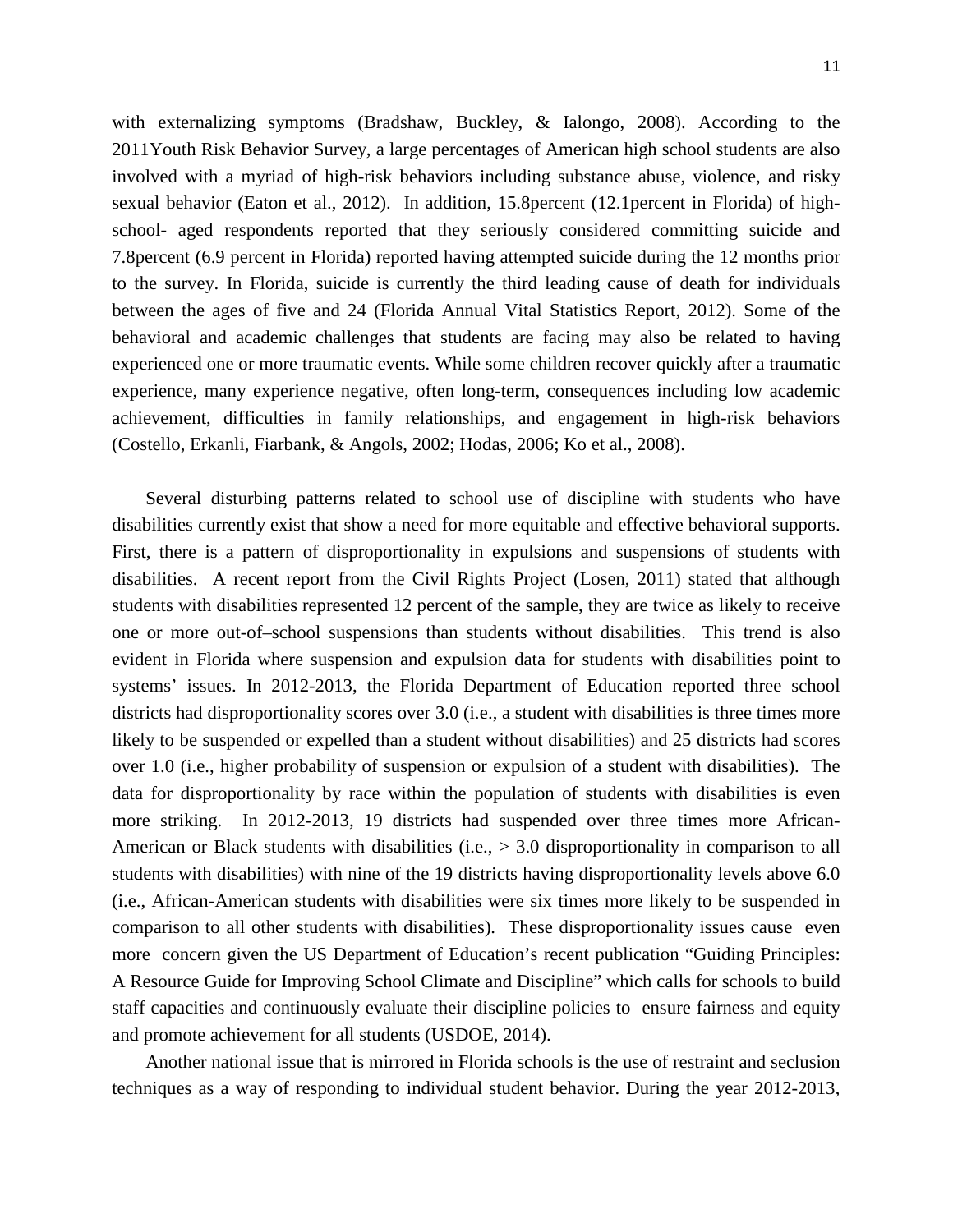with externalizing symptoms (Bradshaw, Buckley, & Ialongo, 2008). According to the 2011Youth Risk Behavior Survey, a large percentages of American high school students are also involved with a myriad of high-risk behaviors including substance abuse, violence, and risky sexual behavior (Eaton et al., 2012). In addition, 15.8percent (12.1percent in Florida) of high-school- aged respondents reported that they seriously considered committing suicide and 7.8percent (6.9 percent in Florida) reported having attempted suicide during the 12 months prior to the survey. In Florida, suicide is currently the third leading cause of death for individuals between the ages of five and 24 (Florida Annual Vital Statistics Report, 2012). Some of the behavioral and academic challenges that students are facing may also be related to having experienced one or more traumatic events. While some children recover quickly after a traumatic experience, many experience negative, often long-term, consequences including low academic achievement, difficulties in family relationships, and engagement in high-risk behaviors (Costello, Erkanli, Fiarbank, & Angols, 2002; Hodas, 2006; Ko et al., 2008).

Several disturbing patterns related to school use of discipline with students who have disabilities currently exist that show a need for more equitable and effective behavioral supports. First, there is a pattern of disproportionality in expulsions and suspensions of students with disabilities. A recent report from the Civil Rights Project (Losen, 2011) stated that although students with disabilities represented 12 percent of the sample, they are twice as likely to receive one or more out-of–school suspensions than students without disabilities. This trend is also evident in Florida where suspension and expulsion data for students with disabilities point to systems' issues. In 2012-2013, the Florida Department of Education reported three school districts had disproportionality scores over 3.0 (i.e., a student with disabilities is three times more likely to be suspended or expelled than a student without disabilities) and 25 districts had scores over 1.0 (i.e., higher probability of suspension or expulsion of a student with disabilities). The data for disproportionality by race within the population of students with disabilities is even more striking. In 2012-2013, 19 districts had suspended over three times more African-American or Black students with disabilities (i.e., > 3.0 disproportionality in comparison to all students with disabilities) with nine of the 19 districts having disproportionality levels above 6.0 (i.e., African-American students with disabilities were six times more likely to be suspended in comparison to all other students with disabilities). These disproportionality issues cause even more concern given the US Department of Education's recent publication "Guiding Principles: A Resource Guide for Improving School Climate and Discipline" which calls for schools to build staff capacities and continuously evaluate their discipline policies to ensure fairness and equity and promote achievement for all students (USDOE, 2014).

Another national issue that is mirrored in Florida schools is the use of restraint and seclusion techniques as a way of responding to individual student behavior. During the year 2012-2013,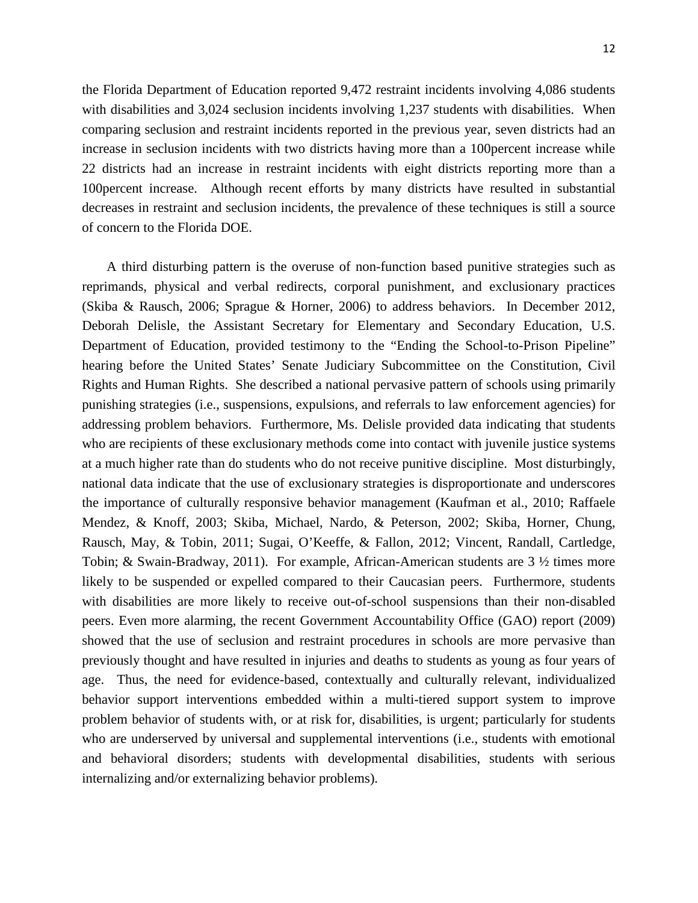the Florida Department of Education reported 9,472 restraint incidents involving 4,086 students with disabilities and 3,024 seclusion incidents involving 1,237 students with disabilities. When comparing seclusion and restraint incidents reported in the previous year, seven districts had an increase in seclusion incidents with two districts having more than a 100percent increase while 22 districts had an increase in restraint incidents with eight districts reporting more than a 100percent increase. Although recent efforts by many districts have resulted in substantial decreases in restraint and seclusion incidents, the prevalence of these techniques is still a source of concern to the Florida DOE.

A third disturbing pattern is the overuse of non-function based punitive strategies such as reprimands, physical and verbal redirects, corporal punishment, and exclusionary practices (Skiba & Rausch, 2006; Sprague & Horner, 2006) to address behaviors. In December 2012, Deborah Delisle, the Assistant Secretary for Elementary and Secondary Education, U.S. Department of Education, provided testimony to the "Ending the School-to-Prison Pipeline" hearing before the United States' Senate Judiciary Subcommittee on the Constitution, Civil Rights and Human Rights. She described a national pervasive pattern of schools using primarily punishing strategies (i.e., suspensions, expulsions, and referrals to law enforcement agencies) for addressing problem behaviors. Furthermore, Ms. Delisle provided data indicating that students who are recipients of these exclusionary methods come into contact with juvenile justice systems at a much higher rate than do students who do not receive punitive discipline. Most disturbingly, national data indicate that the use of exclusionary strategies is disproportionate and underscores the importance of culturally responsive behavior management (Kaufman et al., 2010; Raffaele Mendez, & Knoff, 2003; Skiba, Michael, Nardo, & Peterson, 2002; Skiba, Horner, Chung, Rausch, May, & Tobin, 2011; Sugai, O'Keeffe, & Fallon, 2012; Vincent, Randall, Cartledge, Tobin; & Swain-Bradway, 2011). For example, African-American students are 3 ½ times more likely to be suspended or expelled compared to their Caucasian peers. Furthermore, students with disabilities are more likely to receive out-of-school suspensions than their non-disabled peers. Even more alarming, the recent Government Accountability Office (GAO) report (2009) showed that the use of seclusion and restraint procedures in schools are more pervasive than previously thought and have resulted in injuries and deaths to students as young as four years of age. Thus, the need for evidence-based, contextually and culturally relevant, individualized behavior support interventions embedded within a multi-tiered support system to improve problem behavior of students with, or at risk for, disabilities, is urgent; particularly for students who are underserved by universal and supplemental interventions (i.e., students with emotional and behavioral disorders; students with developmental disabilities, students with serious internalizing and/or externalizing behavior problems).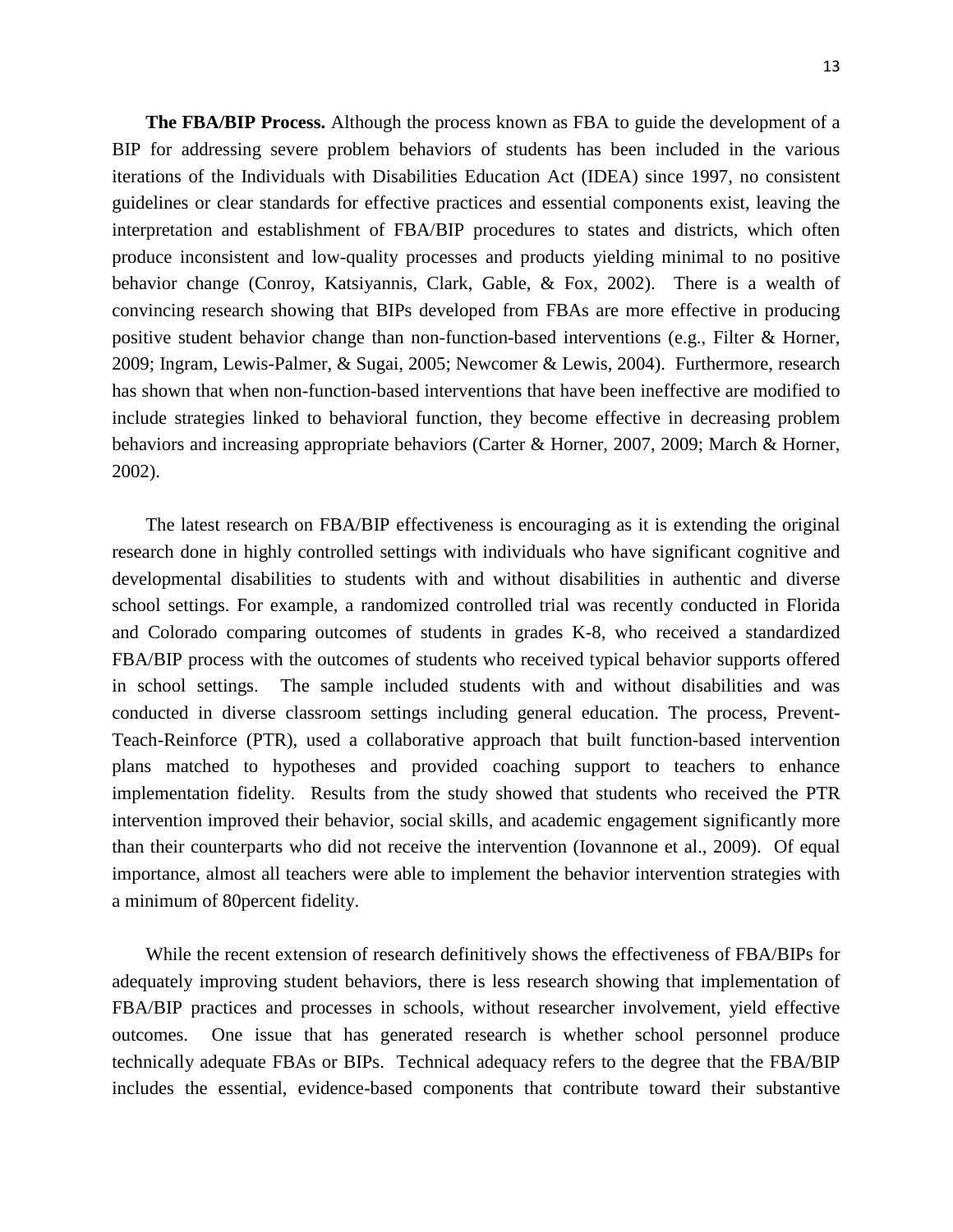**The FBA/BIP Process.** Although the process known as FBA to guide the development of a BIP for addressing severe problem behaviors of students has been included in the various iterations of the Individuals with Disabilities Education Act (IDEA) since 1997, no consistent guidelines or clear standards for effective practices and essential components exist, leaving the interpretation and establishment of FBA/BIP procedures to states and districts, which often produce inconsistent and low-quality processes and products yielding minimal to no positive behavior change (Conroy, Katsiyannis, Clark, Gable, & Fox, 2002). There is a wealth of convincing research showing that BIPs developed from FBAs are more effective in producing positive student behavior change than non-function-based interventions (e.g., Filter & Horner, 2009; Ingram, Lewis-Palmer, & Sugai, 2005; Newcomer & Lewis, 2004). Furthermore, research has shown that when non-function-based interventions that have been ineffective are modified to include strategies linked to behavioral function, they become effective in decreasing problem behaviors and increasing appropriate behaviors (Carter & Horner, 2007, 2009; March & Horner, 2002).

The latest research on FBA/BIP effectiveness is encouraging as it is extending the original research done in highly controlled settings with individuals who have significant cognitive and developmental disabilities to students with and without disabilities in authentic and diverse school settings. For example, a randomized controlled trial was recently conducted in Florida and Colorado comparing outcomes of students in grades K-8, who received a standardized FBA/BIP process with the outcomes of students who received typical behavior supports offered in school settings. The sample included students with and without disabilities and was conducted in diverse classroom settings including general education. The process, Prevent-Teach-Reinforce (PTR), used a collaborative approach that built function-based intervention plans matched to hypotheses and provided coaching support to teachers to enhance implementation fidelity. Results from the study showed that students who received the PTR intervention improved their behavior, social skills, and academic engagement significantly more than their counterparts who did not receive the intervention (Iovannone et al., 2009). Of equal importance, almost all teachers were able to implement the behavior intervention strategies with a minimum of 80percent fidelity.

While the recent extension of research definitively shows the effectiveness of FBA/BIPs for adequately improving student behaviors, there is less research showing that implementation of FBA/BIP practices and processes in schools, without researcher involvement, yield effective outcomes. One issue that has generated research is whether school personnel produce technically adequate FBAs or BIPs. Technical adequacy refers to the degree that the FBA/BIP includes the essential, evidence-based components that contribute toward their substantive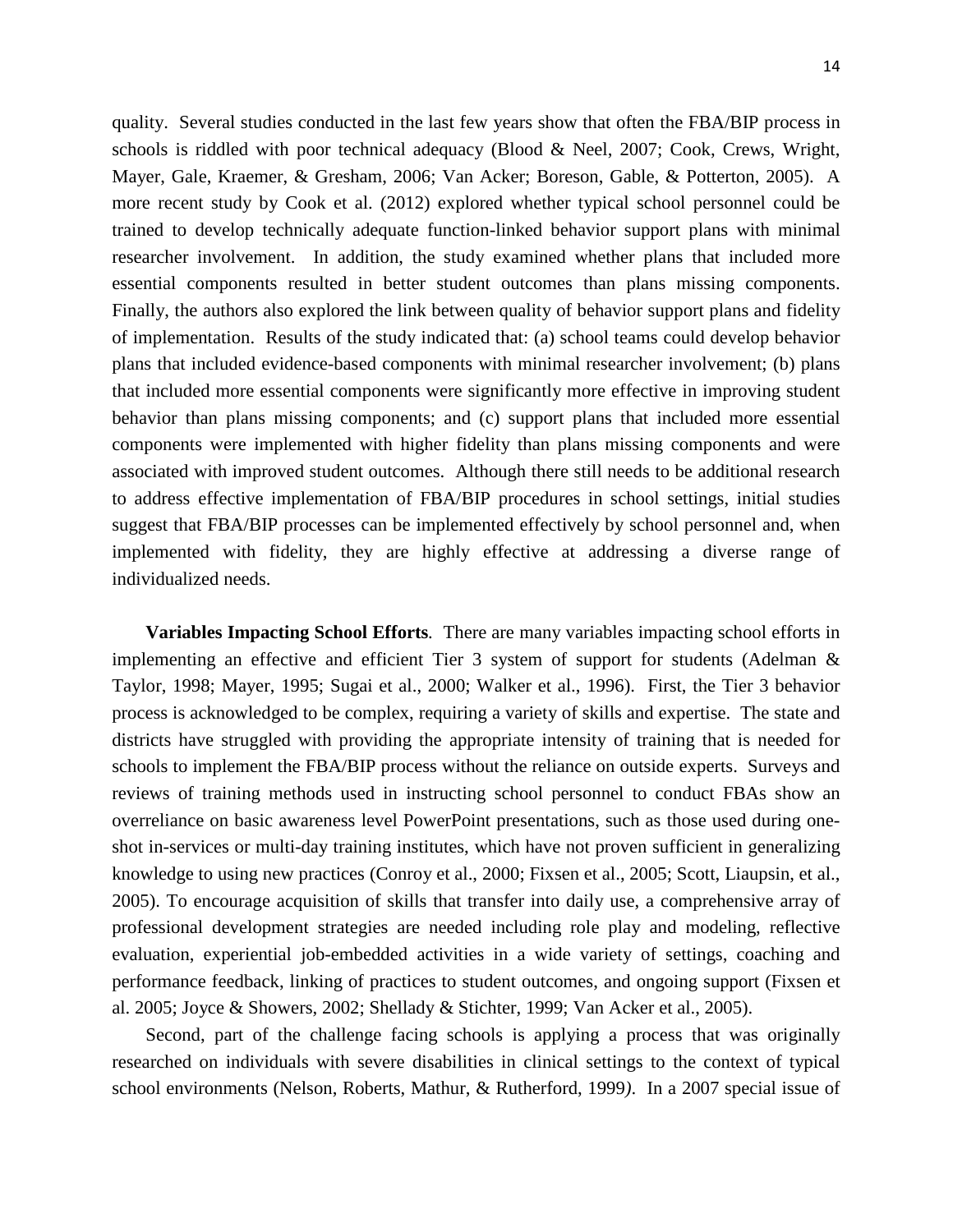quality. Several studies conducted in the last few years show that often the FBA/BIP process in schools is riddled with poor technical adequacy (Blood & Neel, 2007; Cook, Crews, Wright, Mayer, Gale, Kraemer, & Gresham, 2006; Van Acker; Boreson, Gable, & Potterton, 2005). A more recent study by Cook et al. (2012) explored whether typical school personnel could be trained to develop technically adequate function-linked behavior support plans with minimal researcher involvement. In addition, the study examined whether plans that included more essential components resulted in better student outcomes than plans missing components. Finally, the authors also explored the link between quality of behavior support plans and fidelity of implementation. Results of the study indicated that: (a) school teams could develop behavior plans that included evidence-based components with minimal researcher involvement; (b) plans that included more essential components were significantly more effective in improving student behavior than plans missing components; and (c) support plans that included more essential components were implemented with higher fidelity than plans missing components and were associated with improved student outcomes. Although there still needs to be additional research to address effective implementation of FBA/BIP procedures in school settings, initial studies suggest that FBA/BIP processes can be implemented effectively by school personnel and, when implemented with fidelity, they are highly effective at addressing a diverse range of individualized needs.

**Variables Impacting School Efforts**. There are many variables impacting school efforts in implementing an effective and efficient Tier 3 system of support for students (Adelman & Taylor, 1998; Mayer, 1995; Sugai et al., 2000; Walker et al., 1996). First, the Tier 3 behavior process is acknowledged to be complex, requiring a variety of skills and expertise. The state and districts have struggled with providing the appropriate intensity of training that is needed for schools to implement the FBA/BIP process without the reliance on outside experts. Surveys and reviews of training methods used in instructing school personnel to conduct FBAs show an overreliance on basic awareness level PowerPoint presentations, such as those used during one-shot in-services or multi-day training institutes, which have not proven sufficient in generalizing knowledge to using new practices (Conroy et al., 2000; Fixsen et al., 2005; Scott, Liaupsin, et al., 2005). To encourage acquisition of skills that transfer into daily use, a comprehensive array of professional development strategies are needed including role play and modeling, reflective evaluation, experiential job-embedded activities in a wide variety of settings, coaching and performance feedback, linking of practices to student outcomes, and ongoing support (Fixsen et al. 2005; Joyce & Showers, 2002; Shellady & Stichter, 1999; Van Acker et al., 2005).

Second, part of the challenge facing schools is applying a process that was originally researched on individuals with severe disabilities in clinical settings to the context of typical school environments (Nelson, Roberts, Mathur, & Rutherford, 1999*)*. In a 2007 special issue of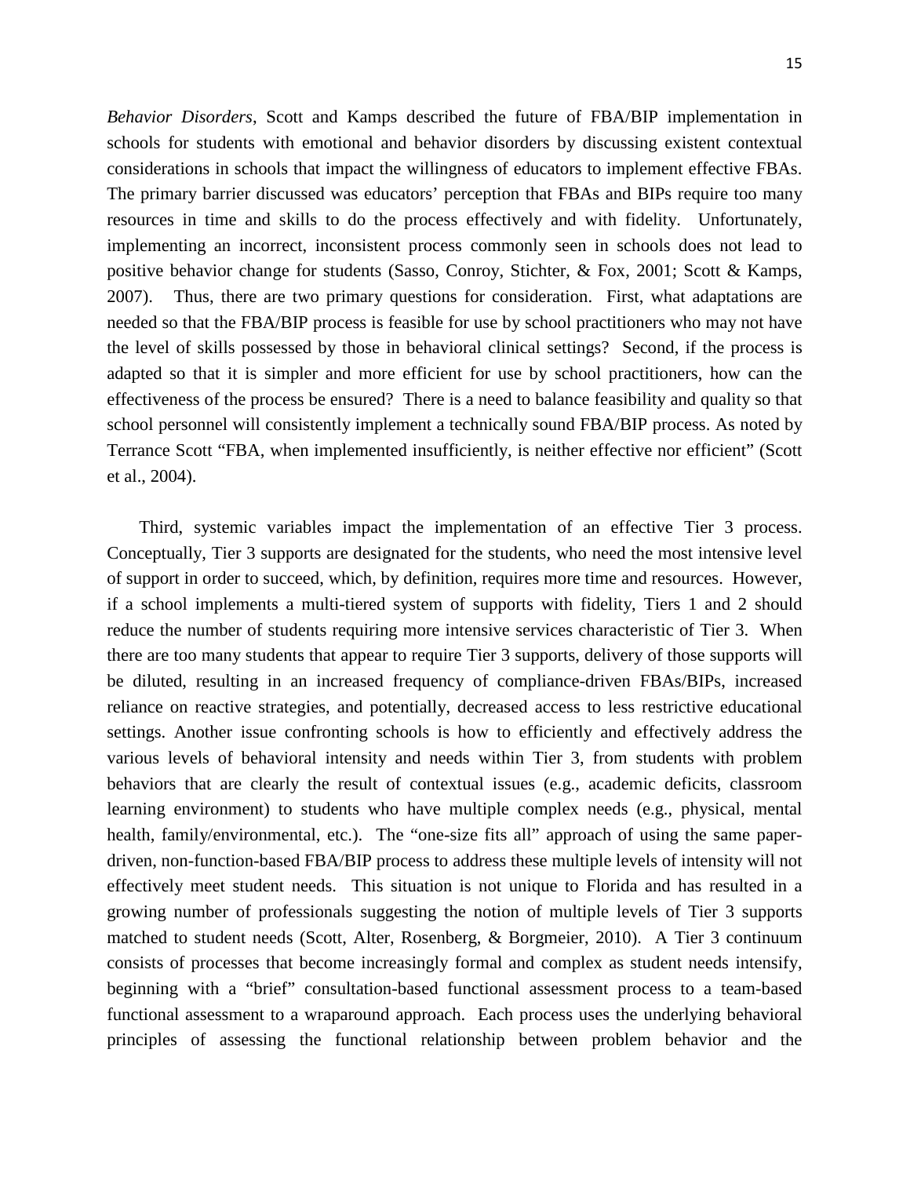*Behavior Disorders*, Scott and Kamps described the future of FBA/BIP implementation in schools for students with emotional and behavior disorders by discussing existent contextual considerations in schools that impact the willingness of educators to implement effective FBAs. The primary barrier discussed was educators' perception that FBAs and BIPs require too many resources in time and skills to do the process effectively and with fidelity. Unfortunately, implementing an incorrect, inconsistent process commonly seen in schools does not lead to positive behavior change for students (Sasso, Conroy, Stichter, & Fox, 2001; Scott & Kamps, 2007). Thus, there are two primary questions for consideration. First, what adaptations are needed so that the FBA/BIP process is feasible for use by school practitioners who may not have the level of skills possessed by those in behavioral clinical settings? Second, if the process is adapted so that it is simpler and more efficient for use by school practitioners, how can the effectiveness of the process be ensured? There is a need to balance feasibility and quality so that school personnel will consistently implement a technically sound FBA/BIP process. As noted by Terrance Scott "FBA, when implemented insufficiently, is neither effective nor efficient" (Scott et al., 2004).

Third, systemic variables impact the implementation of an effective Tier 3 process. Conceptually, Tier 3 supports are designated for the students, who need the most intensive level of support in order to succeed, which, by definition, requires more time and resources. However, if a school implements a multi-tiered system of supports with fidelity, Tiers 1 and 2 should reduce the number of students requiring more intensive services characteristic of Tier 3. When there are too many students that appear to require Tier 3 supports, delivery of those supports will be diluted, resulting in an increased frequency of compliance-driven FBAs/BIPs, increased reliance on reactive strategies, and potentially, decreased access to less restrictive educational settings. Another issue confronting schools is how to efficiently and effectively address the various levels of behavioral intensity and needs within Tier 3, from students with problem behaviors that are clearly the result of contextual issues (e.g., academic deficits, classroom learning environment) to students who have multiple complex needs (e.g., physical, mental health, family/environmental, etc.). The "one-size fits all" approach of using the same paper-driven, non-function-based FBA/BIP process to address these multiple levels of intensity will not effectively meet student needs. This situation is not unique to Florida and has resulted in a growing number of professionals suggesting the notion of multiple levels of Tier 3 supports matched to student needs (Scott, Alter, Rosenberg, & Borgmeier, 2010). A Tier 3 continuum consists of processes that become increasingly formal and complex as student needs intensify, beginning with a "brief" consultation-based functional assessment process to a team-based functional assessment to a wraparound approach. Each process uses the underlying behavioral principles of assessing the functional relationship between problem behavior and the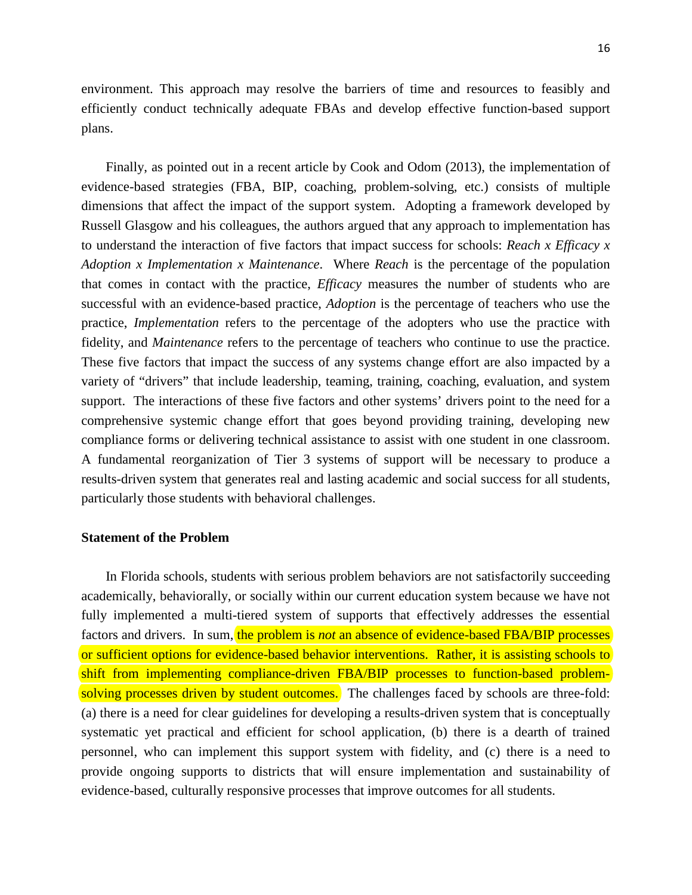environment. This approach may resolve the barriers of time and resources to feasibly and efficiently conduct technically adequate FBAs and develop effective function-based support plans.

Finally, as pointed out in a recent article by Cook and Odom (2013), the implementation of evidence-based strategies (FBA, BIP, coaching, problem-solving, etc.) consists of multiple dimensions that affect the impact of the support system. Adopting a framework developed by Russell Glasgow and his colleagues, the authors argued that any approach to implementation has to understand the interaction of five factors that impact success for schools: *Reach x Efficacy x Adoption x Implementation x Maintenance*. Where *Reach* is the percentage of the population that comes in contact with the practice, *Efficacy* measures the number of students who are successful with an evidence-based practice, *Adoption* is the percentage of teachers who use the practice, *Implementation* refers to the percentage of the adopters who use the practice with fidelity, and *Maintenance* refers to the percentage of teachers who continue to use the practice. These five factors that impact the success of any systems change effort are also impacted by a variety of "drivers" that include leadership, teaming, training, coaching, evaluation, and system support. The interactions of these five factors and other systems' drivers point to the need for a comprehensive systemic change effort that goes beyond providing training, developing new compliance forms or delivering technical assistance to assist with one student in one classroom. A fundamental reorganization of Tier 3 systems of support will be necessary to produce a results-driven system that generates real and lasting academic and social success for all students, particularly those students with behavioral challenges.

**Statement of the Problem**

In Florida schools, students with serious problem behaviors are not satisfactorily succeeding academically, behaviorally, or socially within our current education system because we have not fully implemented a multi-tiered system of supports that effectively addresses the essential factors and drivers. In sum, the problem is *not* an absence of evidence-based FBA/BIP processes or sufficient options for evidence-based behavior interventions. Rather, it is assisting schools to shift from implementing compliance-driven FBA/BIP processes to function-based problem-solving processes driven by student outcomes. The challenges faced by schools are three-fold: (a) there is a need for clear guidelines for developing a results-driven system that is conceptually systematic yet practical and efficient for school application, (b) there is a dearth of trained personnel, who can implement this support system with fidelity, and (c) there is a need to provide ongoing supports to districts that will ensure implementation and sustainability of evidence-based, culturally responsive processes that improve outcomes for all students.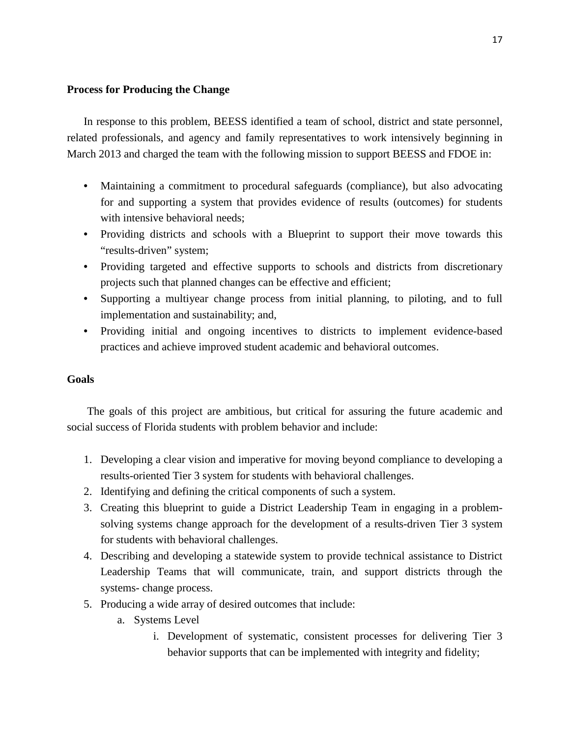**Process for Producing the Change**

In response to this problem, BEESS identified a team of school, district and state personnel, related professionals, and agency and family representatives to work intensively beginning in March 2013 and charged the team with the following mission to support BEESS and FDOE in:

- Maintaining a commitment to procedural safeguards (compliance), but also advocating for and supporting a system that provides evidence of results (outcomes) for students with intensive behavioral needs;
- Providing districts and schools with a Blueprint to support their move towards this "results-driven" system;
- Providing targeted and effective supports to schools and districts from discretionary projects such that planned changes can be effective and efficient;
- Supporting a multiyear change process from initial planning, to piloting, and to full implementation and sustainability; and,
- Providing initial and ongoing incentives to districts to implement evidence-based practices and achieve improved student academic and behavioral outcomes.

**Goals**

The goals of this project are ambitious, but critical for assuring the future academic and social success of Florida students with problem behavior and include:

1. Developing a clear vision and imperative for moving beyond compliance to developing a results-oriented Tier 3 system for students with behavioral challenges.
2. Identifying and defining the critical components of such a system.
3. Creating this blueprint to guide a District Leadership Team in engaging in a problem-solving systems change approach for the development of a results-driven Tier 3 system for students with behavioral challenges.
4. Describing and developing a statewide system to provide technical assistance to District Leadership Teams that will communicate, train, and support districts through the systems- change process.
5. Producing a wide array of desired outcomes that include:
    a. Systems Level
        i. Development of systematic, consistent processes for delivering Tier 3 behavior supports that can be implemented with integrity and fidelity;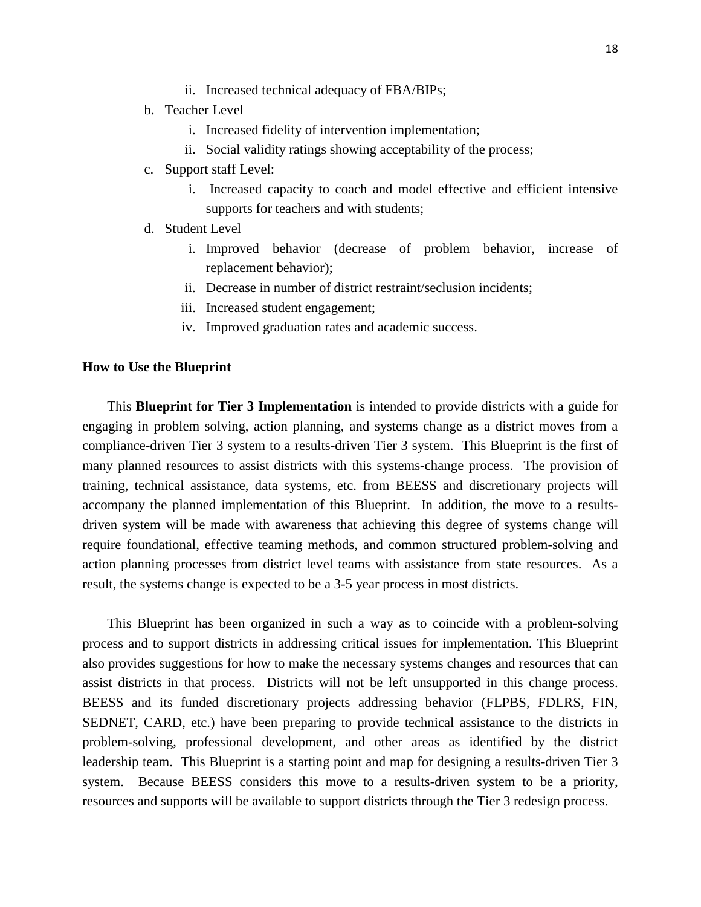ii. Increased technical adequacy of FBA/BIPs;

b. Teacher Level
    i. Increased fidelity of intervention implementation;
    ii. Social validity ratings showing acceptability of the process;

c. Support staff Level:
    i. Increased capacity to coach and model effective and efficient intensive supports for teachers and with students;

d. Student Level
    i. Improved behavior (decrease of problem behavior, increase of replacement behavior);
    ii. Decrease in number of district restraint/seclusion incidents;
    iii. Increased student engagement;
    iv. Improved graduation rates and academic success.

**How to Use the Blueprint**

This **Blueprint for Tier 3 Implementation** is intended to provide districts with a guide for engaging in problem solving, action planning, and systems change as a district moves from a compliance-driven Tier 3 system to a results-driven Tier 3 system. This Blueprint is the first of many planned resources to assist districts with this systems-change process. The provision of training, technical assistance, data systems, etc. from BEESS and discretionary projects will accompany the planned implementation of this Blueprint. In addition, the move to a results-driven system will be made with awareness that achieving this degree of systems change will require foundational, effective teaming methods, and common structured problem-solving and action planning processes from district level teams with assistance from state resources. As a result, the systems change is expected to be a 3-5 year process in most districts.

This Blueprint has been organized in such a way as to coincide with a problem-solving process and to support districts in addressing critical issues for implementation. This Blueprint also provides suggestions for how to make the necessary systems changes and resources that can assist districts in that process. Districts will not be left unsupported in this change process. BEESS and its funded discretionary projects addressing behavior (FLPBS, FDLRS, FIN, SEDNET, CARD, etc.) have been preparing to provide technical assistance to the districts in problem-solving, professional development, and other areas as identified by the district leadership team. This Blueprint is a starting point and map for designing a results-driven Tier 3 system. Because BEESS considers this move to a results-driven system to be a priority, resources and supports will be available to support districts through the Tier 3 redesign process.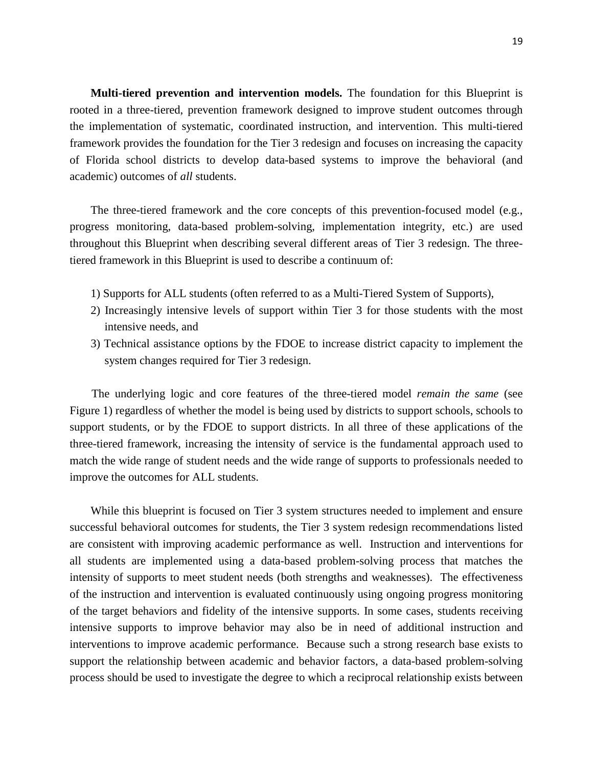**Multi-tiered prevention and intervention models.** The foundation for this Blueprint is rooted in a three-tiered, prevention framework designed to improve student outcomes through the implementation of systematic, coordinated instruction, and intervention. This multi-tiered framework provides the foundation for the Tier 3 redesign and focuses on increasing the capacity of Florida school districts to develop data-based systems to improve the behavioral (and academic) outcomes of *all* students.

The three-tiered framework and the core concepts of this prevention-focused model (e.g., progress monitoring, data-based problem-solving, implementation integrity, etc.) are used throughout this Blueprint when describing several different areas of Tier 3 redesign. The three-tiered framework in this Blueprint is used to describe a continuum of:

1) Supports for ALL students (often referred to as a Multi-Tiered System of Supports),
2) Increasingly intensive levels of support within Tier 3 for those students with the most intensive needs, and
3) Technical assistance options by the FDOE to increase district capacity to implement the system changes required for Tier 3 redesign.

The underlying logic and core features of the three-tiered model *remain the same* (see Figure 1) regardless of whether the model is being used by districts to support schools, schools to support students, or by the FDOE to support districts. In all three of these applications of the three-tiered framework, increasing the intensity of service is the fundamental approach used to match the wide range of student needs and the wide range of supports to professionals needed to improve the outcomes for ALL students.

While this blueprint is focused on Tier 3 system structures needed to implement and ensure successful behavioral outcomes for students, the Tier 3 system redesign recommendations listed are consistent with improving academic performance as well. Instruction and interventions for all students are implemented using a data-based problem-solving process that matches the intensity of supports to meet student needs (both strengths and weaknesses). The effectiveness of the instruction and intervention is evaluated continuously using ongoing progress monitoring of the target behaviors and fidelity of the intensive supports. In some cases, students receiving intensive supports to improve behavior may also be in need of additional instruction and interventions to improve academic performance. Because such a strong research base exists to support the relationship between academic and behavior factors, a data-based problem-solving process should be used to investigate the degree to which a reciprocal relationship exists between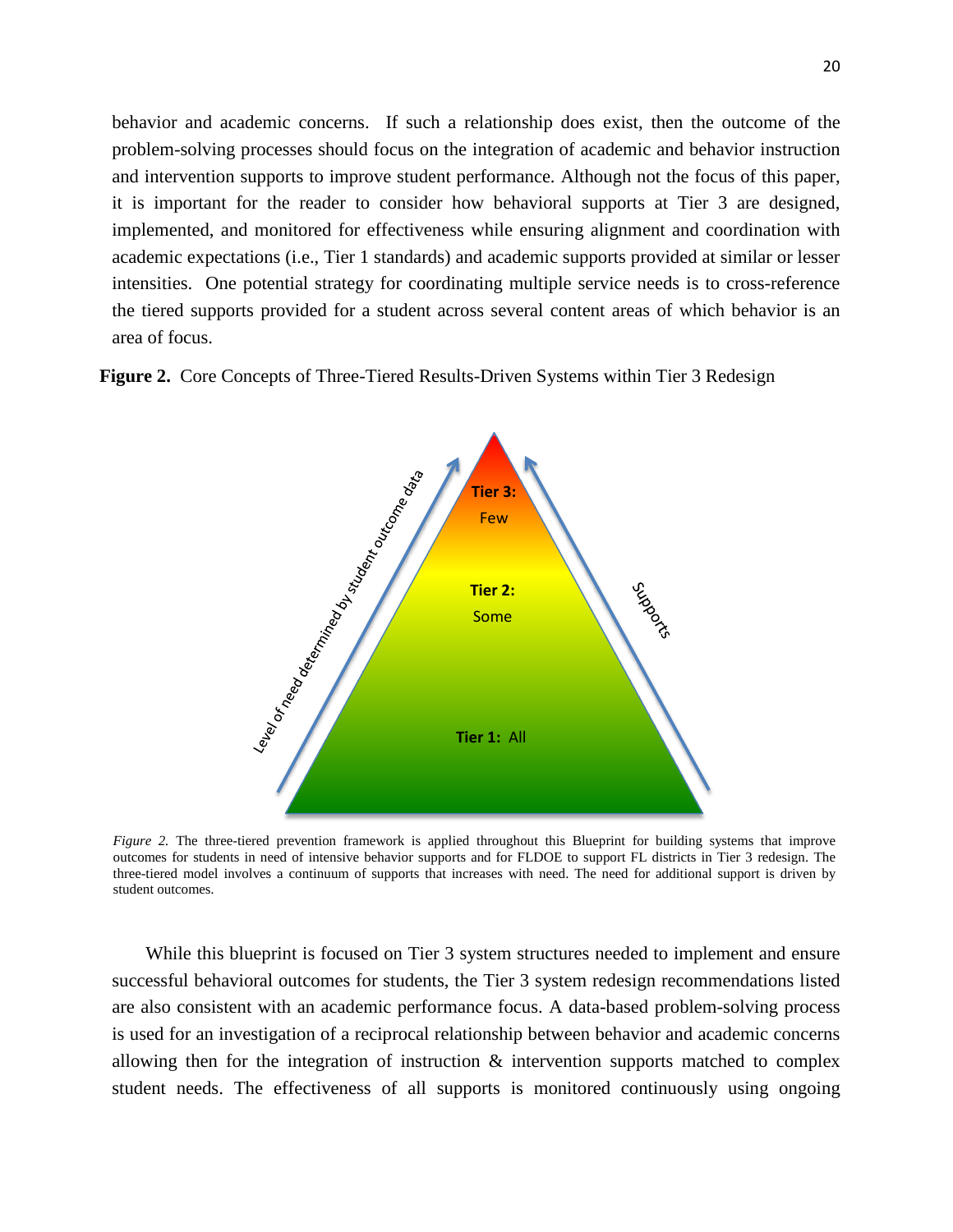behavior and academic concerns. If such a relationship does exist, then the outcome of the problem-solving processes should focus on the integration of academic and behavior instruction and intervention supports to improve student performance. Although not the focus of this paper, it is important for the reader to consider how behavioral supports at Tier 3 are designed, implemented, and monitored for effectiveness while ensuring alignment and coordination with academic expectations (i.e., Tier 1 standards) and academic supports provided at similar or lesser intensities. One potential strategy for coordinating multiple service needs is to cross-reference the tiered supports provided for a student across several content areas of which behavior is an area of focus.

**Figure 2.** Core Concepts of Three-Tiered Results-Driven Systems within Tier 3 Redesign

Level of need determined by student outcome data

**Tier 3:** Few

**Tier 2:** Some

**Tier 1:** All

Supports

*Figure 2.* The three-tiered prevention framework is applied throughout this Blueprint for building systems that improve outcomes for students in need of intensive behavior supports and for FLDOE to support FL districts in Tier 3 redesign. The three-tiered model involves a continuum of supports that increases with need. The need for additional support is driven by student outcomes.

While this blueprint is focused on Tier 3 system structures needed to implement and ensure successful behavioral outcomes for students, the Tier 3 system redesign recommendations listed are also consistent with an academic performance focus. A data-based problem-solving process is used for an investigation of a reciprocal relationship between behavior and academic concerns allowing then for the integration of instruction & intervention supports matched to complex student needs. The effectiveness of all supports is monitored continuously using ongoing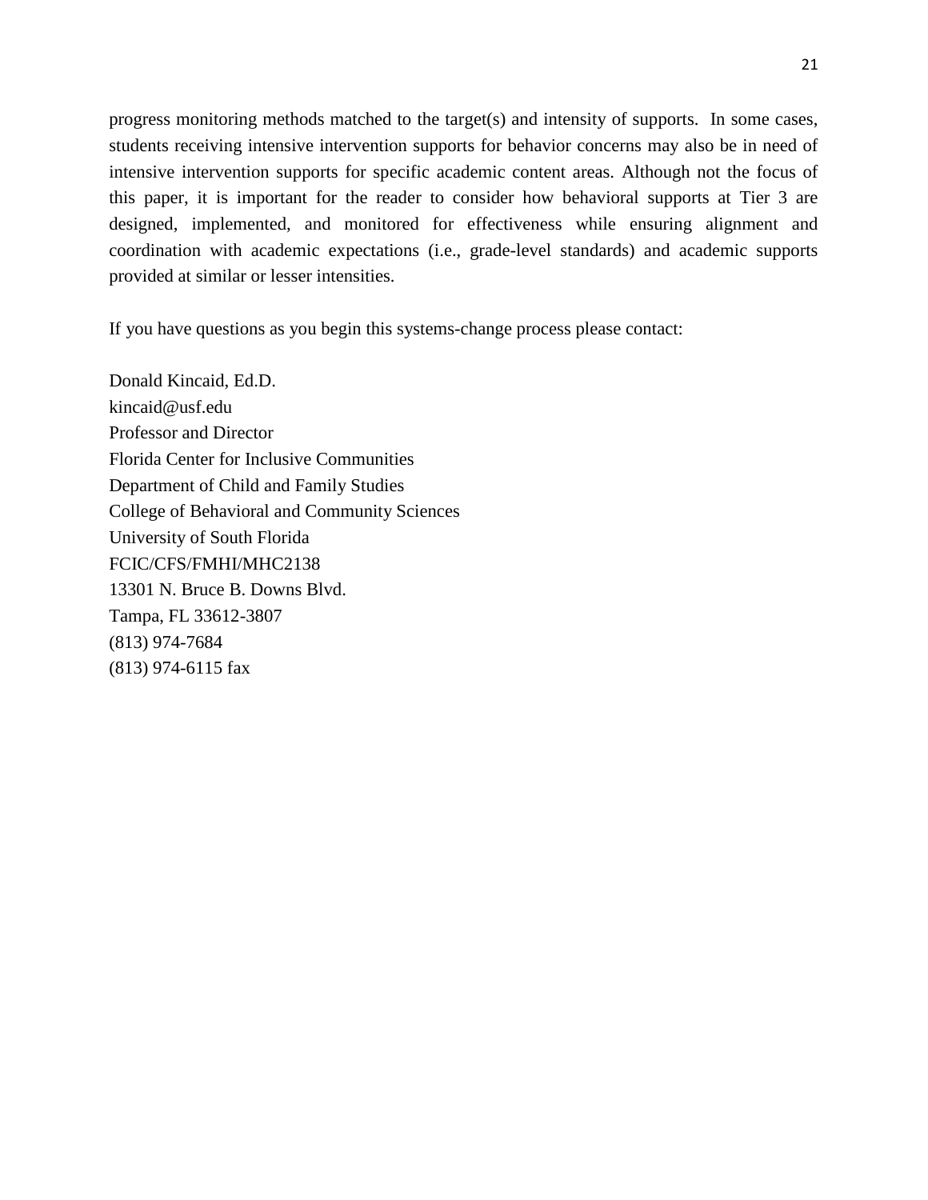progress monitoring methods matched to the target(s) and intensity of supports. In some cases, students receiving intensive intervention supports for behavior concerns may also be in need of intensive intervention supports for specific academic content areas. Although not the focus of this paper, it is important for the reader to consider how behavioral supports at Tier 3 are designed, implemented, and monitored for effectiveness while ensuring alignment and coordination with academic expectations (i.e., grade-level standards) and academic supports provided at similar or lesser intensities.

If you have questions as you begin this systems-change process please contact:

Donald Kincaid, Ed.D.  
kincaid@usf.edu  
Professor and Director  
Florida Center for Inclusive Communities  
Department of Child and Family Studies  
College of Behavioral and Community Sciences  
University of South Florida  
FCIC/CFS/FMHI/MHC2138  
13301 N. Bruce B. Downs Blvd.  
Tampa, FL 33612-3807  
(813) 974-7684  
(813) 974-6115 fax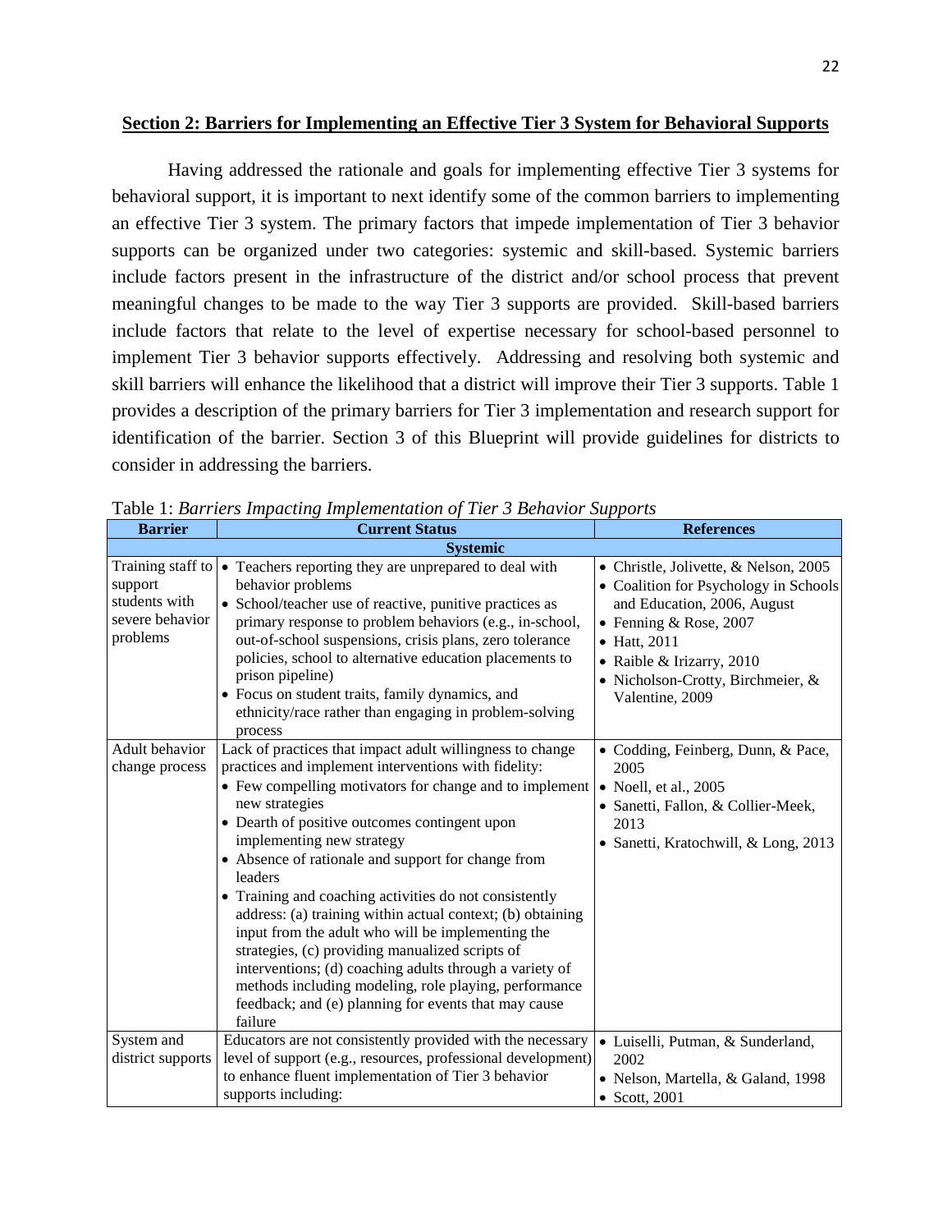## Section 2: Barriers for Implementing an Effective Tier 3 System for Behavioral Supports

Having addressed the rationale and goals for implementing effective Tier 3 systems for behavioral support, it is important to next identify some of the common barriers to implementing an effective Tier 3 system. The primary factors that impede implementation of Tier 3 behavior supports can be organized under two categories: systemic and skill-based. Systemic barriers include factors present in the infrastructure of the district and/or school process that prevent meaningful changes to be made to the way Tier 3 supports are provided. Skill-based barriers include factors that relate to the level of expertise necessary for school-based personnel to implement Tier 3 behavior supports effectively. Addressing and resolving both systemic and skill barriers will enhance the likelihood that a district will improve their Tier 3 supports. Table 1 provides a description of the primary barriers for Tier 3 implementation and research support for identification of the barrier. Section 3 of this Blueprint will provide guidelines for districts to consider in addressing the barriers.

Table 1: *Barriers Impacting Implementation of Tier 3 Behavior Supports*

| Barrier | Current Status | References |
|---|---|---|
| **Systemic** | | |
| Training staff to support students with severe behavior problems | • Teachers reporting they are unprepared to deal with behavior problems<br>• School/teacher use of reactive, punitive practices as primary response to problem behaviors (e.g., in-school, out-of-school suspensions, crisis plans, zero tolerance policies, school to alternative education placements to prison pipeline)<br>• Focus on student traits, family dynamics, and ethnicity/race rather than engaging in problem-solving process | • Christle, Jolivette, & Nelson, 2005<br>• Coalition for Psychology in Schools and Education, 2006, August<br>• Fenning & Rose, 2007<br>• Hatt, 2011<br>• Raible & Irizarry, 2010<br>• Nicholson-Crotty, Birchmeier, & Valentine, 2009 |
| Adult behavior change process | Lack of practices that impact adult willingness to change practices and implement interventions with fidelity:<br>• Few compelling motivators for change and to implement new strategies<br>• Dearth of positive outcomes contingent upon implementing new strategy<br>• Absence of rationale and support for change from leaders<br>• Training and coaching activities do not consistently address: (a) training within actual context; (b) obtaining input from the adult who will be implementing the strategies, (c) providing manualized scripts of interventions; (d) coaching adults through a variety of methods including modeling, role playing, performance feedback; and (e) planning for events that may cause failure | • Codding, Feinberg, Dunn, & Pace, 2005<br>• Noell, et al., 2005<br>• Sanetti, Fallon, & Collier-Meek, 2013<br>• Sanetti, Kratochwill, & Long, 2013 |
| System and district supports | Educators are not consistently provided with the necessary level of support (e.g., resources, professional development) to enhance fluent implementation of Tier 3 behavior supports including: | • Luiselli, Putman, & Sunderland, 2002<br>• Nelson, Martella, & Galand, 1998<br>• Scott, 2001 |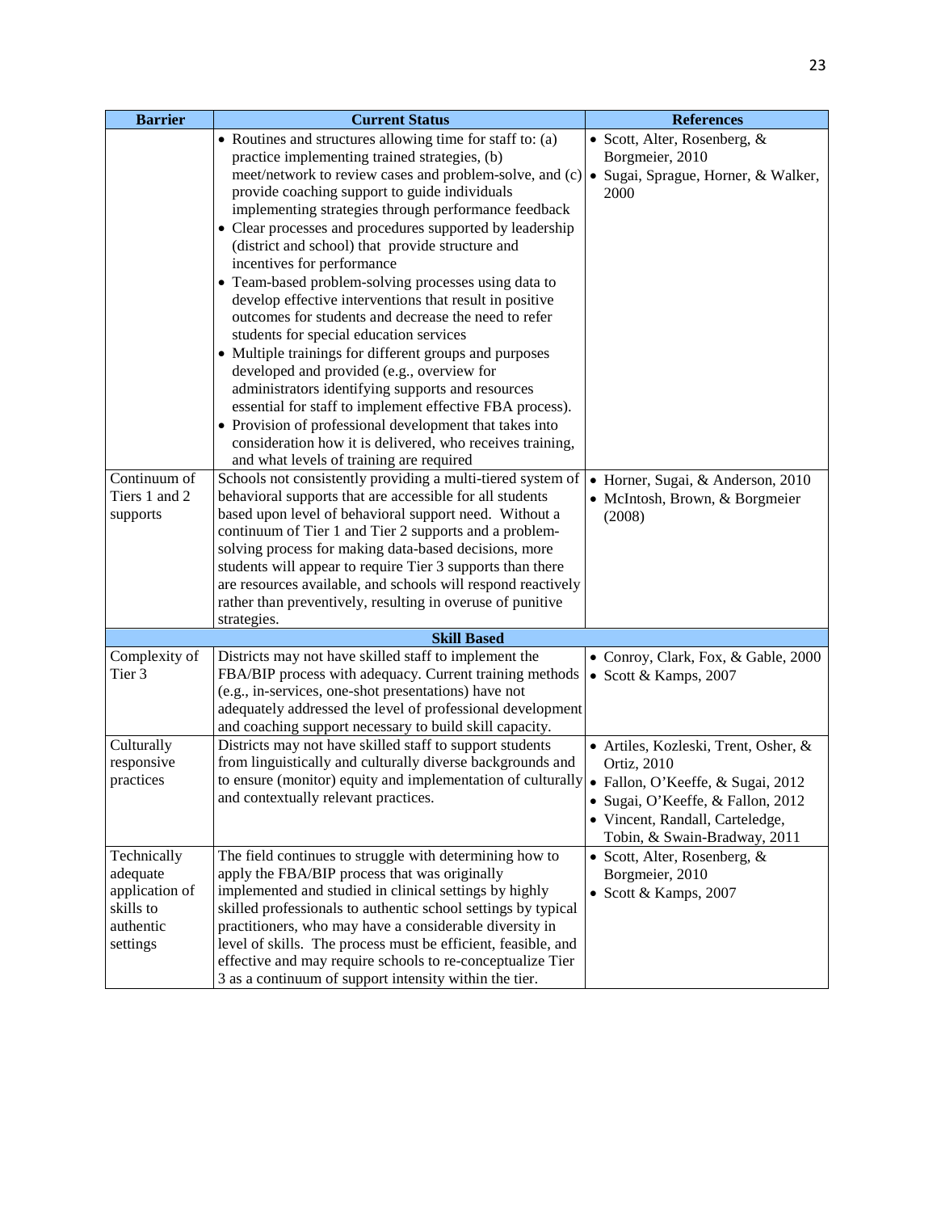| Barrier | Current Status | References |
|---|---|---|
| | • Routines and structures allowing time for staff to: (a) practice implementing trained strategies, (b) meet/network to review cases and problem-solve, and (c) provide coaching support to guide individuals implementing strategies through performance feedback<br>• Clear processes and procedures supported by leadership (district and school) that provide structure and incentives for performance<br>• Team-based problem-solving processes using data to develop effective interventions that result in positive outcomes for students and decrease the need to refer students for special education services<br>• Multiple trainings for different groups and purposes developed and provided (e.g., overview for administrators identifying supports and resources essential for staff to implement effective FBA process).<br>• Provision of professional development that takes into consideration how it is delivered, who receives training, and what levels of training are required | • Scott, Alter, Rosenberg, & Borgmeier, 2010<br>• Sugai, Sprague, Horner, & Walker, 2000 |
| Continuum of Tiers 1 and 2 supports | Schools not consistently providing a multi-tiered system of behavioral supports that are accessible for all students based upon level of behavioral support need. Without a continuum of Tier 1 and Tier 2 supports and a problem-solving process for making data-based decisions, more students will appear to require Tier 3 supports than there are resources available, and schools will respond reactively rather than preventively, resulting in overuse of punitive strategies. | • Horner, Sugai, & Anderson, 2010<br>• McIntosh, Brown, & Borgmeier (2008) |
| **Skill Based** | | |
| Complexity of Tier 3 | Districts may not have skilled staff to implement the FBA/BIP process with adequacy. Current training methods (e.g., in-services, one-shot presentations) have not adequately addressed the level of professional development and coaching support necessary to build skill capacity. | • Conroy, Clark, Fox, & Gable, 2000<br>• Scott & Kamps, 2007 |
| Culturally responsive practices | Districts may not have skilled staff to support students from linguistically and culturally diverse backgrounds and to ensure (monitor) equity and implementation of culturally and contextually relevant practices. | • Artiles, Kozleski, Trent, Osher, & Ortiz, 2010<br>• Fallon, O'Keeffe, & Sugai, 2012<br>• Sugai, O'Keeffe, & Fallon, 2012<br>• Vincent, Randall, Carteledge, Tobin, & Swain-Bradway, 2011 |
| Technically adequate application of skills to authentic settings | The field continues to struggle with determining how to apply the FBA/BIP process that was originally implemented and studied in clinical settings by highly skilled professionals to authentic school settings by typical practitioners, who may have a considerable diversity in level of skills. The process must be efficient, feasible, and effective and may require schools to re-conceptualize Tier 3 as a continuum of support intensity within the tier. | • Scott, Alter, Rosenberg, & Borgmeier, 2010<br>• Scott & Kamps, 2007 |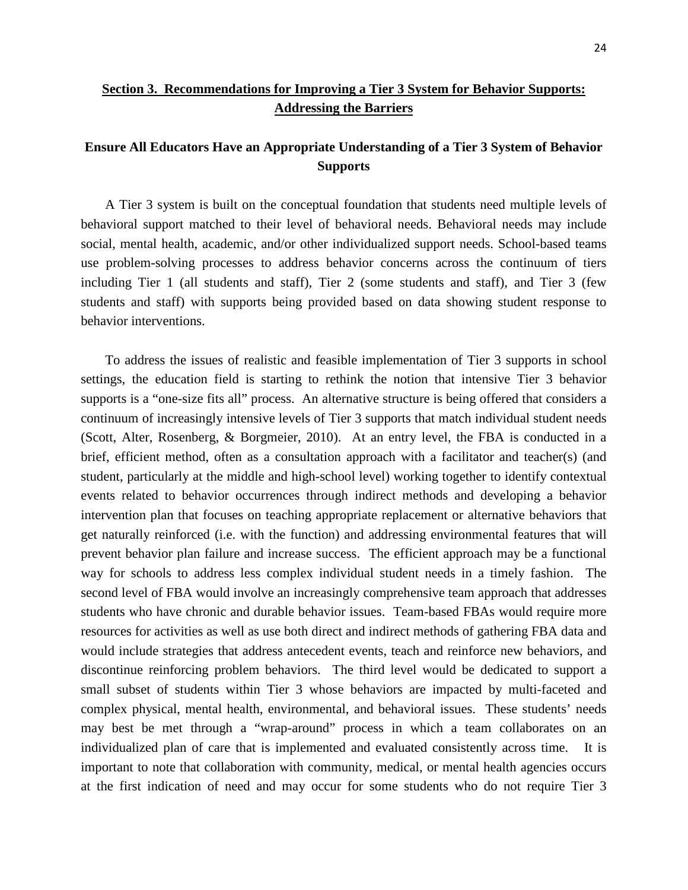## Section 3. Recommendations for Improving a Tier 3 System for Behavior Supports: Addressing the Barriers

### Ensure All Educators Have an Appropriate Understanding of a Tier 3 System of Behavior Supports

A Tier 3 system is built on the conceptual foundation that students need multiple levels of behavioral support matched to their level of behavioral needs. Behavioral needs may include social, mental health, academic, and/or other individualized support needs. School-based teams use problem-solving processes to address behavior concerns across the continuum of tiers including Tier 1 (all students and staff), Tier 2 (some students and staff), and Tier 3 (few students and staff) with supports being provided based on data showing student response to behavior interventions.

To address the issues of realistic and feasible implementation of Tier 3 supports in school settings, the education field is starting to rethink the notion that intensive Tier 3 behavior supports is a "one-size fits all" process. An alternative structure is being offered that considers a continuum of increasingly intensive levels of Tier 3 supports that match individual student needs (Scott, Alter, Rosenberg, & Borgmeier, 2010). At an entry level, the FBA is conducted in a brief, efficient method, often as a consultation approach with a facilitator and teacher(s) (and student, particularly at the middle and high-school level) working together to identify contextual events related to behavior occurrences through indirect methods and developing a behavior intervention plan that focuses on teaching appropriate replacement or alternative behaviors that get naturally reinforced (i.e. with the function) and addressing environmental features that will prevent behavior plan failure and increase success. The efficient approach may be a functional way for schools to address less complex individual student needs in a timely fashion. The second level of FBA would involve an increasingly comprehensive team approach that addresses students who have chronic and durable behavior issues. Team-based FBAs would require more resources for activities as well as use both direct and indirect methods of gathering FBA data and would include strategies that address antecedent events, teach and reinforce new behaviors, and discontinue reinforcing problem behaviors. The third level would be dedicated to support a small subset of students within Tier 3 whose behaviors are impacted by multi-faceted and complex physical, mental health, environmental, and behavioral issues. These students' needs may best be met through a "wrap-around" process in which a team collaborates on an individualized plan of care that is implemented and evaluated consistently across time. It is important to note that collaboration with community, medical, or mental health agencies occurs at the first indication of need and may occur for some students who do not require Tier 3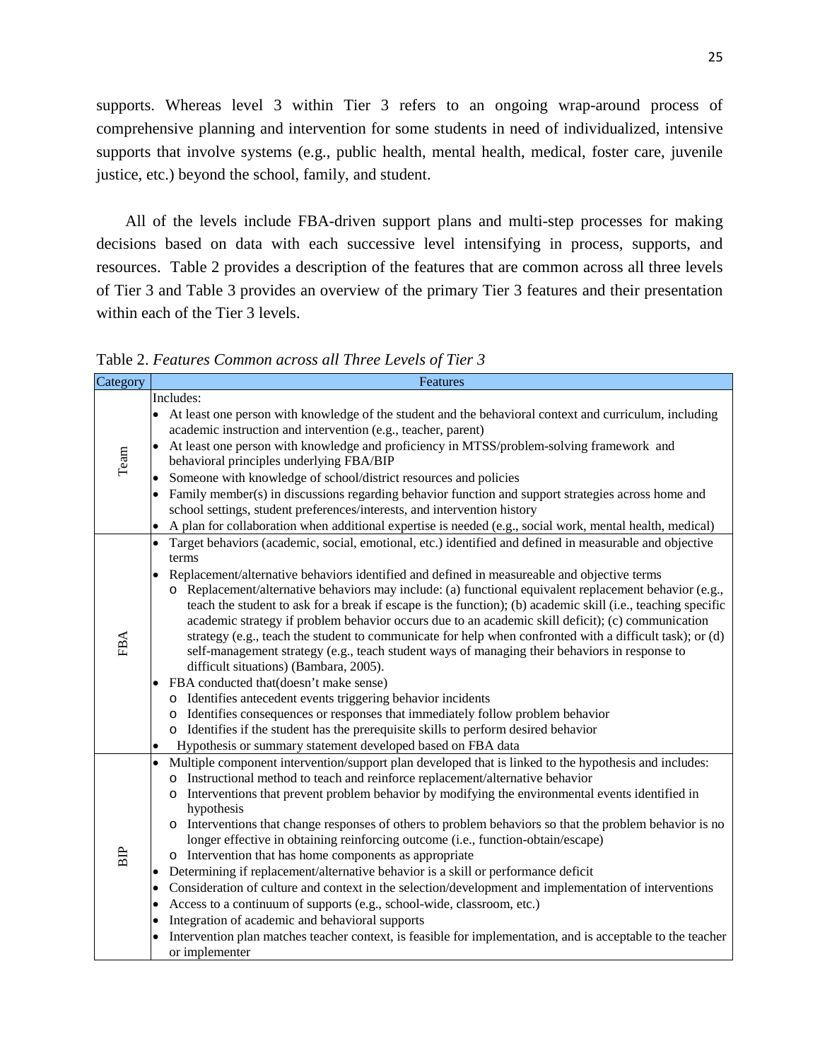supports. Whereas level 3 within Tier 3 refers to an ongoing wrap-around process of comprehensive planning and intervention for some students in need of individualized, intensive supports that involve systems (e.g., public health, mental health, medical, foster care, juvenile justice, etc.) beyond the school, family, and student.

All of the levels include FBA-driven support plans and multi-step processes for making decisions based on data with each successive level intensifying in process, supports, and resources. Table 2 provides a description of the features that are common across all three levels of Tier 3 and Table 3 provides an overview of the primary Tier 3 features and their presentation within each of the Tier 3 levels.

Table 2. *Features Common across all Three Levels of Tier 3*

| Category | Features |
| --- | --- |
| Team | Includes:<br>• At least one person with knowledge of the student and the behavioral context and curriculum, including academic instruction and intervention (e.g., teacher, parent)<br>• At least one person with knowledge and proficiency in MTSS/problem-solving framework and behavioral principles underlying FBA/BIP<br>• Someone with knowledge of school/district resources and policies<br>• Family member(s) in discussions regarding behavior function and support strategies across home and school settings, student preferences/interests, and intervention history<br>• A plan for collaboration when additional expertise is needed (e.g., social work, mental health, medical) |
| FBA | • Target behaviors (academic, social, emotional, etc.) identified and defined in measurable and objective terms<br>• Replacement/alternative behaviors identified and defined in measureable and objective terms<br>o Replacement/alternative behaviors may include: (a) functional equivalent replacement behavior (e.g., teach the student to ask for a break if escape is the function); (b) academic skill (i.e., teaching specific academic strategy if problem behavior occurs due to an academic skill deficit); (c) communication strategy (e.g., teach the student to communicate for help when confronted with a difficult task); or (d) self-management strategy (e.g., teach student ways of managing their behaviors in response to difficult situations) (Bambara, 2005).<br>• FBA conducted that(doesn't make sense)<br>o Identifies antecedent events triggering behavior incidents<br>o Identifies consequences or responses that immediately follow problem behavior<br>o Identifies if the student has the prerequisite skills to perform desired behavior<br>• Hypothesis or summary statement developed based on FBA data |
| BIP | • Multiple component intervention/support plan developed that is linked to the hypothesis and includes:<br>o Instructional method to teach and reinforce replacement/alternative behavior<br>o Interventions that prevent problem behavior by modifying the environmental events identified in hypothesis<br>o Interventions that change responses of others to problem behaviors so that the problem behavior is no longer effective in obtaining reinforcing outcome (i.e., function-obtain/escape)<br>o Intervention that has home components as appropriate<br>• Determining if replacement/alternative behavior is a skill or performance deficit<br>• Consideration of culture and context in the selection/development and implementation of interventions<br>• Access to a continuum of supports (e.g., school-wide, classroom, etc.)<br>• Integration of academic and behavioral supports<br>• Intervention plan matches teacher context, is feasible for implementation, and is acceptable to the teacher or implementer |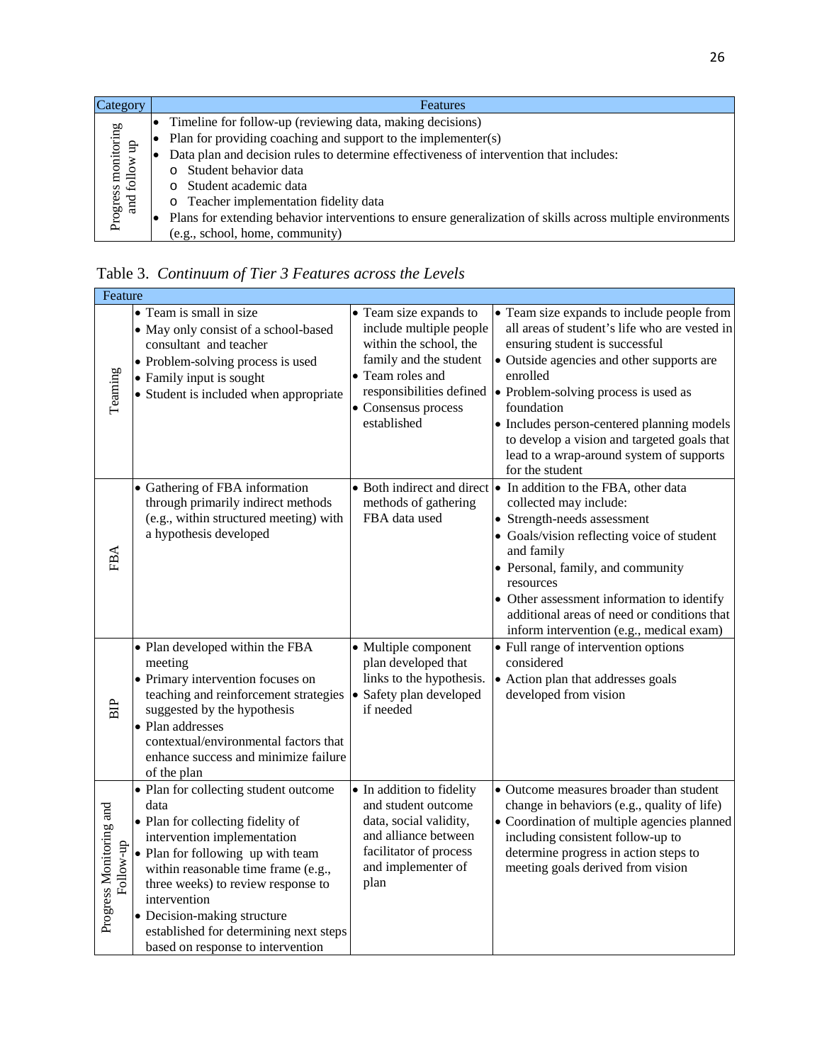| Category | Features |
|---|---|
| Progress monitoring and follow up | • Timeline for follow-up (reviewing data, making decisions)<br>• Plan for providing coaching and support to the implementer(s)<br>• Data plan and decision rules to determine effectiveness of intervention that includes:<br>  o Student behavior data<br>  o Student academic data<br>  o Teacher implementation fidelity data<br>• Plans for extending behavior interventions to ensure generalization of skills across multiple environments (e.g., school, home, community) |

Table 3. *Continuum of Tier 3 Features across the Levels*

| Feature | | | |
|---|---|---|---|
| Teaming | • Team is small in size<br>• May only consist of a school-based consultant and teacher<br>• Problem-solving process is used<br>• Family input is sought<br>• Student is included when appropriate | • Team size expands to include multiple people within the school, the family and the student<br>• Team roles and responsibilities defined<br>• Consensus process established | • Team size expands to include people from all areas of student's life who are vested in ensuring student is successful<br>• Outside agencies and other supports are enrolled<br>• Problem-solving process is used as foundation<br>• Includes person-centered planning models to develop a vision and targeted goals that lead to a wrap-around system of supports for the student |
| FBA | • Gathering of FBA information through primarily indirect methods (e.g., within structured meeting) with a hypothesis developed | • Both indirect and direct methods of gathering FBA data used | • In addition to the FBA, other data collected may include:<br>• Strength-needs assessment<br>• Goals/vision reflecting voice of student and family<br>• Personal, family, and community resources<br>• Other assessment information to identify additional areas of need or conditions that inform intervention (e.g., medical exam) |
| BIP | • Plan developed within the FBA meeting<br>• Primary intervention focuses on teaching and reinforcement strategies suggested by the hypothesis<br>• Plan addresses contextual/environmental factors that enhance success and minimize failure of the plan | • Multiple component plan developed that links to the hypothesis.<br>• Safety plan developed if needed | • Full range of intervention options considered<br>• Action plan that addresses goals developed from vision |
| Progress Monitoring and Follow-up | • Plan for collecting student outcome data<br>• Plan for collecting fidelity of intervention implementation<br>• Plan for following up with team within reasonable time frame (e.g., three weeks) to review response to intervention<br>• Decision-making structure established for determining next steps based on response to intervention | • In addition to fidelity and student outcome data, social validity, and alliance between facilitator of process and implementer of plan | • Outcome measures broader than student change in behaviors (e.g., quality of life)<br>• Coordination of multiple agencies planned including consistent follow-up to determine progress in action steps to meeting goals derived from vision |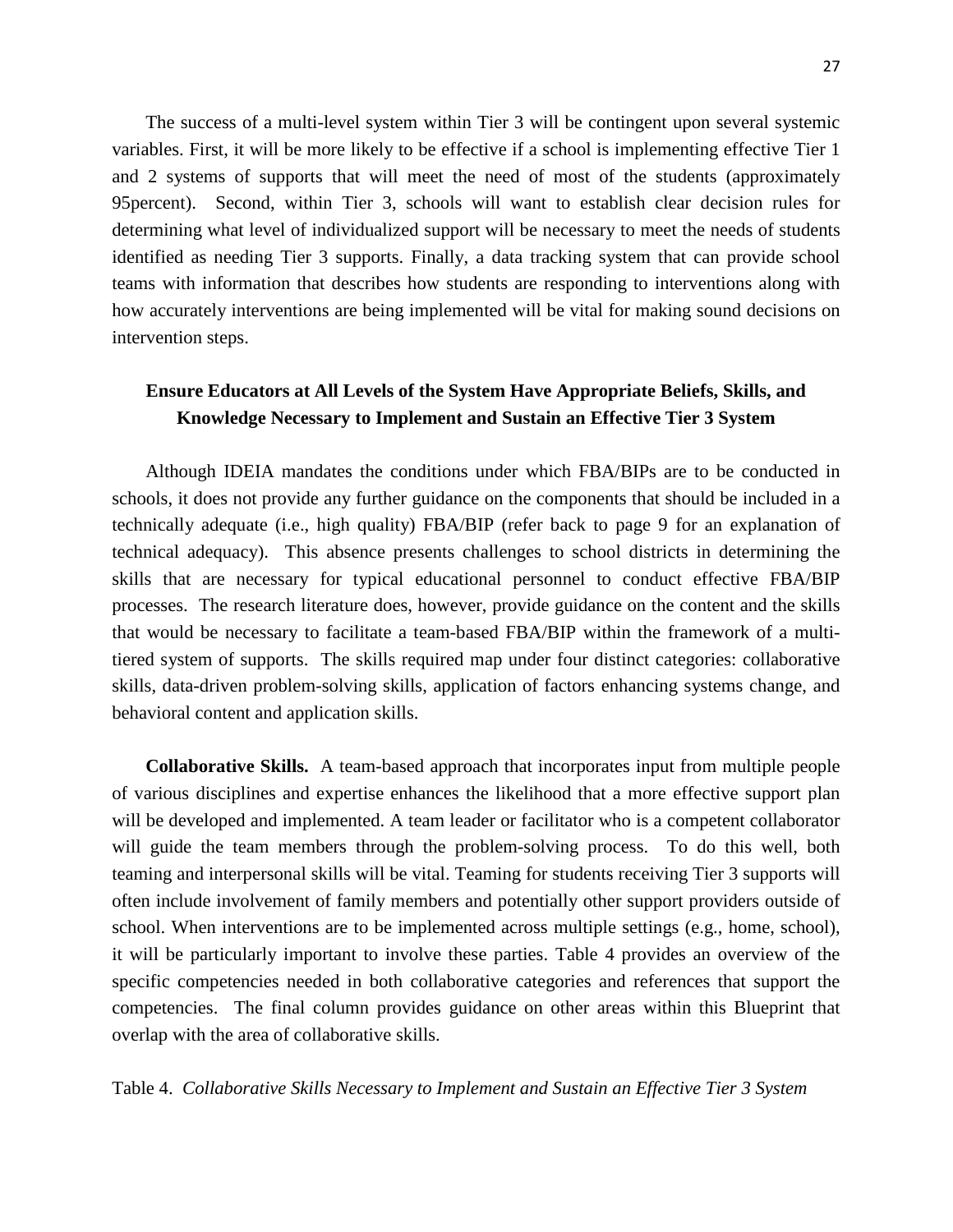The success of a multi-level system within Tier 3 will be contingent upon several systemic variables. First, it will be more likely to be effective if a school is implementing effective Tier 1 and 2 systems of supports that will meet the need of most of the students (approximately 95percent). Second, within Tier 3, schools will want to establish clear decision rules for determining what level of individualized support will be necessary to meet the needs of students identified as needing Tier 3 supports. Finally, a data tracking system that can provide school teams with information that describes how students are responding to interventions along with how accurately interventions are being implemented will be vital for making sound decisions on intervention steps.

## Ensure Educators at All Levels of the System Have Appropriate Beliefs, Skills, and Knowledge Necessary to Implement and Sustain an Effective Tier 3 System

Although IDEIA mandates the conditions under which FBA/BIPs are to be conducted in schools, it does not provide any further guidance on the components that should be included in a technically adequate (i.e., high quality) FBA/BIP (refer back to page 9 for an explanation of technical adequacy). This absence presents challenges to school districts in determining the skills that are necessary for typical educational personnel to conduct effective FBA/BIP processes. The research literature does, however, provide guidance on the content and the skills that would be necessary to facilitate a team-based FBA/BIP within the framework of a multi-tiered system of supports. The skills required map under four distinct categories: collaborative skills, data-driven problem-solving skills, application of factors enhancing systems change, and behavioral content and application skills.

**Collaborative Skills.** A team-based approach that incorporates input from multiple people of various disciplines and expertise enhances the likelihood that a more effective support plan will be developed and implemented. A team leader or facilitator who is a competent collaborator will guide the team members through the problem-solving process. To do this well, both teaming and interpersonal skills will be vital. Teaming for students receiving Tier 3 supports will often include involvement of family members and potentially other support providers outside of school. When interventions are to be implemented across multiple settings (e.g., home, school), it will be particularly important to involve these parties. Table 4 provides an overview of the specific competencies needed in both collaborative categories and references that support the competencies. The final column provides guidance on other areas within this Blueprint that overlap with the area of collaborative skills.

Table 4. *Collaborative Skills Necessary to Implement and Sustain an Effective Tier 3 System*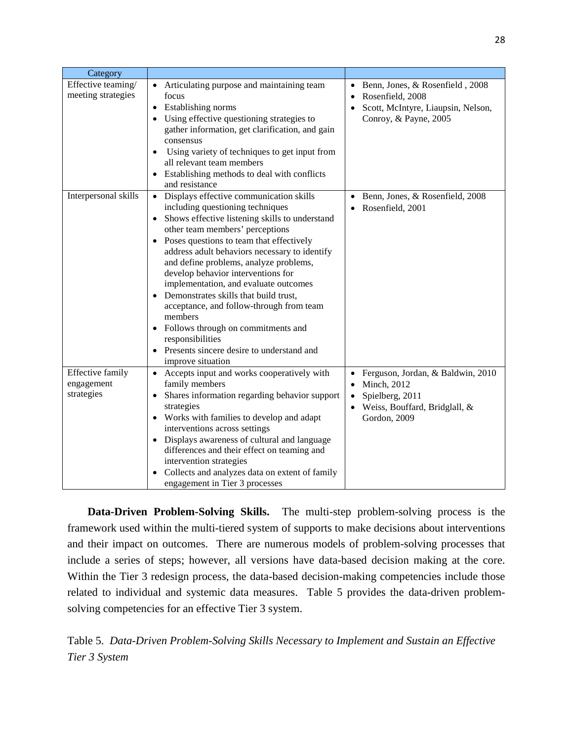| Category | | |
|---|---|---|
| Effective teaming/ meeting strategies | • Articulating purpose and maintaining team focus<br>• Establishing norms<br>• Using effective questioning strategies to gather information, get clarification, and gain consensus<br>• Using variety of techniques to get input from all relevant team members<br>• Establishing methods to deal with conflicts and resistance | • Benn, Jones, & Rosenfield , 2008<br>• Rosenfield, 2008<br>• Scott, McIntyre, Liaupsin, Nelson, Conroy, & Payne, 2005 |
| Interpersonal skills | • Displays effective communication skills including questioning techniques<br>• Shows effective listening skills to understand other team members' perceptions<br>• Poses questions to team that effectively address adult behaviors necessary to identify and define problems, analyze problems, develop behavior interventions for implementation, and evaluate outcomes<br>• Demonstrates skills that build trust, acceptance, and follow-through from team members<br>• Follows through on commitments and responsibilities<br>• Presents sincere desire to understand and improve situation | • Benn, Jones, & Rosenfield, 2008<br>• Rosenfield, 2001 |
| Effective family engagement strategies | • Accepts input and works cooperatively with family members<br>• Shares information regarding behavior support strategies<br>• Works with families to develop and adapt interventions across settings<br>• Displays awareness of cultural and language differences and their effect on teaming and intervention strategies<br>• Collects and analyzes data on extent of family engagement in Tier 3 processes | • Ferguson, Jordan, & Baldwin, 2010<br>• Minch, 2012<br>• Spielberg, 2011<br>• Weiss, Bouffard, Bridglall, & Gordon, 2009 |

**Data-Driven Problem-Solving Skills.** The multi-step problem-solving process is the framework used within the multi-tiered system of supports to make decisions about interventions and their impact on outcomes. There are numerous models of problem-solving processes that include a series of steps; however, all versions have data-based decision making at the core. Within the Tier 3 redesign process, the data-based decision-making competencies include those related to individual and systemic data measures. Table 5 provides the data-driven problem-solving competencies for an effective Tier 3 system.

Table 5. *Data-Driven Problem-Solving Skills Necessary to Implement and Sustain an Effective Tier 3 System*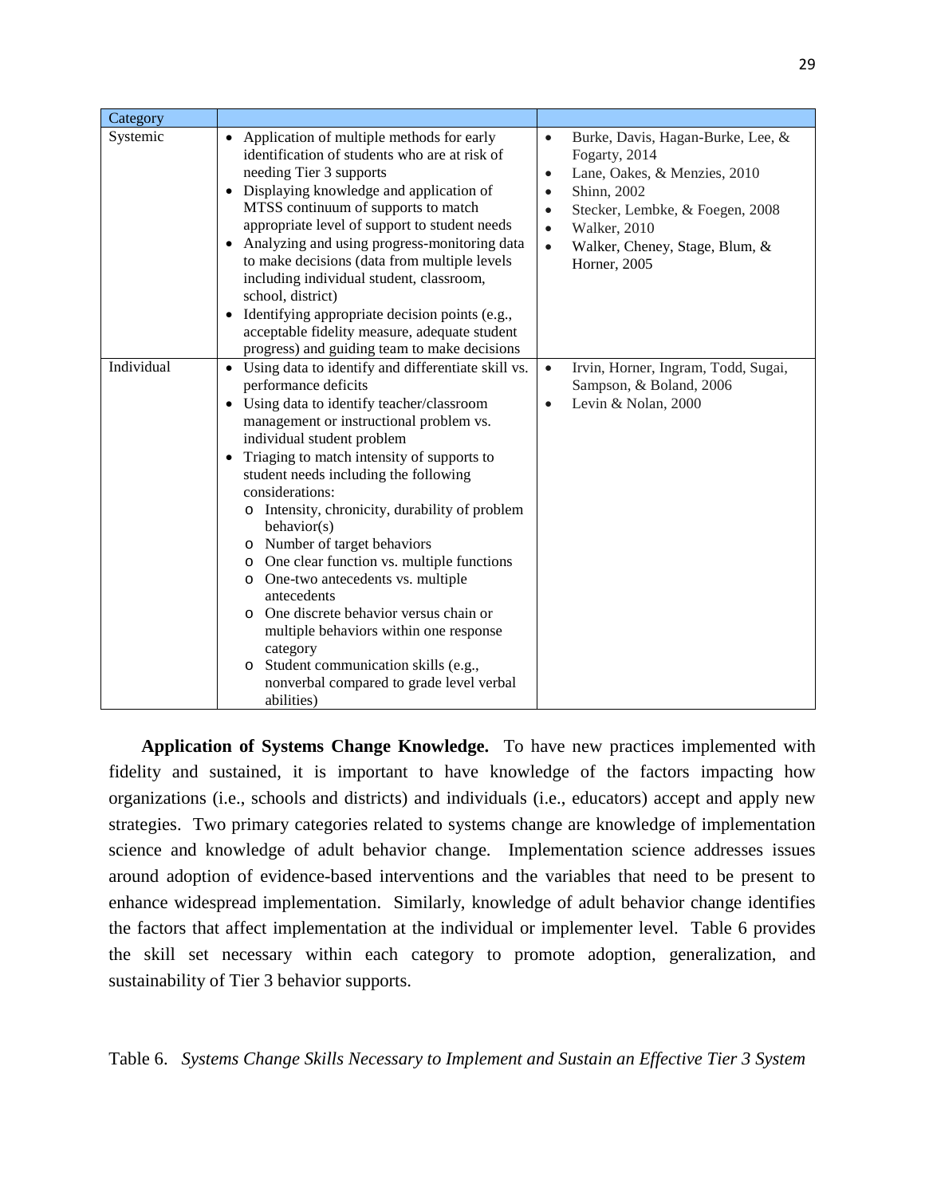| Category | | |
|---|---|---|
| Systemic | • Application of multiple methods for early identification of students who are at risk of needing Tier 3 supports<br>• Displaying knowledge and application of MTSS continuum of supports to match appropriate level of support to student needs<br>• Analyzing and using progress-monitoring data to make decisions (data from multiple levels including individual student, classroom, school, district)<br>• Identifying appropriate decision points (e.g., acceptable fidelity measure, adequate student progress) and guiding team to make decisions | • Burke, Davis, Hagan-Burke, Lee, & Fogarty, 2014<br>• Lane, Oakes, & Menzies, 2010<br>• Shinn, 2002<br>• Stecker, Lembke, & Foegen, 2008<br>• Walker, 2010<br>• Walker, Cheney, Stage, Blum, & Horner, 2005 |
| Individual | • Using data to identify and differentiate skill vs. performance deficits<br>• Using data to identify teacher/classroom management or instructional problem vs. individual student problem<br>• Triaging to match intensity of supports to student needs including the following considerations:<br>  o Intensity, chronicity, durability of problem behavior(s)<br>  o Number of target behaviors<br>  o One clear function vs. multiple functions<br>  o One-two antecedents vs. multiple antecedents<br>  o One discrete behavior versus chain or multiple behaviors within one response category<br>  o Student communication skills (e.g., nonverbal compared to grade level verbal abilities) | • Irvin, Horner, Ingram, Todd, Sugai, Sampson, & Boland, 2006<br>• Levin & Nolan, 2000 |

**Application of Systems Change Knowledge.** To have new practices implemented with fidelity and sustained, it is important to have knowledge of the factors impacting how organizations (i.e., schools and districts) and individuals (i.e., educators) accept and apply new strategies. Two primary categories related to systems change are knowledge of implementation science and knowledge of adult behavior change. Implementation science addresses issues around adoption of evidence-based interventions and the variables that need to be present to enhance widespread implementation. Similarly, knowledge of adult behavior change identifies the factors that affect implementation at the individual or implementer level. Table 6 provides the skill set necessary within each category to promote adoption, generalization, and sustainability of Tier 3 behavior supports.

Table 6. *Systems Change Skills Necessary to Implement and Sustain an Effective Tier 3 System*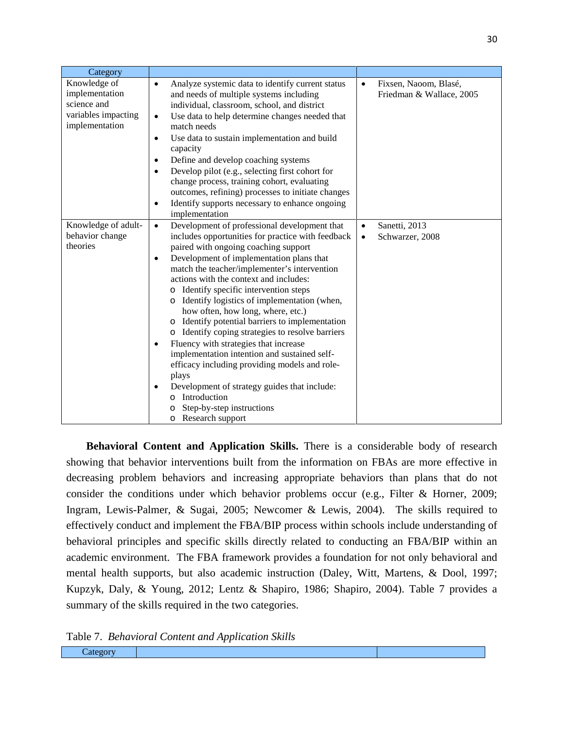| Category | | |
|---|---|---|
| Knowledge of implementation science and variables impacting implementation | • Analyze systemic data to identify current status and needs of multiple systems including individual, classroom, school, and district<br>• Use data to help determine changes needed that match needs<br>• Use data to sustain implementation and build capacity<br>• Define and develop coaching systems<br>• Develop pilot (e.g., selecting first cohort for change process, training cohort, evaluating outcomes, refining) processes to initiate changes<br>• Identify supports necessary to enhance ongoing implementation | • Fixsen, Naoom, Blasé, Friedman & Wallace, 2005 |
| Knowledge of adult-behavior change theories | • Development of professional development that includes opportunities for practice with feedback paired with ongoing coaching support<br>• Development of implementation plans that match the teacher/implementer's intervention actions with the context and includes:<br>  o Identify specific intervention steps<br>  o Identify logistics of implementation (when, how often, how long, where, etc.)<br>  o Identify potential barriers to implementation<br>  o Identify coping strategies to resolve barriers<br>• Fluency with strategies that increase implementation intention and sustained self-efficacy including providing models and role-plays<br>• Development of strategy guides that include:<br>  o Introduction<br>  o Step-by-step instructions<br>  o Research support | • Sanetti, 2013<br>• Schwarzer, 2008 |

**Behavioral Content and Application Skills.** There is a considerable body of research showing that behavior interventions built from the information on FBAs are more effective in decreasing problem behaviors and increasing appropriate behaviors than plans that do not consider the conditions under which behavior problems occur (e.g., Filter & Horner, 2009; Ingram, Lewis-Palmer, & Sugai, 2005; Newcomer & Lewis, 2004). The skills required to effectively conduct and implement the FBA/BIP process within schools include understanding of behavioral principles and specific skills directly related to conducting an FBA/BIP within an academic environment. The FBA framework provides a foundation for not only behavioral and mental health supports, but also academic instruction (Daley, Witt, Martens, & Dool, 1997; Kupzyk, Daly, & Young, 2012; Lentz & Shapiro, 1986; Shapiro, 2004). Table 7 provides a summary of the skills required in the two categories.

Table 7. *Behavioral Content and Application Skills*

| Category | | |
|---|---|---|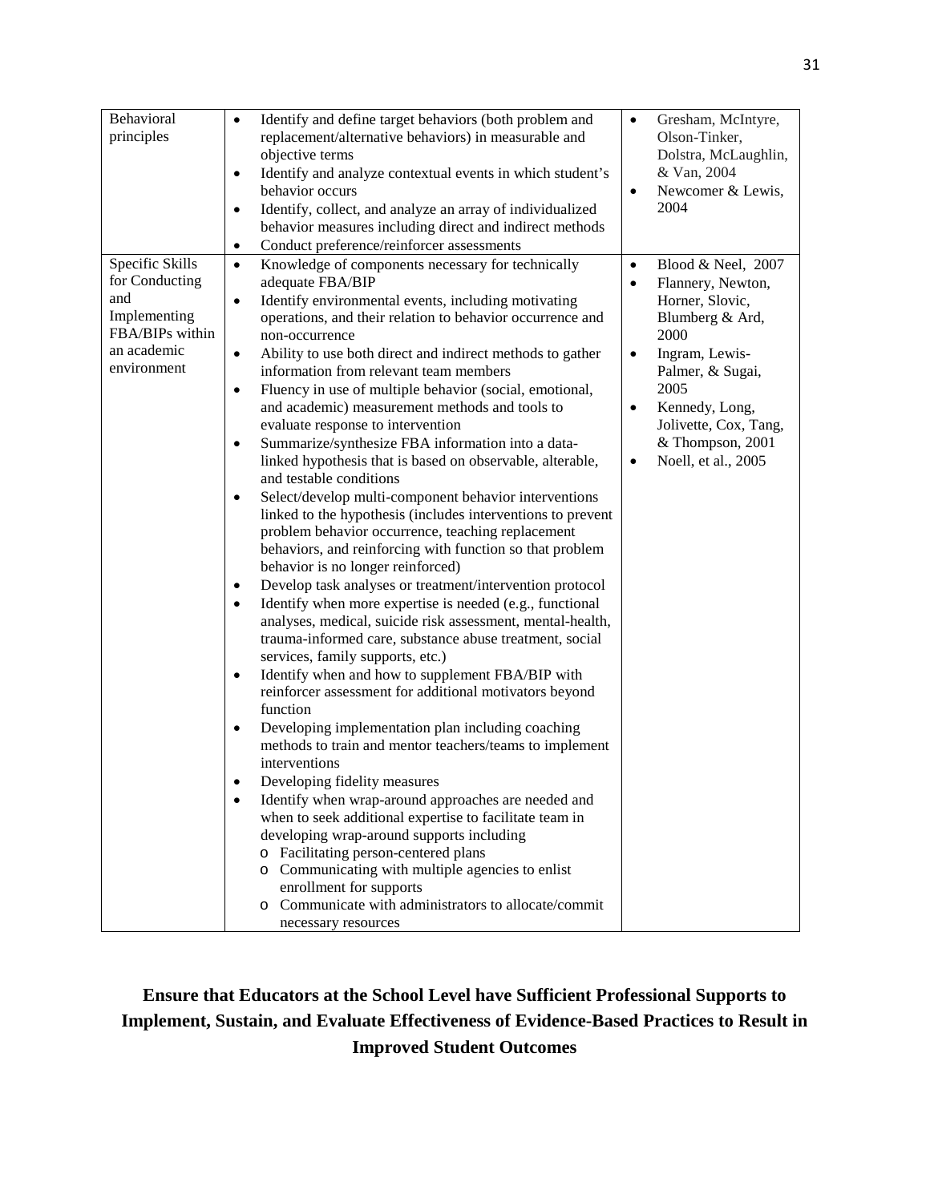| Behavioral principles | <ul><li>Identify and define target behaviors (both problem and replacement/alternative behaviors) in measurable and objective terms</li><li>Identify and analyze contextual events in which student's behavior occurs</li><li>Identify, collect, and analyze an array of individualized behavior measures including direct and indirect methods</li><li>Conduct preference/reinforcer assessments</li></ul> | <ul><li>Gresham, McIntyre, Olson-Tinker, Dolstra, McLaughlin, & Van, 2004</li><li>Newcomer & Lewis, 2004</li></ul> |
|---|---|---|
| Specific Skills for Conducting and Implementing FBA/BIPs within an academic environment | <ul><li>Knowledge of components necessary for technically adequate FBA/BIP</li><li>Identify environmental events, including motivating operations, and their relation to behavior occurrence and non-occurrence</li><li>Ability to use both direct and indirect methods to gather information from relevant team members</li><li>Fluency in use of multiple behavior (social, emotional, and academic) measurement methods and tools to evaluate response to intervention</li><li>Summarize/synthesize FBA information into a data-linked hypothesis that is based on observable, alterable, and testable conditions</li><li>Select/develop multi-component behavior interventions linked to the hypothesis (includes interventions to prevent problem behavior occurrence, teaching replacement behaviors, and reinforcing with function so that problem behavior is no longer reinforced)</li><li>Develop task analyses or treatment/intervention protocol</li><li>Identify when more expertise is needed (e.g., functional analyses, medical, suicide risk assessment, mental-health, trauma-informed care, substance abuse treatment, social services, family supports, etc.)</li><li>Identify when and how to supplement FBA/BIP with reinforcer assessment for additional motivators beyond function</li><li>Developing implementation plan including coaching methods to train and mentor teachers/teams to implement interventions</li><li>Developing fidelity measures</li><li>Identify when wrap-around approaches are needed and when to seek additional expertise to facilitate team in developing wrap-around supports including<ul><li>Facilitating person-centered plans</li><li>Communicating with multiple agencies to enlist enrollment for supports</li><li>Communicate with administrators to allocate/commit necessary resources</li></ul></li></ul> | <ul><li>Blood & Neel, 2007</li><li>Flannery, Newton, Horner, Slovic, Blumberg & Ard, 2000</li><li>Ingram, Lewis-Palmer, & Sugai, 2005</li><li>Kennedy, Long, Jolivette, Cox, Tang, & Thompson, 2001</li><li>Noell, et al., 2005</li></ul> |

## Ensure that Educators at the School Level have Sufficient Professional Supports to Implement, Sustain, and Evaluate Effectiveness of Evidence-Based Practices to Result in Improved Student Outcomes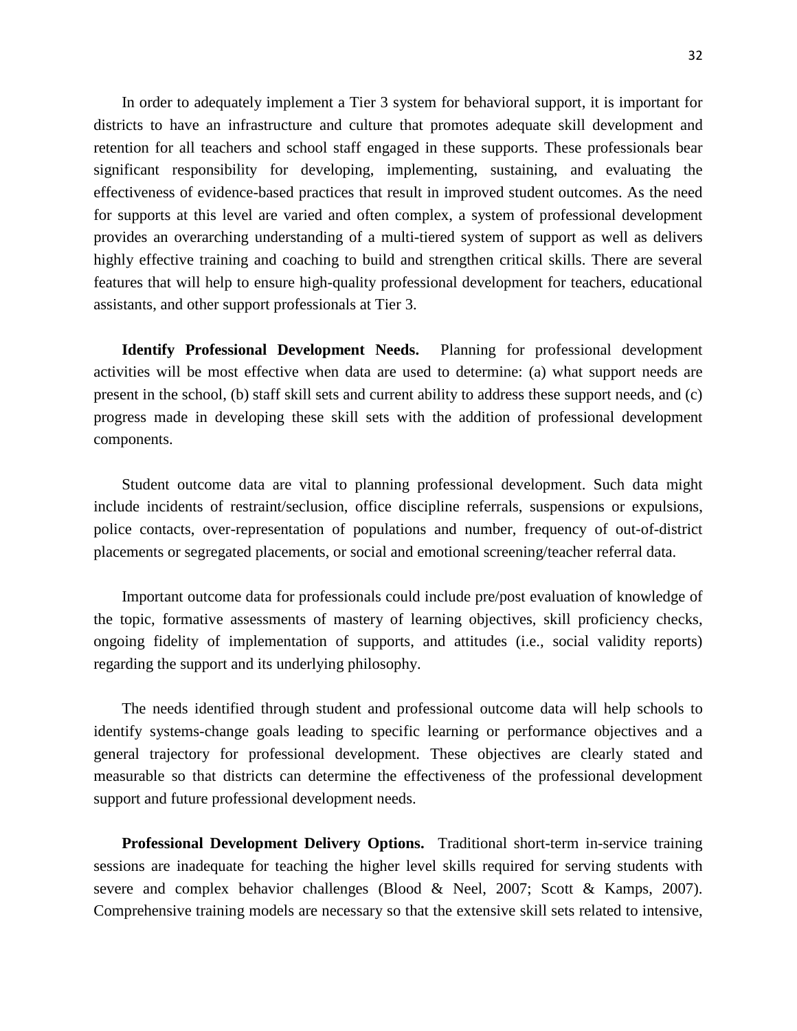In order to adequately implement a Tier 3 system for behavioral support, it is important for districts to have an infrastructure and culture that promotes adequate skill development and retention for all teachers and school staff engaged in these supports. These professionals bear significant responsibility for developing, implementing, sustaining, and evaluating the effectiveness of evidence-based practices that result in improved student outcomes. As the need for supports at this level are varied and often complex, a system of professional development provides an overarching understanding of a multi-tiered system of support as well as delivers highly effective training and coaching to build and strengthen critical skills. There are several features that will help to ensure high-quality professional development for teachers, educational assistants, and other support professionals at Tier 3.

**Identify Professional Development Needs.** Planning for professional development activities will be most effective when data are used to determine: (a) what support needs are present in the school, (b) staff skill sets and current ability to address these support needs, and (c) progress made in developing these skill sets with the addition of professional development components.

Student outcome data are vital to planning professional development. Such data might include incidents of restraint/seclusion, office discipline referrals, suspensions or expulsions, police contacts, over-representation of populations and number, frequency of out-of-district placements or segregated placements, or social and emotional screening/teacher referral data.

Important outcome data for professionals could include pre/post evaluation of knowledge of the topic, formative assessments of mastery of learning objectives, skill proficiency checks, ongoing fidelity of implementation of supports, and attitudes (i.e., social validity reports) regarding the support and its underlying philosophy.

The needs identified through student and professional outcome data will help schools to identify systems-change goals leading to specific learning or performance objectives and a general trajectory for professional development. These objectives are clearly stated and measurable so that districts can determine the effectiveness of the professional development support and future professional development needs.

**Professional Development Delivery Options.** Traditional short-term in-service training sessions are inadequate for teaching the higher level skills required for serving students with severe and complex behavior challenges (Blood & Neel, 2007; Scott & Kamps, 2007). Comprehensive training models are necessary so that the extensive skill sets related to intensive,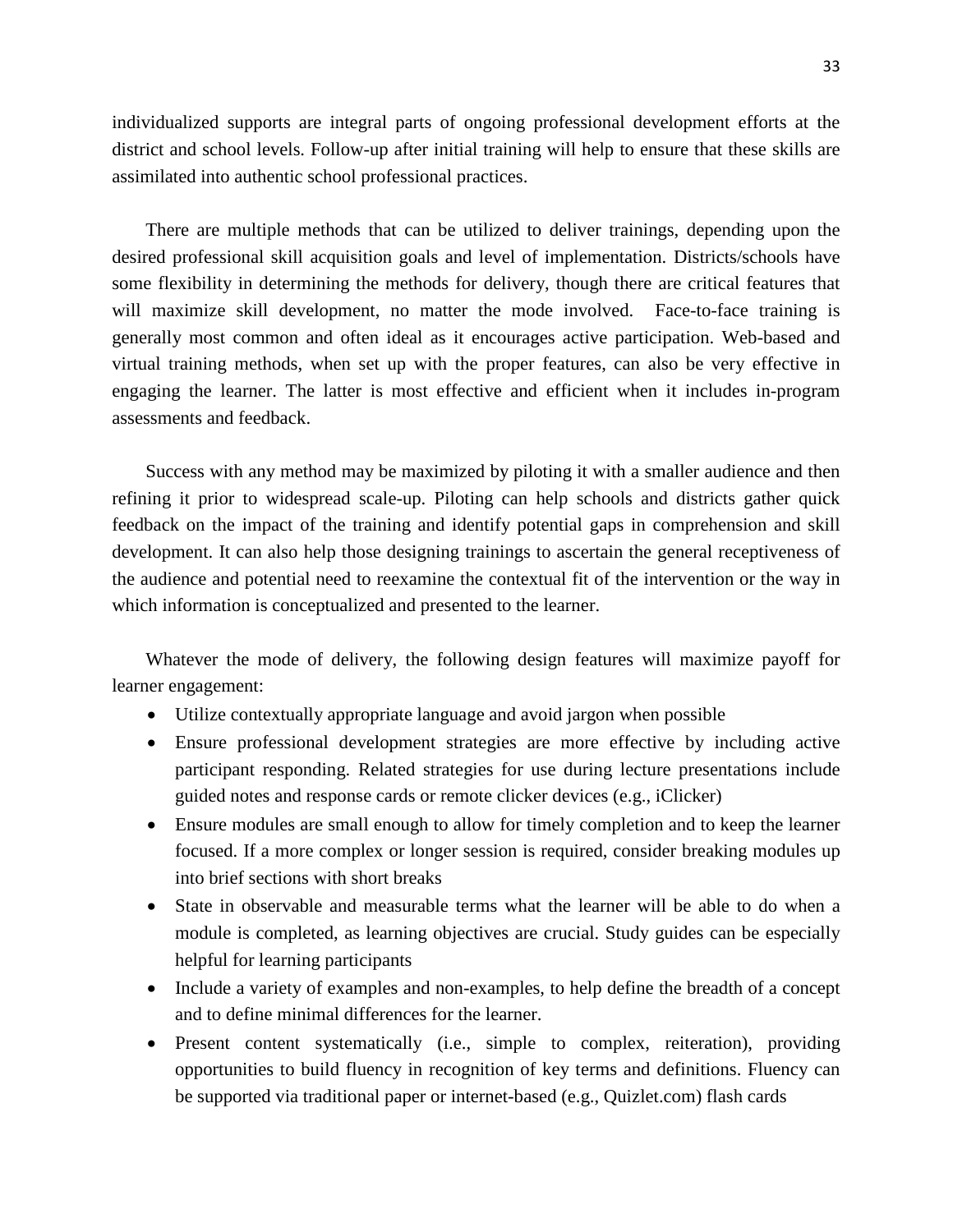individualized supports are integral parts of ongoing professional development efforts at the district and school levels. Follow-up after initial training will help to ensure that these skills are assimilated into authentic school professional practices.

There are multiple methods that can be utilized to deliver trainings, depending upon the desired professional skill acquisition goals and level of implementation. Districts/schools have some flexibility in determining the methods for delivery, though there are critical features that will maximize skill development, no matter the mode involved. Face-to-face training is generally most common and often ideal as it encourages active participation. Web-based and virtual training methods, when set up with the proper features, can also be very effective in engaging the learner. The latter is most effective and efficient when it includes in-program assessments and feedback.

Success with any method may be maximized by piloting it with a smaller audience and then refining it prior to widespread scale-up. Piloting can help schools and districts gather quick feedback on the impact of the training and identify potential gaps in comprehension and skill development. It can also help those designing trainings to ascertain the general receptiveness of the audience and potential need to reexamine the contextual fit of the intervention or the way in which information is conceptualized and presented to the learner.

Whatever the mode of delivery, the following design features will maximize payoff for learner engagement:

- Utilize contextually appropriate language and avoid jargon when possible
- Ensure professional development strategies are more effective by including active participant responding. Related strategies for use during lecture presentations include guided notes and response cards or remote clicker devices (e.g., iClicker)
- Ensure modules are small enough to allow for timely completion and to keep the learner focused. If a more complex or longer session is required, consider breaking modules up into brief sections with short breaks
- State in observable and measurable terms what the learner will be able to do when a module is completed, as learning objectives are crucial. Study guides can be especially helpful for learning participants
- Include a variety of examples and non-examples, to help define the breadth of a concept and to define minimal differences for the learner.
- Present content systematically (i.e., simple to complex, reiteration), providing opportunities to build fluency in recognition of key terms and definitions. Fluency can be supported via traditional paper or internet-based (e.g., Quizlet.com) flash cards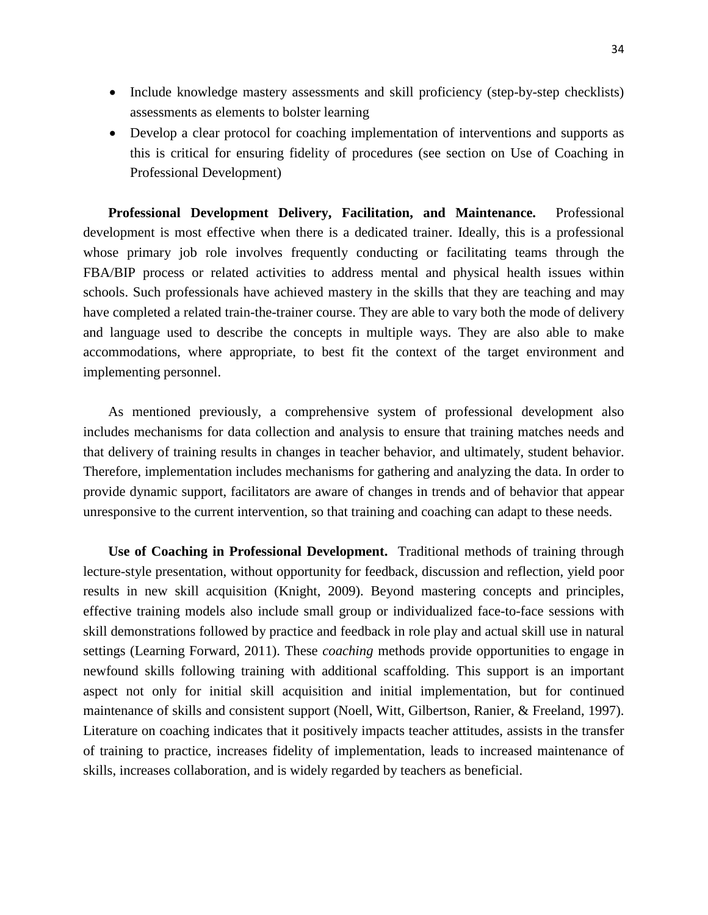- Include knowledge mastery assessments and skill proficiency (step-by-step checklists) assessments as elements to bolster learning
- Develop a clear protocol for coaching implementation of interventions and supports as this is critical for ensuring fidelity of procedures (see section on Use of Coaching in Professional Development)

**Professional Development Delivery, Facilitation, and Maintenance.** Professional development is most effective when there is a dedicated trainer. Ideally, this is a professional whose primary job role involves frequently conducting or facilitating teams through the FBA/BIP process or related activities to address mental and physical health issues within schools. Such professionals have achieved mastery in the skills that they are teaching and may have completed a related train-the-trainer course. They are able to vary both the mode of delivery and language used to describe the concepts in multiple ways. They are also able to make accommodations, where appropriate, to best fit the context of the target environment and implementing personnel.

As mentioned previously, a comprehensive system of professional development also includes mechanisms for data collection and analysis to ensure that training matches needs and that delivery of training results in changes in teacher behavior, and ultimately, student behavior. Therefore, implementation includes mechanisms for gathering and analyzing the data. In order to provide dynamic support, facilitators are aware of changes in trends and of behavior that appear unresponsive to the current intervention, so that training and coaching can adapt to these needs.

**Use of Coaching in Professional Development.** Traditional methods of training through lecture-style presentation, without opportunity for feedback, discussion and reflection, yield poor results in new skill acquisition (Knight, 2009). Beyond mastering concepts and principles, effective training models also include small group or individualized face-to-face sessions with skill demonstrations followed by practice and feedback in role play and actual skill use in natural settings (Learning Forward, 2011). These *coaching* methods provide opportunities to engage in newfound skills following training with additional scaffolding. This support is an important aspect not only for initial skill acquisition and initial implementation, but for continued maintenance of skills and consistent support (Noell, Witt, Gilbertson, Ranier, & Freeland, 1997). Literature on coaching indicates that it positively impacts teacher attitudes, assists in the transfer of training to practice, increases fidelity of implementation, leads to increased maintenance of skills, increases collaboration, and is widely regarded by teachers as beneficial.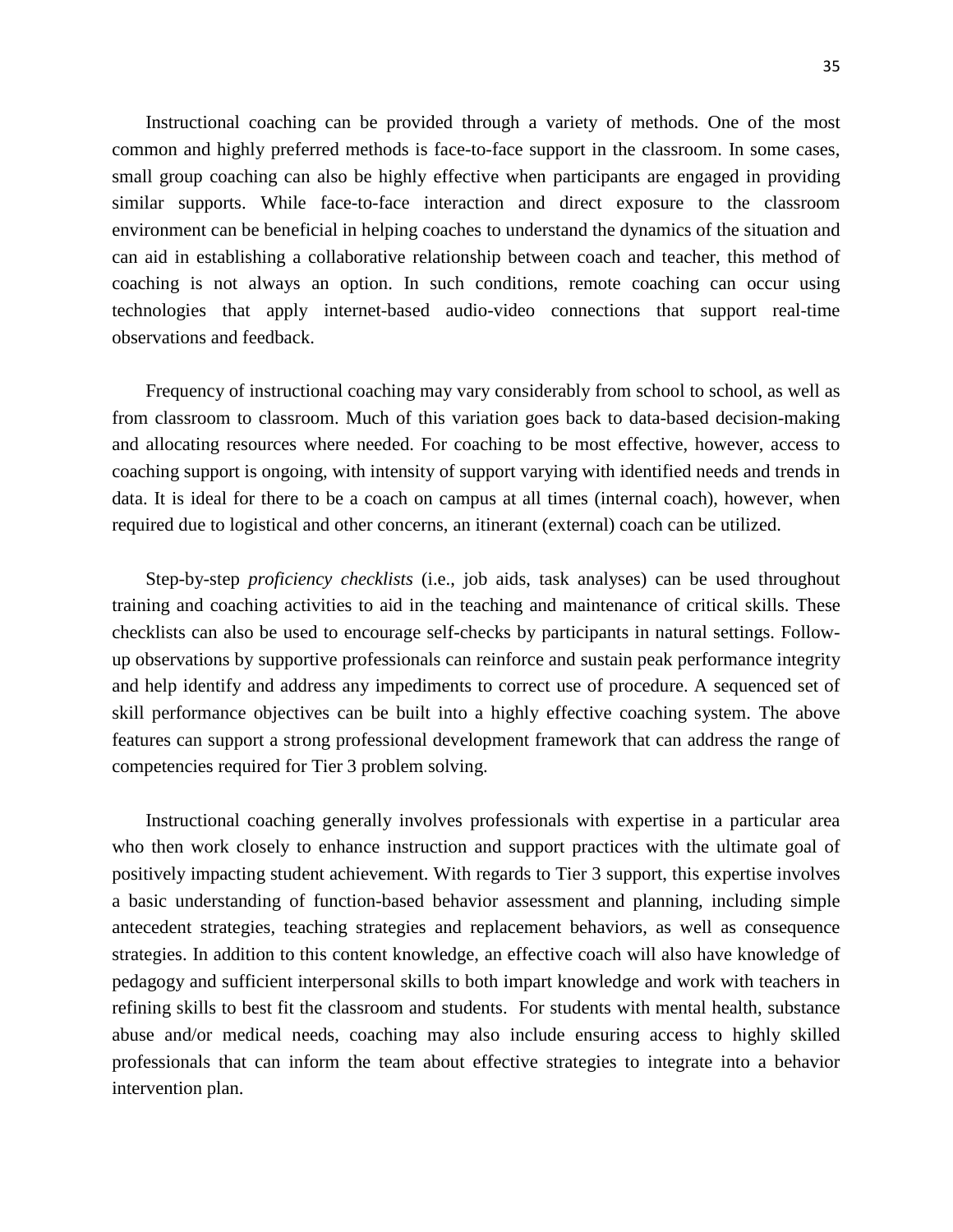Instructional coaching can be provided through a variety of methods. One of the most common and highly preferred methods is face-to-face support in the classroom. In some cases, small group coaching can also be highly effective when participants are engaged in providing similar supports. While face-to-face interaction and direct exposure to the classroom environment can be beneficial in helping coaches to understand the dynamics of the situation and can aid in establishing a collaborative relationship between coach and teacher, this method of coaching is not always an option. In such conditions, remote coaching can occur using technologies that apply internet-based audio-video connections that support real-time observations and feedback.

Frequency of instructional coaching may vary considerably from school to school, as well as from classroom to classroom. Much of this variation goes back to data-based decision-making and allocating resources where needed. For coaching to be most effective, however, access to coaching support is ongoing, with intensity of support varying with identified needs and trends in data. It is ideal for there to be a coach on campus at all times (internal coach), however, when required due to logistical and other concerns, an itinerant (external) coach can be utilized.

Step-by-step *proficiency checklists* (i.e., job aids, task analyses) can be used throughout training and coaching activities to aid in the teaching and maintenance of critical skills. These checklists can also be used to encourage self-checks by participants in natural settings. Follow-up observations by supportive professionals can reinforce and sustain peak performance integrity and help identify and address any impediments to correct use of procedure. A sequenced set of skill performance objectives can be built into a highly effective coaching system. The above features can support a strong professional development framework that can address the range of competencies required for Tier 3 problem solving.

Instructional coaching generally involves professionals with expertise in a particular area who then work closely to enhance instruction and support practices with the ultimate goal of positively impacting student achievement. With regards to Tier 3 support, this expertise involves a basic understanding of function-based behavior assessment and planning, including simple antecedent strategies, teaching strategies and replacement behaviors, as well as consequence strategies. In addition to this content knowledge, an effective coach will also have knowledge of pedagogy and sufficient interpersonal skills to both impart knowledge and work with teachers in refining skills to best fit the classroom and students. For students with mental health, substance abuse and/or medical needs, coaching may also include ensuring access to highly skilled professionals that can inform the team about effective strategies to integrate into a behavior intervention plan.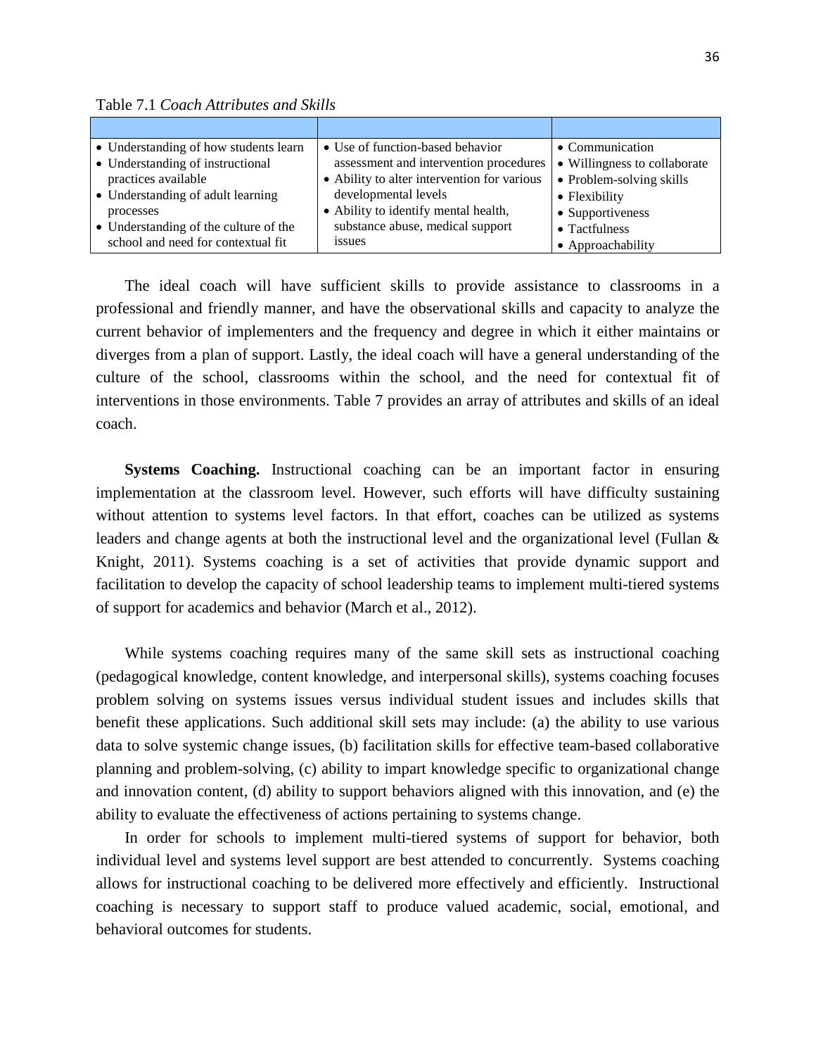Table 7.1 *Coach Attributes and Skills*

| | | |
|---|---|---|
| • Understanding of how students learn<br>• Understanding of instructional practices available<br>• Understanding of adult learning processes<br>• Understanding of the culture of the school and need for contextual fit | • Use of function-based behavior assessment and intervention procedures<br>• Ability to alter intervention for various developmental levels<br>• Ability to identify mental health, substance abuse, medical support issues | • Communication<br>• Willingness to collaborate<br>• Problem-solving skills<br>• Flexibility<br>• Supportiveness<br>• Tactfulness<br>• Approachability |

The ideal coach will have sufficient skills to provide assistance to classrooms in a professional and friendly manner, and have the observational skills and capacity to analyze the current behavior of implementers and the frequency and degree in which it either maintains or diverges from a plan of support. Lastly, the ideal coach will have a general understanding of the culture of the school, classrooms within the school, and the need for contextual fit of interventions in those environments. Table 7 provides an array of attributes and skills of an ideal coach.

**Systems Coaching.** Instructional coaching can be an important factor in ensuring implementation at the classroom level. However, such efforts will have difficulty sustaining without attention to systems level factors. In that effort, coaches can be utilized as systems leaders and change agents at both the instructional level and the organizational level (Fullan & Knight, 2011). Systems coaching is a set of activities that provide dynamic support and facilitation to develop the capacity of school leadership teams to implement multi-tiered systems of support for academics and behavior (March et al., 2012).

While systems coaching requires many of the same skill sets as instructional coaching (pedagogical knowledge, content knowledge, and interpersonal skills), systems coaching focuses problem solving on systems issues versus individual student issues and includes skills that benefit these applications. Such additional skill sets may include: (a) the ability to use various data to solve systemic change issues, (b) facilitation skills for effective team-based collaborative planning and problem-solving, (c) ability to impart knowledge specific to organizational change and innovation content, (d) ability to support behaviors aligned with this innovation, and (e) the ability to evaluate the effectiveness of actions pertaining to systems change.

In order for schools to implement multi-tiered systems of support for behavior, both individual level and systems level support are best attended to concurrently. Systems coaching allows for instructional coaching to be delivered more effectively and efficiently. Instructional coaching is necessary to support staff to produce valued academic, social, emotional, and behavioral outcomes for students.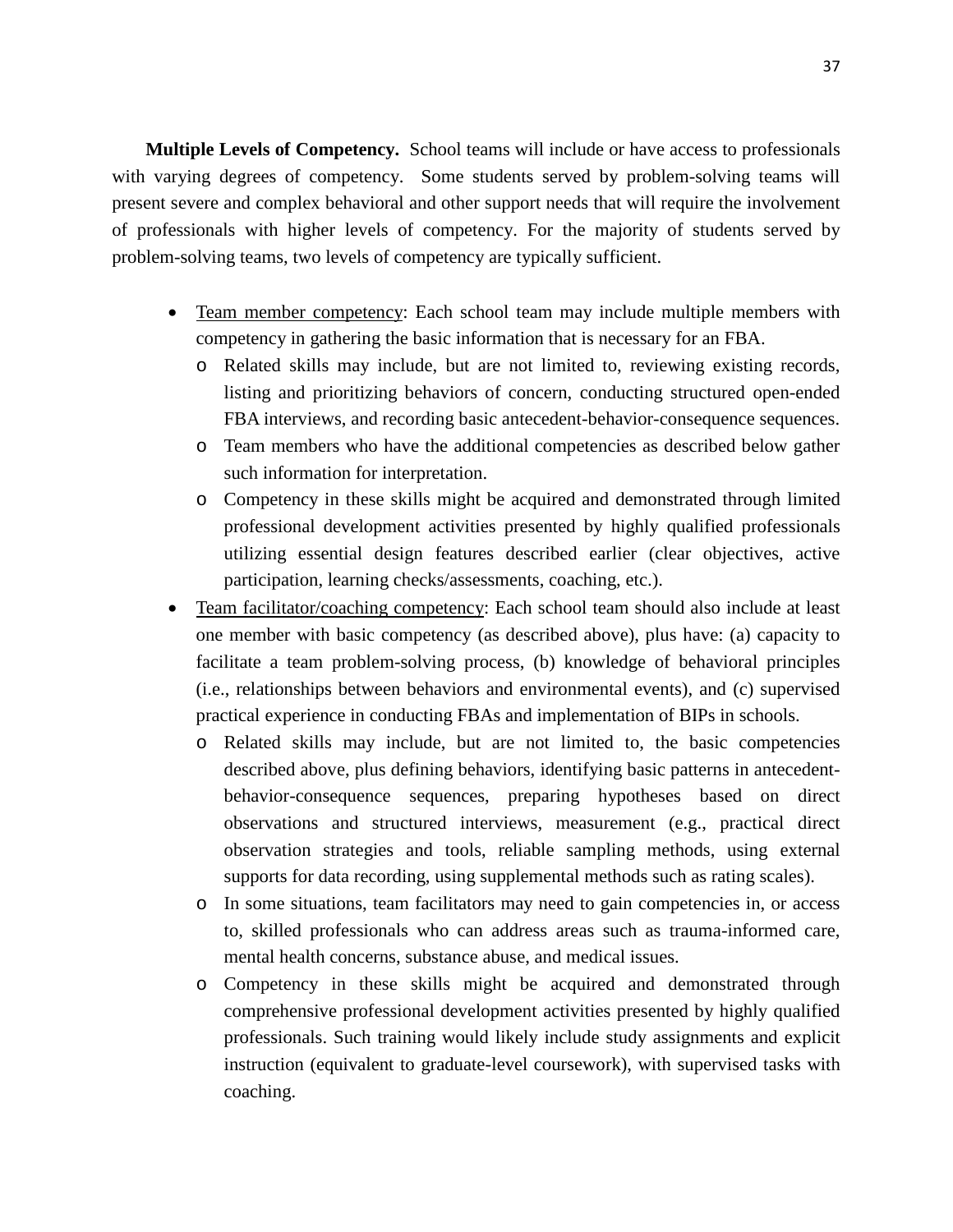**Multiple Levels of Competency.** School teams will include or have access to professionals with varying degrees of competency. Some students served by problem-solving teams will present severe and complex behavioral and other support needs that will require the involvement of professionals with higher levels of competency. For the majority of students served by problem-solving teams, two levels of competency are typically sufficient.

- Team member competency: Each school team may include multiple members with competency in gathering the basic information that is necessary for an FBA.
  - Related skills may include, but are not limited to, reviewing existing records, listing and prioritizing behaviors of concern, conducting structured open-ended FBA interviews, and recording basic antecedent-behavior-consequence sequences.
  - Team members who have the additional competencies as described below gather such information for interpretation.
  - Competency in these skills might be acquired and demonstrated through limited professional development activities presented by highly qualified professionals utilizing essential design features described earlier (clear objectives, active participation, learning checks/assessments, coaching, etc.).
- Team facilitator/coaching competency: Each school team should also include at least one member with basic competency (as described above), plus have: (a) capacity to facilitate a team problem-solving process, (b) knowledge of behavioral principles (i.e., relationships between behaviors and environmental events), and (c) supervised practical experience in conducting FBAs and implementation of BIPs in schools.
  - Related skills may include, but are not limited to, the basic competencies described above, plus defining behaviors, identifying basic patterns in antecedent-behavior-consequence sequences, preparing hypotheses based on direct observations and structured interviews, measurement (e.g., practical direct observation strategies and tools, reliable sampling methods, using external supports for data recording, using supplemental methods such as rating scales).
  - In some situations, team facilitators may need to gain competencies in, or access to, skilled professionals who can address areas such as trauma-informed care, mental health concerns, substance abuse, and medical issues.
  - Competency in these skills might be acquired and demonstrated through comprehensive professional development activities presented by highly qualified professionals. Such training would likely include study assignments and explicit instruction (equivalent to graduate-level coursework), with supervised tasks with coaching.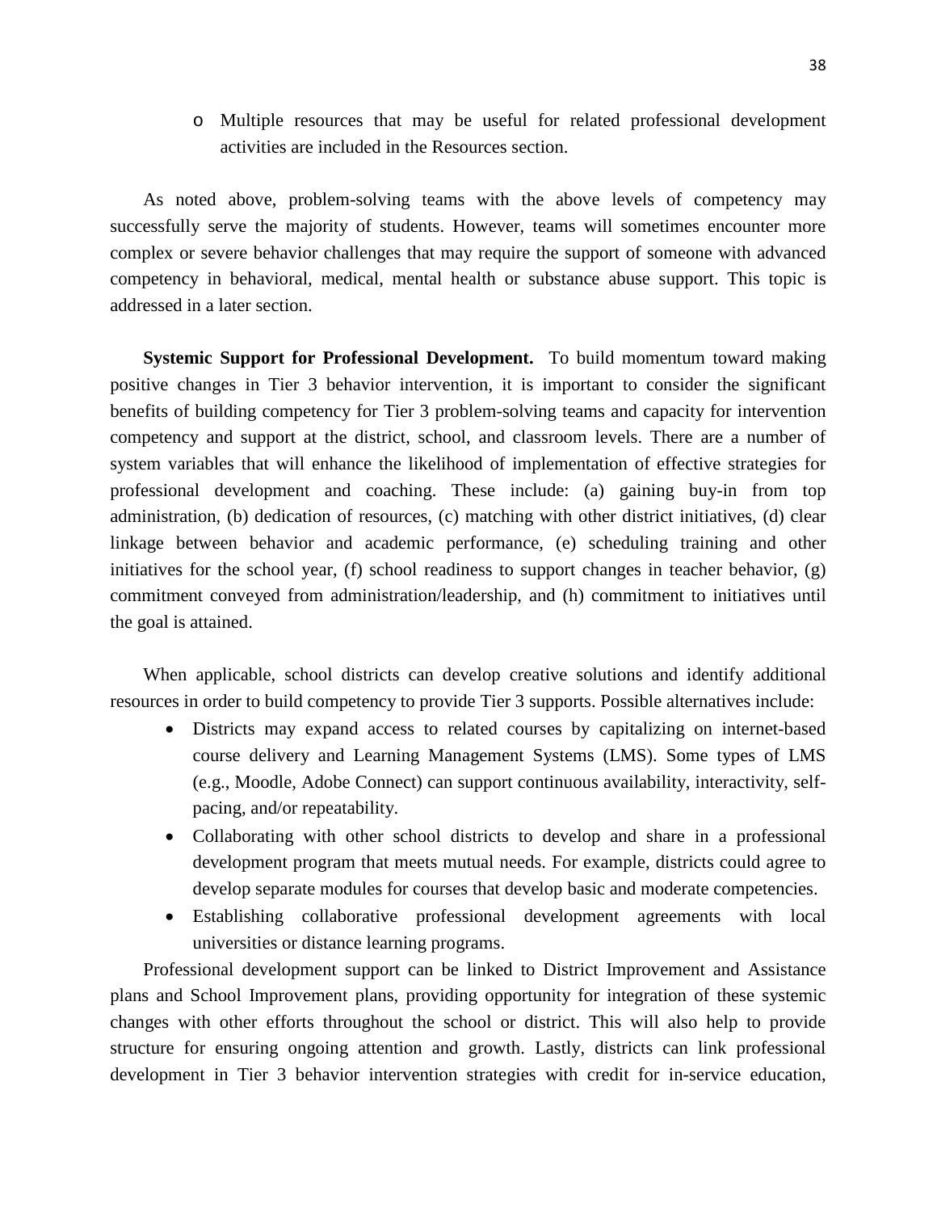- Multiple resources that may be useful for related professional development activities are included in the Resources section.

As noted above, problem-solving teams with the above levels of competency may successfully serve the majority of students. However, teams will sometimes encounter more complex or severe behavior challenges that may require the support of someone with advanced competency in behavioral, medical, mental health or substance abuse support. This topic is addressed in a later section.

**Systemic Support for Professional Development.** To build momentum toward making positive changes in Tier 3 behavior intervention, it is important to consider the significant benefits of building competency for Tier 3 problem-solving teams and capacity for intervention competency and support at the district, school, and classroom levels. There are a number of system variables that will enhance the likelihood of implementation of effective strategies for professional development and coaching. These include: (a) gaining buy-in from top administration, (b) dedication of resources, (c) matching with other district initiatives, (d) clear linkage between behavior and academic performance, (e) scheduling training and other initiatives for the school year, (f) school readiness to support changes in teacher behavior, (g) commitment conveyed from administration/leadership, and (h) commitment to initiatives until the goal is attained.

When applicable, school districts can develop creative solutions and identify additional resources in order to build competency to provide Tier 3 supports. Possible alternatives include:

- Districts may expand access to related courses by capitalizing on internet-based course delivery and Learning Management Systems (LMS). Some types of LMS (e.g., Moodle, Adobe Connect) can support continuous availability, interactivity, self-pacing, and/or repeatability.
- Collaborating with other school districts to develop and share in a professional development program that meets mutual needs. For example, districts could agree to develop separate modules for courses that develop basic and moderate competencies.
- Establishing collaborative professional development agreements with local universities or distance learning programs.

Professional development support can be linked to District Improvement and Assistance plans and School Improvement plans, providing opportunity for integration of these systemic changes with other efforts throughout the school or district. This will also help to provide structure for ensuring ongoing attention and growth. Lastly, districts can link professional development in Tier 3 behavior intervention strategies with credit for in-service education,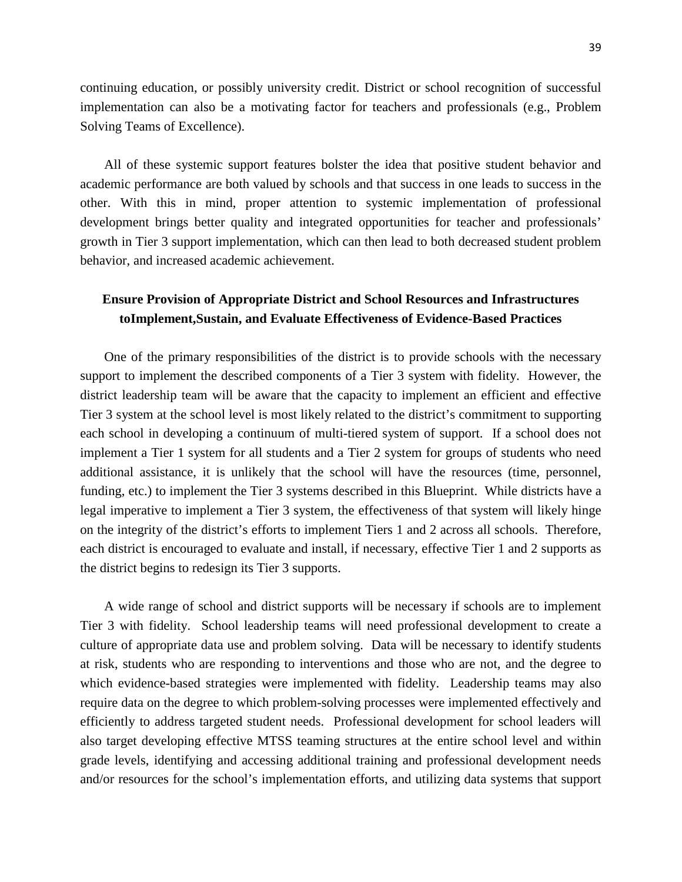continuing education, or possibly university credit. District or school recognition of successful implementation can also be a motivating factor for teachers and professionals (e.g., Problem Solving Teams of Excellence).

All of these systemic support features bolster the idea that positive student behavior and academic performance are both valued by schools and that success in one leads to success in the other. With this in mind, proper attention to systemic implementation of professional development brings better quality and integrated opportunities for teacher and professionals' growth in Tier 3 support implementation, which can then lead to both decreased student problem behavior, and increased academic achievement.

## Ensure Provision of Appropriate District and School Resources and Infrastructures toImplement,Sustain, and Evaluate Effectiveness of Evidence-Based Practices

One of the primary responsibilities of the district is to provide schools with the necessary support to implement the described components of a Tier 3 system with fidelity. However, the district leadership team will be aware that the capacity to implement an efficient and effective Tier 3 system at the school level is most likely related to the district's commitment to supporting each school in developing a continuum of multi-tiered system of support. If a school does not implement a Tier 1 system for all students and a Tier 2 system for groups of students who need additional assistance, it is unlikely that the school will have the resources (time, personnel, funding, etc.) to implement the Tier 3 systems described in this Blueprint. While districts have a legal imperative to implement a Tier 3 system, the effectiveness of that system will likely hinge on the integrity of the district's efforts to implement Tiers 1 and 2 across all schools. Therefore, each district is encouraged to evaluate and install, if necessary, effective Tier 1 and 2 supports as the district begins to redesign its Tier 3 supports.

A wide range of school and district supports will be necessary if schools are to implement Tier 3 with fidelity. School leadership teams will need professional development to create a culture of appropriate data use and problem solving. Data will be necessary to identify students at risk, students who are responding to interventions and those who are not, and the degree to which evidence-based strategies were implemented with fidelity. Leadership teams may also require data on the degree to which problem-solving processes were implemented effectively and efficiently to address targeted student needs. Professional development for school leaders will also target developing effective MTSS teaming structures at the entire school level and within grade levels, identifying and accessing additional training and professional development needs and/or resources for the school's implementation efforts, and utilizing data systems that support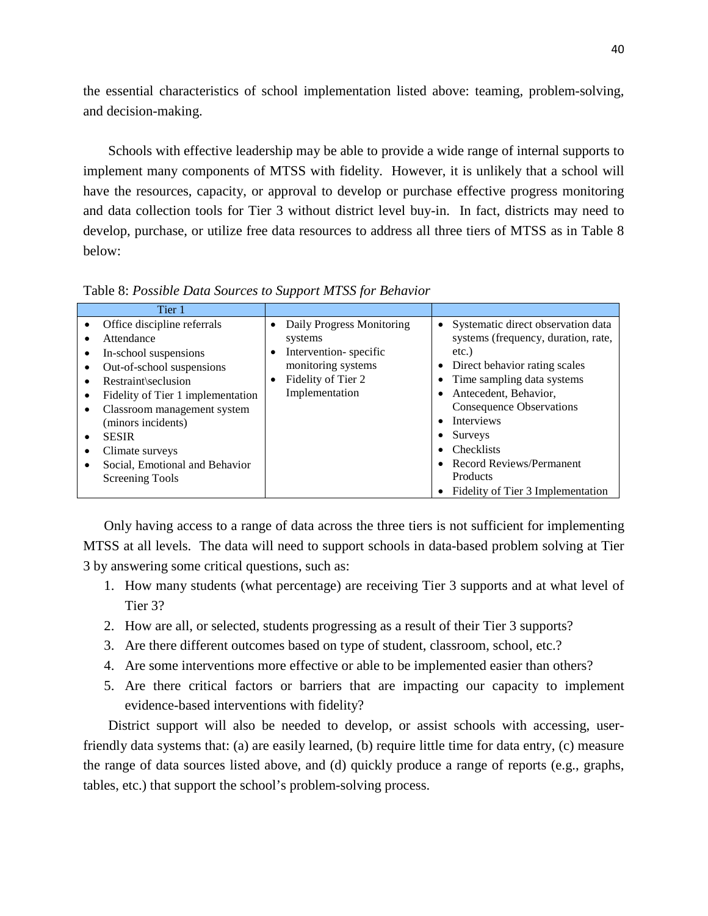the essential characteristics of school implementation listed above: teaming, problem-solving, and decision-making.

Schools with effective leadership may be able to provide a wide range of internal supports to implement many components of MTSS with fidelity. However, it is unlikely that a school will have the resources, capacity, or approval to develop or purchase effective progress monitoring and data collection tools for Tier 3 without district level buy-in. In fact, districts may need to develop, purchase, or utilize free data resources to address all three tiers of MTSS as in Table 8 below:

Table 8: *Possible Data Sources to Support MTSS for Behavior*

| Tier 1 | | |
|---|---|---|
| • Office discipline referrals<br>• Attendance<br>• In-school suspensions<br>• Out-of-school suspensions<br>• Restraint\seclusion<br>• Fidelity of Tier 1 implementation<br>• Classroom management system (minors incidents)<br>• SESIR<br>• Climate surveys<br>• Social, Emotional and Behavior Screening Tools | • Daily Progress Monitoring systems<br>• Intervention- specific monitoring systems<br>• Fidelity of Tier 2 Implementation | • Systematic direct observation data systems (frequency, duration, rate, etc.)<br>• Direct behavior rating scales<br>• Time sampling data systems<br>• Antecedent, Behavior, Consequence Observations<br>• Interviews<br>• Surveys<br>• Checklists<br>• Record Reviews/Permanent Products<br>• Fidelity of Tier 3 Implementation |

Only having access to a range of data across the three tiers is not sufficient for implementing MTSS at all levels. The data will need to support schools in data-based problem solving at Tier 3 by answering some critical questions, such as:

1. How many students (what percentage) are receiving Tier 3 supports and at what level of Tier 3?
2. How are all, or selected, students progressing as a result of their Tier 3 supports?
3. Are there different outcomes based on type of student, classroom, school, etc.?
4. Are some interventions more effective or able to be implemented easier than others?
5. Are there critical factors or barriers that are impacting our capacity to implement evidence-based interventions with fidelity?

District support will also be needed to develop, or assist schools with accessing, user-friendly data systems that: (a) are easily learned, (b) require little time for data entry, (c) measure the range of data sources listed above, and (d) quickly produce a range of reports (e.g., graphs, tables, etc.) that support the school's problem-solving process.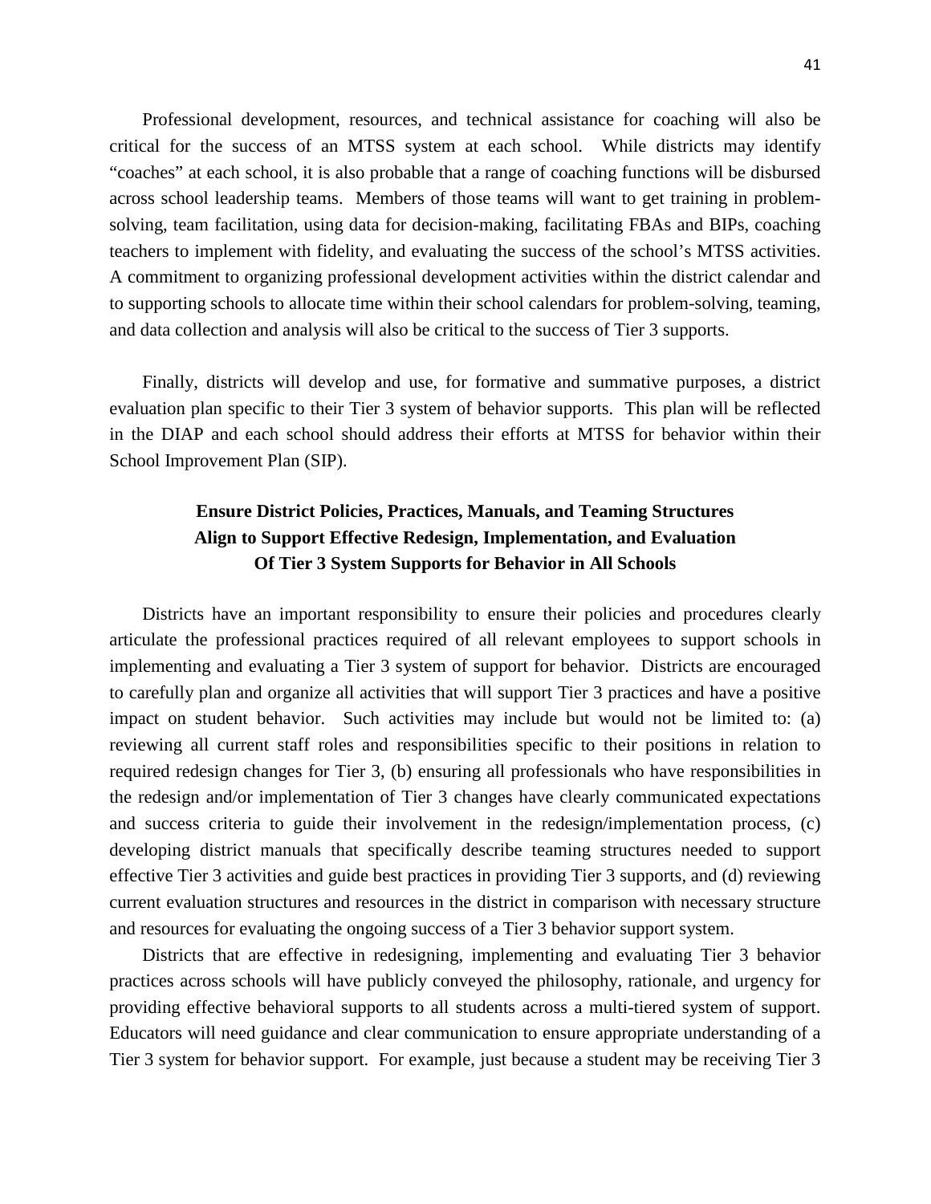Professional development, resources, and technical assistance for coaching will also be critical for the success of an MTSS system at each school. While districts may identify "coaches" at each school, it is also probable that a range of coaching functions will be disbursed across school leadership teams. Members of those teams will want to get training in problem-solving, team facilitation, using data for decision-making, facilitating FBAs and BIPs, coaching teachers to implement with fidelity, and evaluating the success of the school's MTSS activities. A commitment to organizing professional development activities within the district calendar and to supporting schools to allocate time within their school calendars for problem-solving, teaming, and data collection and analysis will also be critical to the success of Tier 3 supports.

Finally, districts will develop and use, for formative and summative purposes, a district evaluation plan specific to their Tier 3 system of behavior supports. This plan will be reflected in the DIAP and each school should address their efforts at MTSS for behavior within their School Improvement Plan (SIP).

## Ensure District Policies, Practices, Manuals, and Teaming Structures Align to Support Effective Redesign, Implementation, and Evaluation Of Tier 3 System Supports for Behavior in All Schools

Districts have an important responsibility to ensure their policies and procedures clearly articulate the professional practices required of all relevant employees to support schools in implementing and evaluating a Tier 3 system of support for behavior. Districts are encouraged to carefully plan and organize all activities that will support Tier 3 practices and have a positive impact on student behavior. Such activities may include but would not be limited to: (a) reviewing all current staff roles and responsibilities specific to their positions in relation to required redesign changes for Tier 3, (b) ensuring all professionals who have responsibilities in the redesign and/or implementation of Tier 3 changes have clearly communicated expectations and success criteria to guide their involvement in the redesign/implementation process, (c) developing district manuals that specifically describe teaming structures needed to support effective Tier 3 activities and guide best practices in providing Tier 3 supports, and (d) reviewing current evaluation structures and resources in the district in comparison with necessary structure and resources for evaluating the ongoing success of a Tier 3 behavior support system.

Districts that are effective in redesigning, implementing and evaluating Tier 3 behavior practices across schools will have publicly conveyed the philosophy, rationale, and urgency for providing effective behavioral supports to all students across a multi-tiered system of support. Educators will need guidance and clear communication to ensure appropriate understanding of a Tier 3 system for behavior support. For example, just because a student may be receiving Tier 3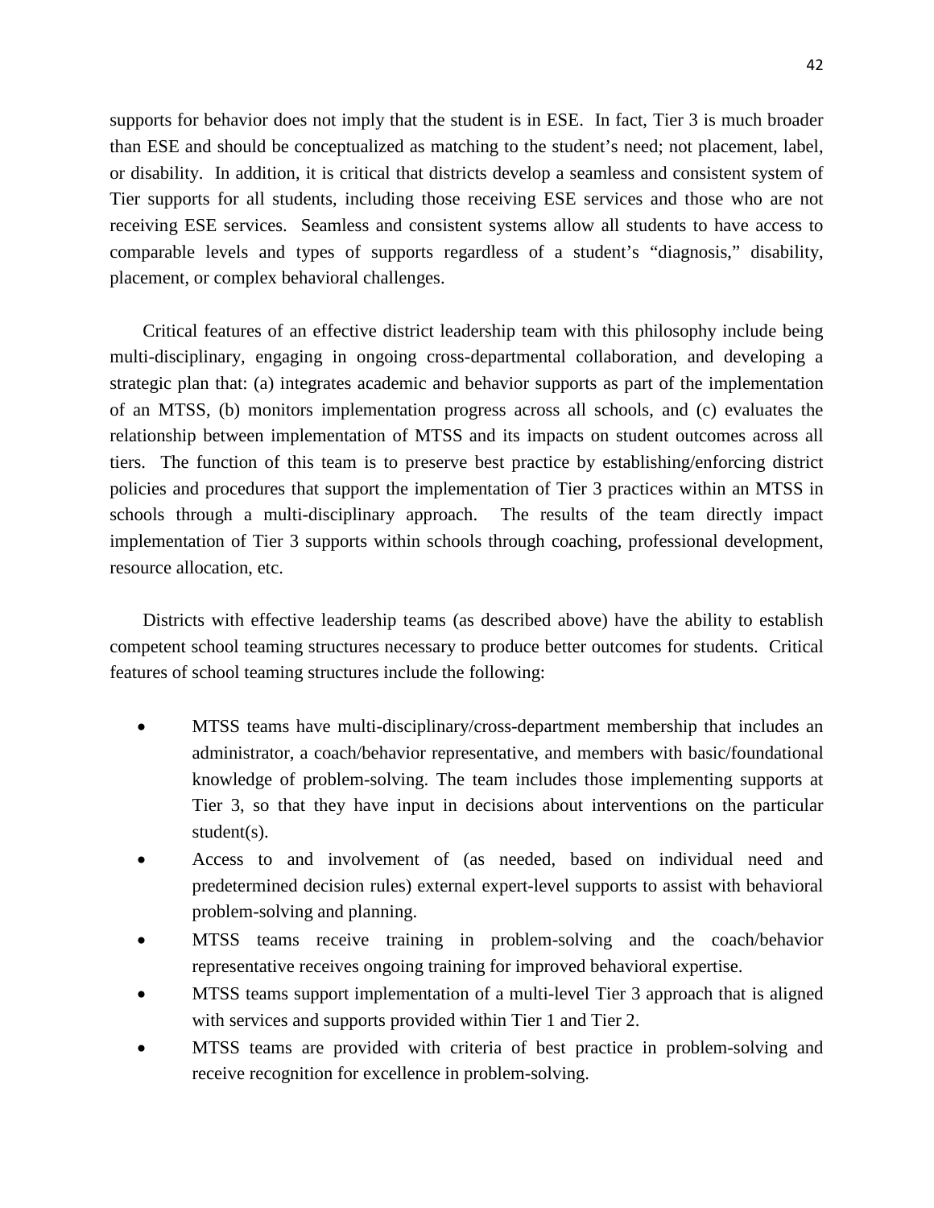supports for behavior does not imply that the student is in ESE. In fact, Tier 3 is much broader than ESE and should be conceptualized as matching to the student's need; not placement, label, or disability. In addition, it is critical that districts develop a seamless and consistent system of Tier supports for all students, including those receiving ESE services and those who are not receiving ESE services. Seamless and consistent systems allow all students to have access to comparable levels and types of supports regardless of a student's "diagnosis," disability, placement, or complex behavioral challenges.

Critical features of an effective district leadership team with this philosophy include being multi-disciplinary, engaging in ongoing cross-departmental collaboration, and developing a strategic plan that: (a) integrates academic and behavior supports as part of the implementation of an MTSS, (b) monitors implementation progress across all schools, and (c) evaluates the relationship between implementation of MTSS and its impacts on student outcomes across all tiers. The function of this team is to preserve best practice by establishing/enforcing district policies and procedures that support the implementation of Tier 3 practices within an MTSS in schools through a multi-disciplinary approach. The results of the team directly impact implementation of Tier 3 supports within schools through coaching, professional development, resource allocation, etc.

Districts with effective leadership teams (as described above) have the ability to establish competent school teaming structures necessary to produce better outcomes for students. Critical features of school teaming structures include the following:

- MTSS teams have multi-disciplinary/cross-department membership that includes an administrator, a coach/behavior representative, and members with basic/foundational knowledge of problem-solving. The team includes those implementing supports at Tier 3, so that they have input in decisions about interventions on the particular student(s).
- Access to and involvement of (as needed, based on individual need and predetermined decision rules) external expert-level supports to assist with behavioral problem-solving and planning.
- MTSS teams receive training in problem-solving and the coach/behavior representative receives ongoing training for improved behavioral expertise.
- MTSS teams support implementation of a multi-level Tier 3 approach that is aligned with services and supports provided within Tier 1 and Tier 2.
- MTSS teams are provided with criteria of best practice in problem-solving and receive recognition for excellence in problem-solving.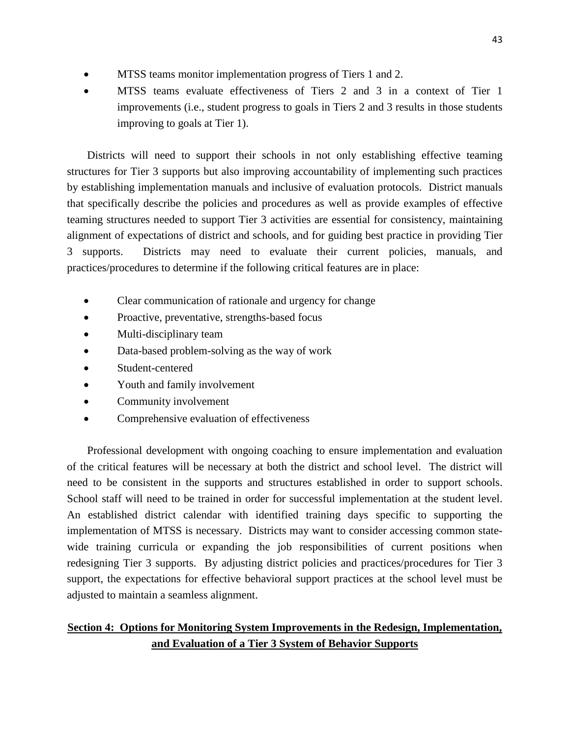- MTSS teams monitor implementation progress of Tiers 1 and 2.
- MTSS teams evaluate effectiveness of Tiers 2 and 3 in a context of Tier 1 improvements (i.e., student progress to goals in Tiers 2 and 3 results in those students improving to goals at Tier 1).

Districts will need to support their schools in not only establishing effective teaming structures for Tier 3 supports but also improving accountability of implementing such practices by establishing implementation manuals and inclusive of evaluation protocols. District manuals that specifically describe the policies and procedures as well as provide examples of effective teaming structures needed to support Tier 3 activities are essential for consistency, maintaining alignment of expectations of district and schools, and for guiding best practice in providing Tier 3 supports. Districts may need to evaluate their current policies, manuals, and practices/procedures to determine if the following critical features are in place:

- Clear communication of rationale and urgency for change
- Proactive, preventative, strengths-based focus
- Multi-disciplinary team
- Data-based problem-solving as the way of work
- Student-centered
- Youth and family involvement
- Community involvement
- Comprehensive evaluation of effectiveness

Professional development with ongoing coaching to ensure implementation and evaluation of the critical features will be necessary at both the district and school level. The district will need to be consistent in the supports and structures established in order to support schools. School staff will need to be trained in order for successful implementation at the student level. An established district calendar with identified training days specific to supporting the implementation of MTSS is necessary. Districts may want to consider accessing common state-wide training curricula or expanding the job responsibilities of current positions when redesigning Tier 3 supports. By adjusting district policies and practices/procedures for Tier 3 support, the expectations for effective behavioral support practices at the school level must be adjusted to maintain a seamless alignment.

## Section 4: Options for Monitoring System Improvements in the Redesign, Implementation, and Evaluation of a Tier 3 System of Behavior Supports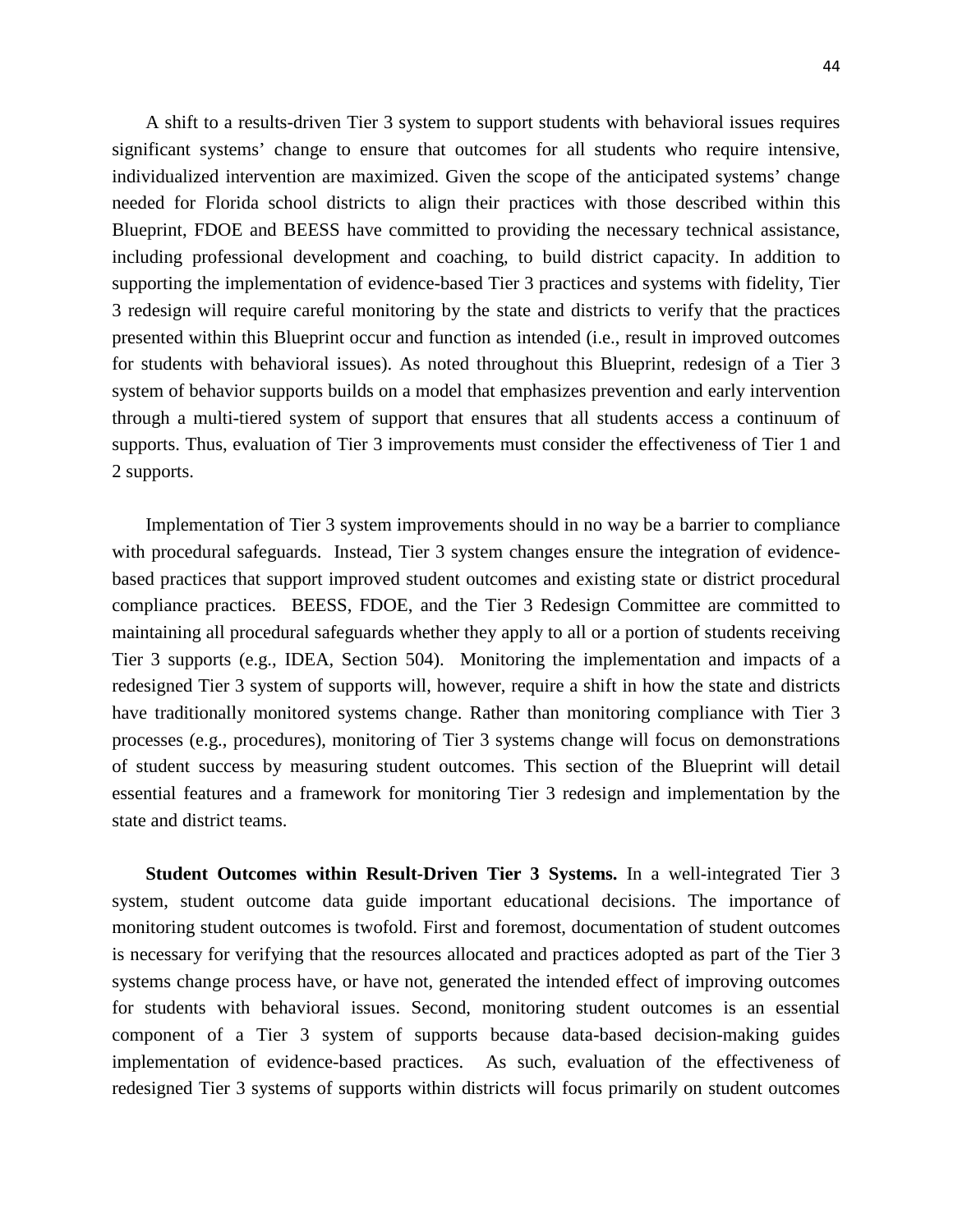A shift to a results-driven Tier 3 system to support students with behavioral issues requires significant systems' change to ensure that outcomes for all students who require intensive, individualized intervention are maximized. Given the scope of the anticipated systems' change needed for Florida school districts to align their practices with those described within this Blueprint, FDOE and BEESS have committed to providing the necessary technical assistance, including professional development and coaching, to build district capacity. In addition to supporting the implementation of evidence-based Tier 3 practices and systems with fidelity, Tier 3 redesign will require careful monitoring by the state and districts to verify that the practices presented within this Blueprint occur and function as intended (i.e., result in improved outcomes for students with behavioral issues). As noted throughout this Blueprint, redesign of a Tier 3 system of behavior supports builds on a model that emphasizes prevention and early intervention through a multi-tiered system of support that ensures that all students access a continuum of supports. Thus, evaluation of Tier 3 improvements must consider the effectiveness of Tier 1 and 2 supports.

Implementation of Tier 3 system improvements should in no way be a barrier to compliance with procedural safeguards. Instead, Tier 3 system changes ensure the integration of evidence-based practices that support improved student outcomes and existing state or district procedural compliance practices. BEESS, FDOE, and the Tier 3 Redesign Committee are committed to maintaining all procedural safeguards whether they apply to all or a portion of students receiving Tier 3 supports (e.g., IDEA, Section 504). Monitoring the implementation and impacts of a redesigned Tier 3 system of supports will, however, require a shift in how the state and districts have traditionally monitored systems change. Rather than monitoring compliance with Tier 3 processes (e.g., procedures), monitoring of Tier 3 systems change will focus on demonstrations of student success by measuring student outcomes. This section of the Blueprint will detail essential features and a framework for monitoring Tier 3 redesign and implementation by the state and district teams.

**Student Outcomes within Result-Driven Tier 3 Systems.** In a well-integrated Tier 3 system, student outcome data guide important educational decisions. The importance of monitoring student outcomes is twofold. First and foremost, documentation of student outcomes is necessary for verifying that the resources allocated and practices adopted as part of the Tier 3 systems change process have, or have not, generated the intended effect of improving outcomes for students with behavioral issues. Second, monitoring student outcomes is an essential component of a Tier 3 system of supports because data-based decision-making guides implementation of evidence-based practices. As such, evaluation of the effectiveness of redesigned Tier 3 systems of supports within districts will focus primarily on student outcomes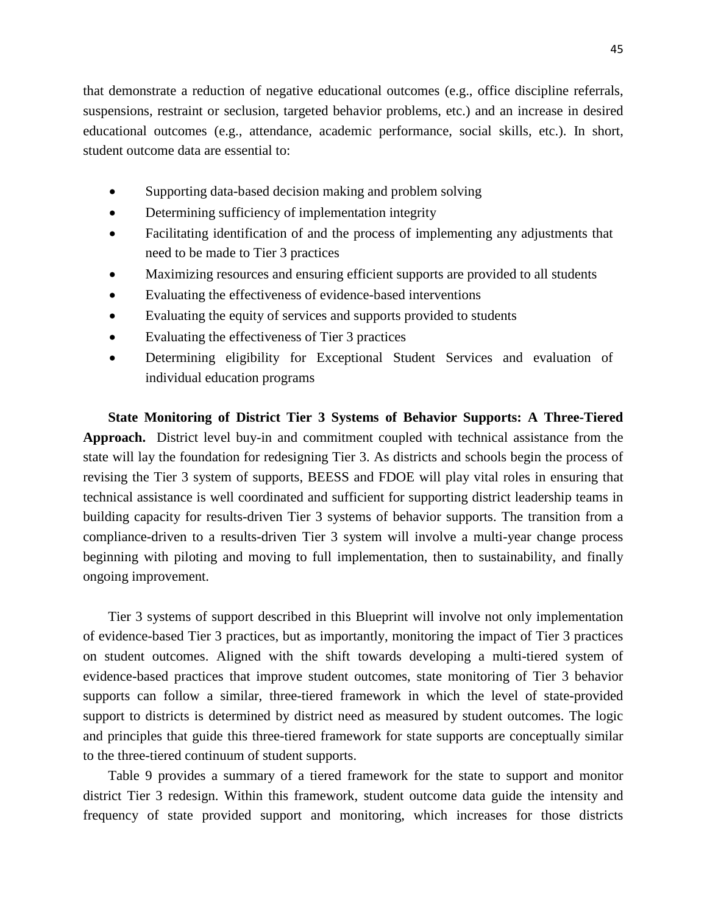that demonstrate a reduction of negative educational outcomes (e.g., office discipline referrals, suspensions, restraint or seclusion, targeted behavior problems, etc.) and an increase in desired educational outcomes (e.g., attendance, academic performance, social skills, etc.). In short, student outcome data are essential to:

- Supporting data-based decision making and problem solving
- Determining sufficiency of implementation integrity
- Facilitating identification of and the process of implementing any adjustments that need to be made to Tier 3 practices
- Maximizing resources and ensuring efficient supports are provided to all students
- Evaluating the effectiveness of evidence-based interventions
- Evaluating the equity of services and supports provided to students
- Evaluating the effectiveness of Tier 3 practices
- Determining eligibility for Exceptional Student Services and evaluation of individual education programs

**State Monitoring of District Tier 3 Systems of Behavior Supports: A Three-Tiered Approach.** District level buy-in and commitment coupled with technical assistance from the state will lay the foundation for redesigning Tier 3. As districts and schools begin the process of revising the Tier 3 system of supports, BEESS and FDOE will play vital roles in ensuring that technical assistance is well coordinated and sufficient for supporting district leadership teams in building capacity for results-driven Tier 3 systems of behavior supports. The transition from a compliance-driven to a results-driven Tier 3 system will involve a multi-year change process beginning with piloting and moving to full implementation, then to sustainability, and finally ongoing improvement.

Tier 3 systems of support described in this Blueprint will involve not only implementation of evidence-based Tier 3 practices, but as importantly, monitoring the impact of Tier 3 practices on student outcomes. Aligned with the shift towards developing a multi-tiered system of evidence-based practices that improve student outcomes, state monitoring of Tier 3 behavior supports can follow a similar, three-tiered framework in which the level of state-provided support to districts is determined by district need as measured by student outcomes. The logic and principles that guide this three-tiered framework for state supports are conceptually similar to the three-tiered continuum of student supports.

Table 9 provides a summary of a tiered framework for the state to support and monitor district Tier 3 redesign. Within this framework, student outcome data guide the intensity and frequency of state provided support and monitoring, which increases for those districts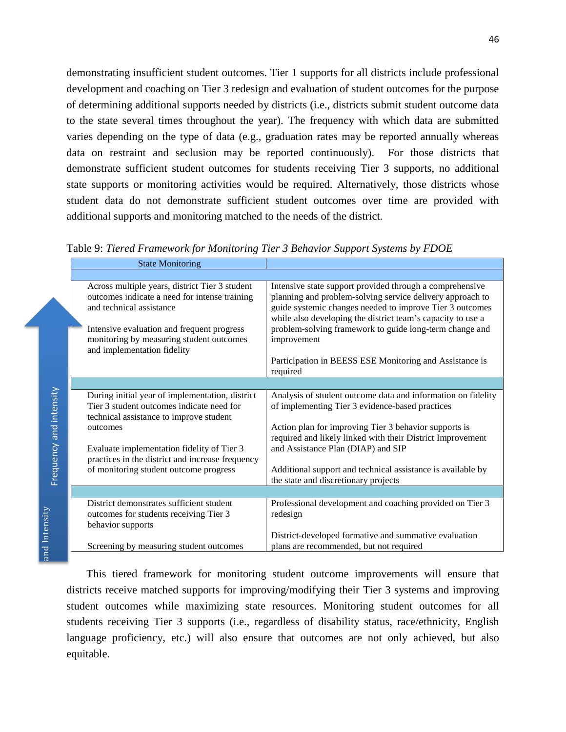demonstrating insufficient student outcomes. Tier 1 supports for all districts include professional development and coaching on Tier 3 redesign and evaluation of student outcomes for the purpose of determining additional supports needed by districts (i.e., districts submit student outcome data to the state several times throughout the year). The frequency with which data are submitted varies depending on the type of data (e.g., graduation rates may be reported annually whereas data on restraint and seclusion may be reported continuously). For those districts that demonstrate sufficient student outcomes for students receiving Tier 3 supports, no additional state supports or monitoring activities would be required. Alternatively, those districts whose student data do not demonstrate sufficient student outcomes over time are provided with additional supports and monitoring matched to the needs of the district.

Table 9: *Tiered Framework for Monitoring Tier 3 Behavior Support Systems by FDOE*

| State Monitoring | |
|---|---|
| Across multiple years, district Tier 3 student outcomes indicate a need for intense training and technical assistance<br><br>Intensive evaluation and frequent progress monitoring by measuring student outcomes and implementation fidelity | Intensive state support provided through a comprehensive planning and problem-solving service delivery approach to guide systemic changes needed to improve Tier 3 outcomes while also developing the district team's capacity to use a problem-solving framework to guide long-term change and improvement<br><br>Participation in BEESS ESE Monitoring and Assistance is required |
| During initial year of implementation, district Tier 3 student outcomes indicate need for technical assistance to improve student outcomes<br><br>Evaluate implementation fidelity of Tier 3 practices in the district and increase frequency of monitoring student outcome progress | Analysis of student outcome data and information on fidelity of implementing Tier 3 evidence-based practices<br><br>Action plan for improving Tier 3 behavior supports is required and likely linked with their District Improvement and Assistance Plan (DIAP) and SIP<br><br>Additional support and technical assistance is available by the state and discretionary projects |
| District demonstrates sufficient student outcomes for students receiving Tier 3 behavior supports<br><br>Screening by measuring student outcomes | Professional development and coaching provided on Tier 3 redesign<br><br>District-developed formative and summative evaluation plans are recommended, but not required |

This tiered framework for monitoring student outcome improvements will ensure that districts receive matched supports for improving/modifying their Tier 3 systems and improving student outcomes while maximizing state resources. Monitoring student outcomes for all students receiving Tier 3 supports (i.e., regardless of disability status, race/ethnicity, English language proficiency, etc.) will also ensure that outcomes are not only achieved, but also equitable.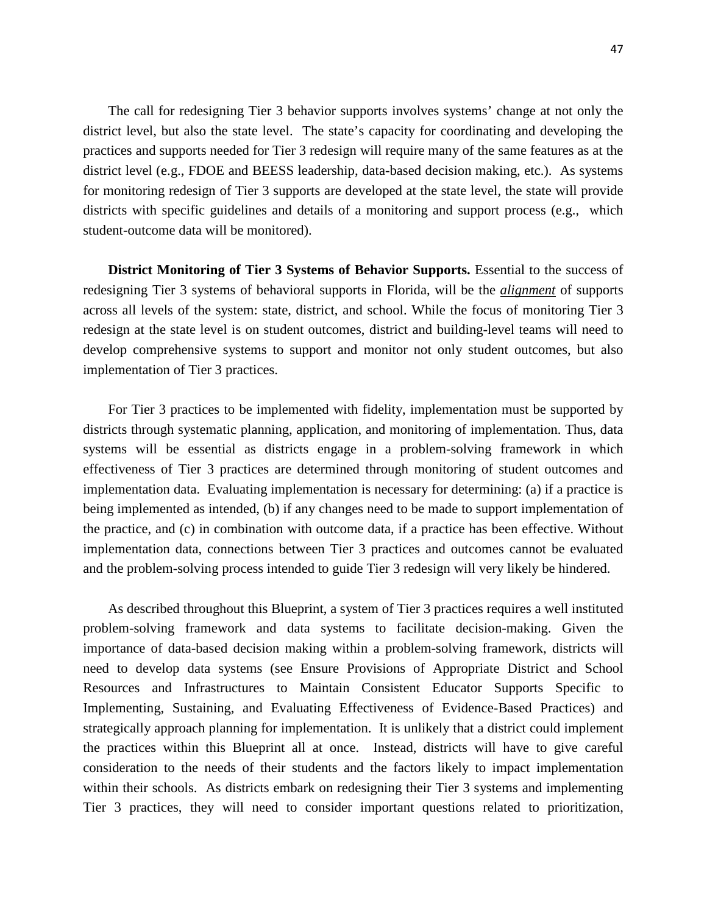The call for redesigning Tier 3 behavior supports involves systems' change at not only the district level, but also the state level. The state's capacity for coordinating and developing the practices and supports needed for Tier 3 redesign will require many of the same features as at the district level (e.g., FDOE and BEESS leadership, data-based decision making, etc.). As systems for monitoring redesign of Tier 3 supports are developed at the state level, the state will provide districts with specific guidelines and details of a monitoring and support process (e.g., which student-outcome data will be monitored).

**District Monitoring of Tier 3 Systems of Behavior Supports.** Essential to the success of redesigning Tier 3 systems of behavioral supports in Florida, will be the ***alignment*** of supports across all levels of the system: state, district, and school. While the focus of monitoring Tier 3 redesign at the state level is on student outcomes, district and building-level teams will need to develop comprehensive systems to support and monitor not only student outcomes, but also implementation of Tier 3 practices.

For Tier 3 practices to be implemented with fidelity, implementation must be supported by districts through systematic planning, application, and monitoring of implementation. Thus, data systems will be essential as districts engage in a problem-solving framework in which effectiveness of Tier 3 practices are determined through monitoring of student outcomes and implementation data. Evaluating implementation is necessary for determining: (a) if a practice is being implemented as intended, (b) if any changes need to be made to support implementation of the practice, and (c) in combination with outcome data, if a practice has been effective. Without implementation data, connections between Tier 3 practices and outcomes cannot be evaluated and the problem-solving process intended to guide Tier 3 redesign will very likely be hindered.

As described throughout this Blueprint, a system of Tier 3 practices requires a well instituted problem-solving framework and data systems to facilitate decision-making. Given the importance of data-based decision making within a problem-solving framework, districts will need to develop data systems (see Ensure Provisions of Appropriate District and School Resources and Infrastructures to Maintain Consistent Educator Supports Specific to Implementing, Sustaining, and Evaluating Effectiveness of Evidence-Based Practices) and strategically approach planning for implementation. It is unlikely that a district could implement the practices within this Blueprint all at once. Instead, districts will have to give careful consideration to the needs of their students and the factors likely to impact implementation within their schools. As districts embark on redesigning their Tier 3 systems and implementing Tier 3 practices, they will need to consider important questions related to prioritization,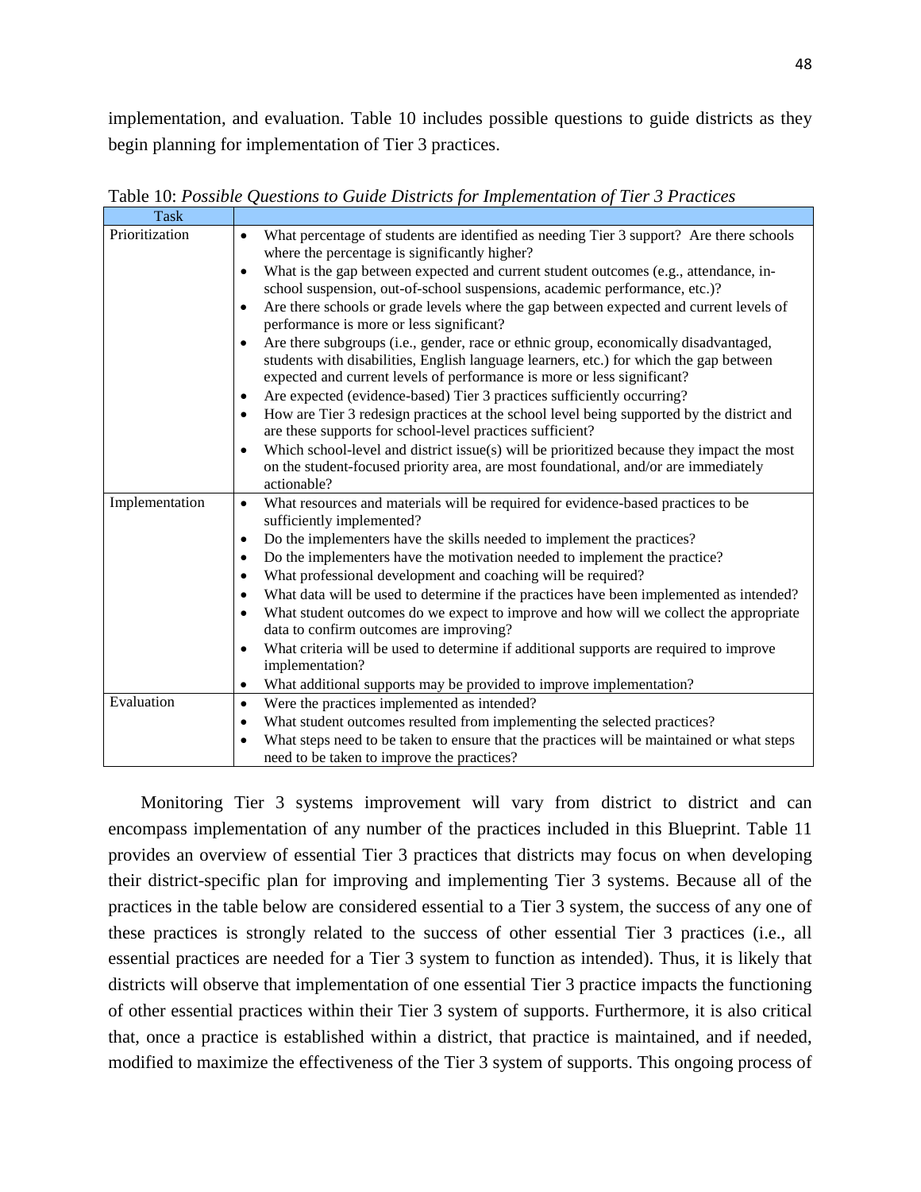implementation, and evaluation. Table 10 includes possible questions to guide districts as they begin planning for implementation of Tier 3 practices.

Table 10: *Possible Questions to Guide Districts for Implementation of Tier 3 Practices*

| Task | |
|---|---|
| Prioritization | • What percentage of students are identified as needing Tier 3 support? Are there schools where the percentage is significantly higher?<br>• What is the gap between expected and current student outcomes (e.g., attendance, in-school suspension, out-of-school suspensions, academic performance, etc.)?<br>• Are there schools or grade levels where the gap between expected and current levels of performance is more or less significant?<br>• Are there subgroups (i.e., gender, race or ethnic group, economically disadvantaged, students with disabilities, English language learners, etc.) for which the gap between expected and current levels of performance is more or less significant?<br>• Are expected (evidence-based) Tier 3 practices sufficiently occurring?<br>• How are Tier 3 redesign practices at the school level being supported by the district and are these supports for school-level practices sufficient?<br>• Which school-level and district issue(s) will be prioritized because they impact the most on the student-focused priority area, are most foundational, and/or are immediately actionable? |
| Implementation | • What resources and materials will be required for evidence-based practices to be sufficiently implemented?<br>• Do the implementers have the skills needed to implement the practices?<br>• Do the implementers have the motivation needed to implement the practice?<br>• What professional development and coaching will be required?<br>• What data will be used to determine if the practices have been implemented as intended?<br>• What student outcomes do we expect to improve and how will we collect the appropriate data to confirm outcomes are improving?<br>• What criteria will be used to determine if additional supports are required to improve implementation?<br>• What additional supports may be provided to improve implementation? |
| Evaluation | • Were the practices implemented as intended?<br>• What student outcomes resulted from implementing the selected practices?<br>• What steps need to be taken to ensure that the practices will be maintained or what steps need to be taken to improve the practices? |

Monitoring Tier 3 systems improvement will vary from district to district and can encompass implementation of any number of the practices included in this Blueprint. Table 11 provides an overview of essential Tier 3 practices that districts may focus on when developing their district-specific plan for improving and implementing Tier 3 systems. Because all of the practices in the table below are considered essential to a Tier 3 system, the success of any one of these practices is strongly related to the success of other essential Tier 3 practices (i.e., all essential practices are needed for a Tier 3 system to function as intended). Thus, it is likely that districts will observe that implementation of one essential Tier 3 practice impacts the functioning of other essential practices within their Tier 3 system of supports. Furthermore, it is also critical that, once a practice is established within a district, that practice is maintained, and if needed, modified to maximize the effectiveness of the Tier 3 system of supports. This ongoing process of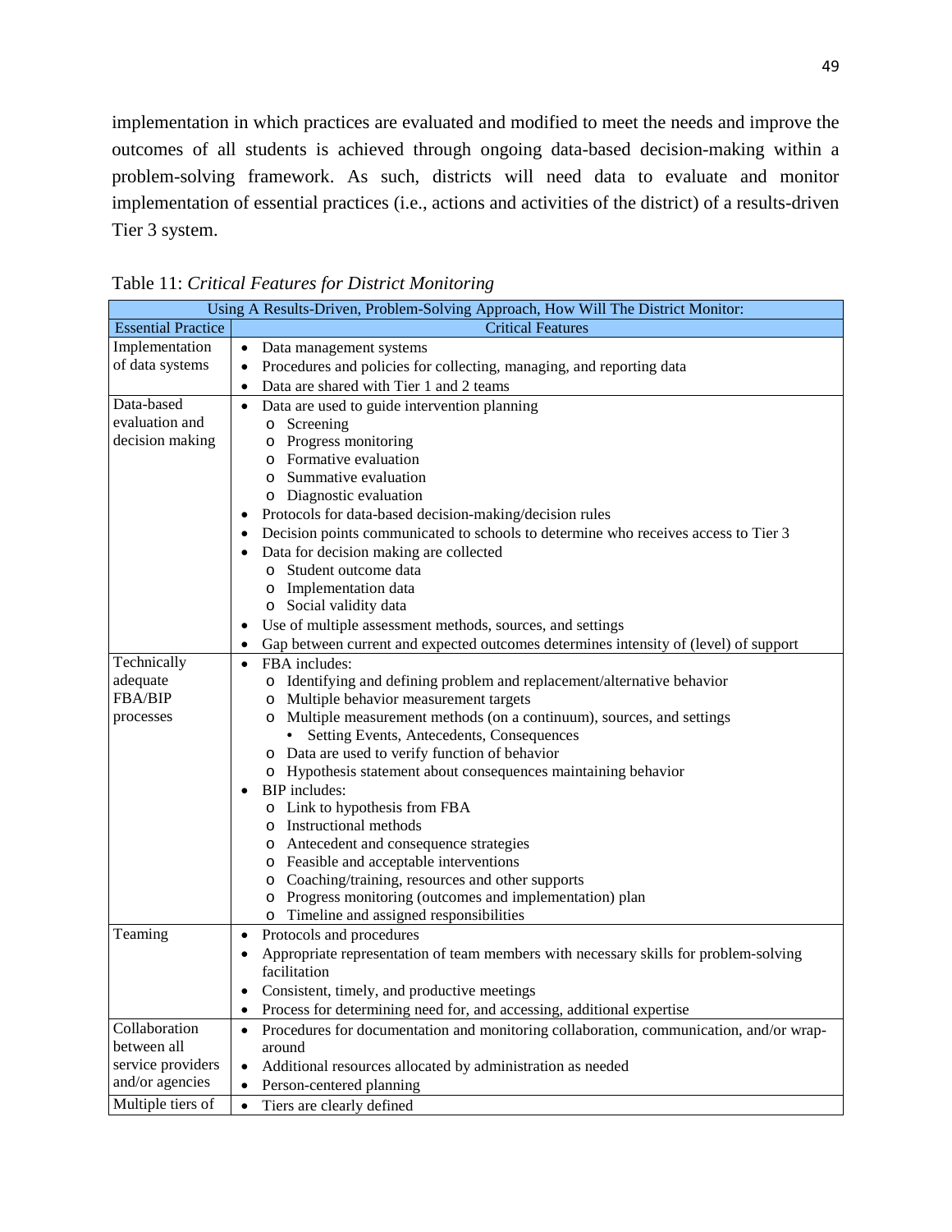implementation in which practices are evaluated and modified to meet the needs and improve the outcomes of all students is achieved through ongoing data-based decision-making within a problem-solving framework. As such, districts will need data to evaluate and monitor implementation of essential practices (i.e., actions and activities of the district) of a results-driven Tier 3 system.

Table 11: *Critical Features for District Monitoring*

| Using A Results-Driven, Problem-Solving Approach, How Will The District Monitor: | |
|---|---|
| **Essential Practice** | **Critical Features** |
| Implementation of data systems | • Data management systems<br>• Procedures and policies for collecting, managing, and reporting data<br>• Data are shared with Tier 1 and 2 teams |
| Data-based evaluation and decision making | • Data are used to guide intervention planning<br>&nbsp;&nbsp;o Screening<br>&nbsp;&nbsp;o Progress monitoring<br>&nbsp;&nbsp;o Formative evaluation<br>&nbsp;&nbsp;o Summative evaluation<br>&nbsp;&nbsp;o Diagnostic evaluation<br>• Protocols for data-based decision-making/decision rules<br>• Decision points communicated to schools to determine who receives access to Tier 3<br>• Data for decision making are collected<br>&nbsp;&nbsp;o Student outcome data<br>&nbsp;&nbsp;o Implementation data<br>&nbsp;&nbsp;o Social validity data<br>• Use of multiple assessment methods, sources, and settings<br>• Gap between current and expected outcomes determines intensity of (level) of support |
| Technically adequate FBA/BIP processes | • FBA includes:<br>&nbsp;&nbsp;o Identifying and defining problem and replacement/alternative behavior<br>&nbsp;&nbsp;o Multiple behavior measurement targets<br>&nbsp;&nbsp;o Multiple measurement methods (on a continuum), sources, and settings<br>&nbsp;&nbsp;&nbsp;&nbsp;▪ Setting Events, Antecedents, Consequences<br>&nbsp;&nbsp;o Data are used to verify function of behavior<br>&nbsp;&nbsp;o Hypothesis statement about consequences maintaining behavior<br>• BIP includes:<br>&nbsp;&nbsp;o Link to hypothesis from FBA<br>&nbsp;&nbsp;o Instructional methods<br>&nbsp;&nbsp;o Antecedent and consequence strategies<br>&nbsp;&nbsp;o Feasible and acceptable interventions<br>&nbsp;&nbsp;o Coaching/training, resources and other supports<br>&nbsp;&nbsp;o Progress monitoring (outcomes and implementation) plan<br>&nbsp;&nbsp;o Timeline and assigned responsibilities |
| Teaming | • Protocols and procedures<br>• Appropriate representation of team members with necessary skills for problem-solving facilitation<br>• Consistent, timely, and productive meetings<br>• Process for determining need for, and accessing, additional expertise |
| Collaboration between all service providers and/or agencies | • Procedures for documentation and monitoring collaboration, communication, and/or wrap-around<br>• Additional resources allocated by administration as needed<br>• Person-centered planning |
| Multiple tiers of | • Tiers are clearly defined |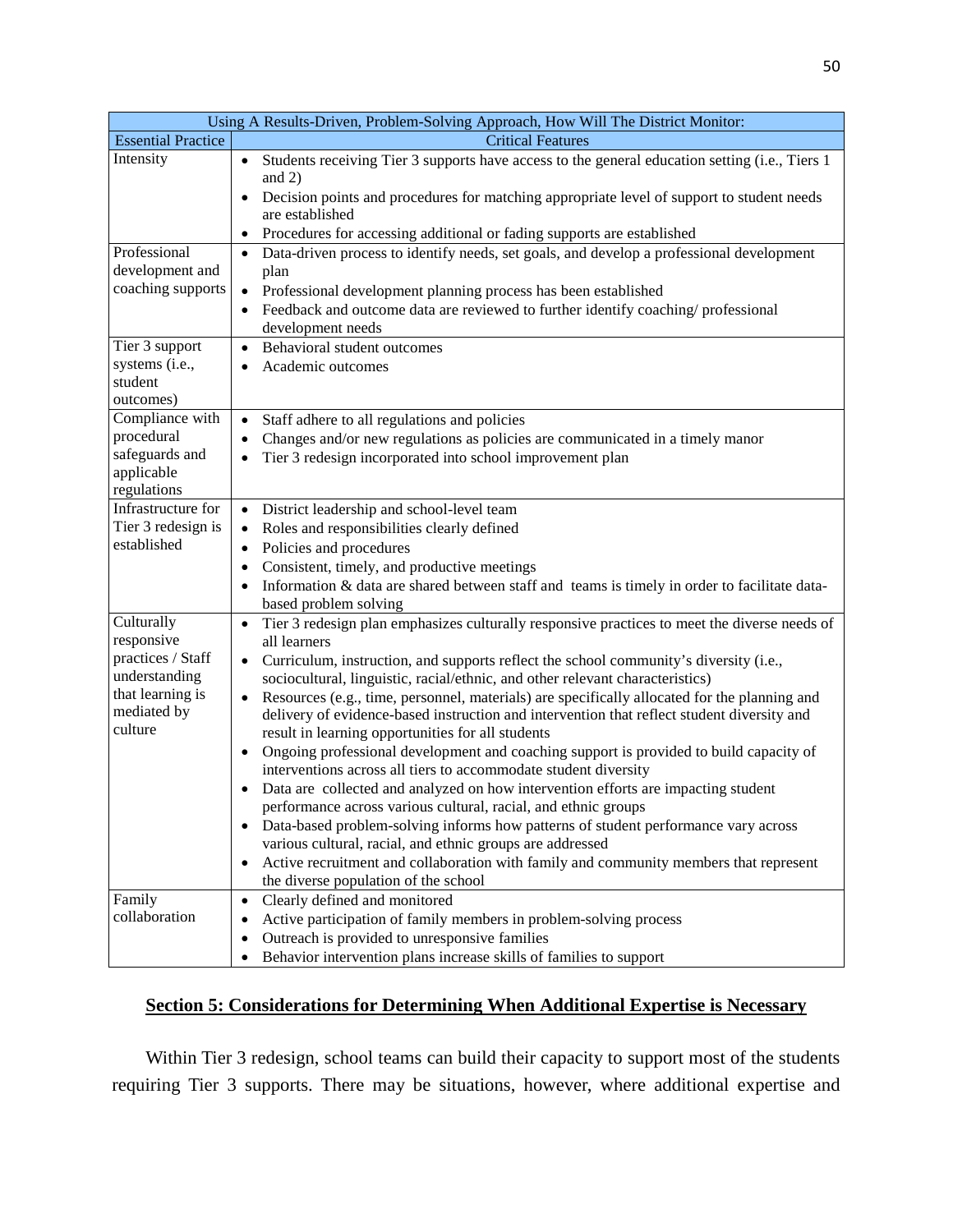| Using A Results-Driven, Problem-Solving Approach, How Will The District Monitor: | |
|---|---|
| Essential Practice | Critical Features |
| Intensity | • Students receiving Tier 3 supports have access to the general education setting (i.e., Tiers 1 and 2)<br>• Decision points and procedures for matching appropriate level of support to student needs are established<br>• Procedures for accessing additional or fading supports are established |
| Professional development and coaching supports | • Data-driven process to identify needs, set goals, and develop a professional development plan<br>• Professional development planning process has been established<br>• Feedback and outcome data are reviewed to further identify coaching/ professional development needs |
| Tier 3 support systems (i.e., student outcomes) | • Behavioral student outcomes<br>• Academic outcomes |
| Compliance with procedural safeguards and applicable regulations | • Staff adhere to all regulations and policies<br>• Changes and/or new regulations as policies are communicated in a timely manor<br>• Tier 3 redesign incorporated into school improvement plan |
| Infrastructure for Tier 3 redesign is established | • District leadership and school-level team<br>• Roles and responsibilities clearly defined<br>• Policies and procedures<br>• Consistent, timely, and productive meetings<br>• Information & data are shared between staff and teams is timely in order to facilitate data-based problem solving |
| Culturally responsive practices / Staff understanding that learning is mediated by culture | • Tier 3 redesign plan emphasizes culturally responsive practices to meet the diverse needs of all learners<br>• Curriculum, instruction, and supports reflect the school community's diversity (i.e., sociocultural, linguistic, racial/ethnic, and other relevant characteristics)<br>• Resources (e.g., time, personnel, materials) are specifically allocated for the planning and delivery of evidence-based instruction and intervention that reflect student diversity and result in learning opportunities for all students<br>• Ongoing professional development and coaching support is provided to build capacity of interventions across all tiers to accommodate student diversity<br>• Data are collected and analyzed on how intervention efforts are impacting student performance across various cultural, racial, and ethnic groups<br>• Data-based problem-solving informs how patterns of student performance vary across various cultural, racial, and ethnic groups are addressed<br>• Active recruitment and collaboration with family and community members that represent the diverse population of the school |
| Family collaboration | • Clearly defined and monitored<br>• Active participation of family members in problem-solving process<br>• Outreach is provided to unresponsive families<br>• Behavior intervention plans increase skills of families to support |

## Section 5: Considerations for Determining When Additional Expertise is Necessary

Within Tier 3 redesign, school teams can build their capacity to support most of the students requiring Tier 3 supports. There may be situations, however, where additional expertise and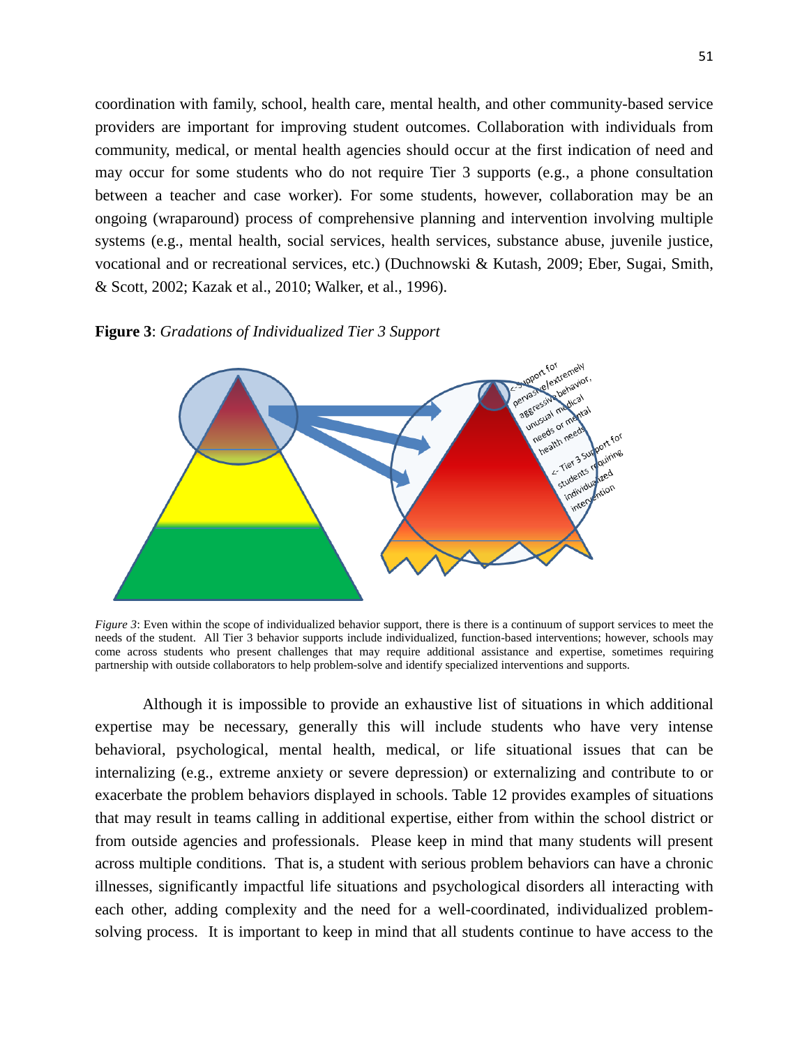coordination with family, school, health care, mental health, and other community-based service providers are important for improving student outcomes. Collaboration with individuals from community, medical, or mental health agencies should occur at the first indication of need and may occur for some students who do not require Tier 3 supports (e.g., a phone consultation between a teacher and case worker). For some students, however, collaboration may be an ongoing (wraparound) process of comprehensive planning and intervention involving multiple systems (e.g., mental health, social services, health services, substance abuse, juvenile justice, vocational and or recreational services, etc.) (Duchnowski & Kutash, 2009; Eber, Sugai, Smith, & Scott, 2002; Kazak et al., 2010; Walker, et al., 1996).

**Figure 3**: *Gradations of Individualized Tier 3 Support*

<- Support for pervasive/extremely aggressive behavior, unusual medical needs or mental health needs

<- Tier 3 Support for students requiring individualized intervention

*Figure 3*: Even within the scope of individualized behavior support, there is there is a continuum of support services to meet the needs of the student. All Tier 3 behavior supports include individualized, function-based interventions; however, schools may come across students who present challenges that may require additional assistance and expertise, sometimes requiring partnership with outside collaborators to help problem-solve and identify specialized interventions and supports.

Although it is impossible to provide an exhaustive list of situations in which additional expertise may be necessary, generally this will include students who have very intense behavioral, psychological, mental health, medical, or life situational issues that can be internalizing (e.g., extreme anxiety or severe depression) or externalizing and contribute to or exacerbate the problem behaviors displayed in schools. Table 12 provides examples of situations that may result in teams calling in additional expertise, either from within the school district or from outside agencies and professionals. Please keep in mind that many students will present across multiple conditions. That is, a student with serious problem behaviors can have a chronic illnesses, significantly impactful life situations and psychological disorders all interacting with each other, adding complexity and the need for a well-coordinated, individualized problem-solving process. It is important to keep in mind that all students continue to have access to the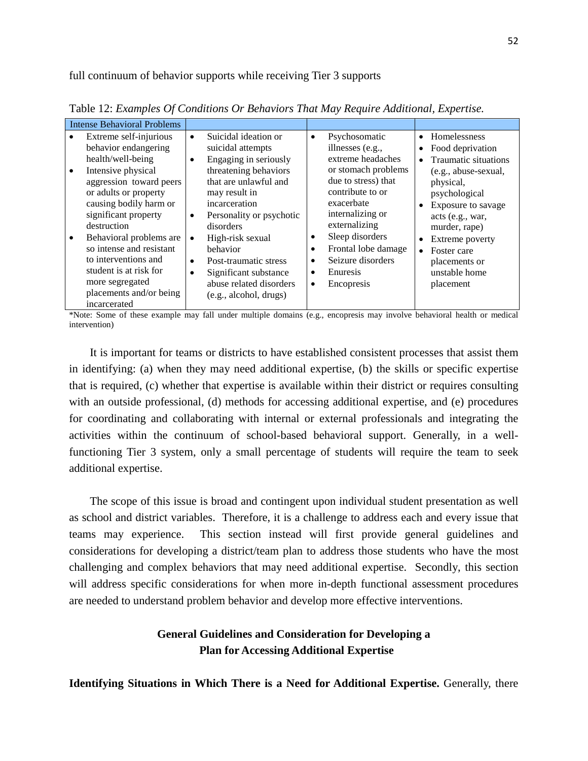full continuum of behavior supports while receiving Tier 3 supports

Table 12: *Examples Of Conditions Or Behaviors That May Require Additional, Expertise.*

| Intense Behavioral Problems | | | |
|---|---|---|---|
| • Extreme self-injurious behavior endangering health/well-being<br>• Intensive physical aggression toward peers or adults or property causing bodily harm or significant property destruction<br>• Behavioral problems are so intense and resistant to interventions and student is at risk for more segregated placements and/or being incarcerated | • Suicidal ideation or suicidal attempts<br>• Engaging in seriously threatening behaviors that are unlawful and may result in incarceration<br>• Personality or psychotic disorders<br>• High-risk sexual behavior<br>• Post-traumatic stress<br>• Significant substance abuse related disorders (e.g., alcohol, drugs) | • Psychosomatic illnesses (e.g., extreme headaches or stomach problems due to stress) that contribute to or exacerbate internalizing or externalizing<br>• Sleep disorders<br>• Frontal lobe damage<br>• Seizure disorders<br>• Enuresis<br>• Encopresis | • Homelessness<br>• Food deprivation<br>• Traumatic situations (e.g., abuse-sexual, physical, psychological<br>• Exposure to savage acts (e.g., war, murder, rape)<br>• Extreme poverty<br>• Foster care placements or unstable home placement |

*Note: Some of these example may fall under multiple domains (e.g., encopresis may involve behavioral health or medical intervention)

It is important for teams or districts to have established consistent processes that assist them in identifying: (a) when they may need additional expertise, (b) the skills or specific expertise that is required, (c) whether that expertise is available within their district or requires consulting with an outside professional, (d) methods for accessing additional expertise, and (e) procedures for coordinating and collaborating with internal or external professionals and integrating the activities within the continuum of school-based behavioral support. Generally, in a well-functioning Tier 3 system, only a small percentage of students will require the team to seek additional expertise.

The scope of this issue is broad and contingent upon individual student presentation as well as school and district variables. Therefore, it is a challenge to address each and every issue that teams may experience. This section instead will first provide general guidelines and considerations for developing a district/team plan to address those students who have the most challenging and complex behaviors that may need additional expertise. Secondly, this section will address specific considerations for when more in-depth functional assessment procedures are needed to understand problem behavior and develop more effective interventions.

## General Guidelines and Consideration for Developing a Plan for Accessing Additional Expertise

**Identifying Situations in Which There is a Need for Additional Expertise.** Generally, there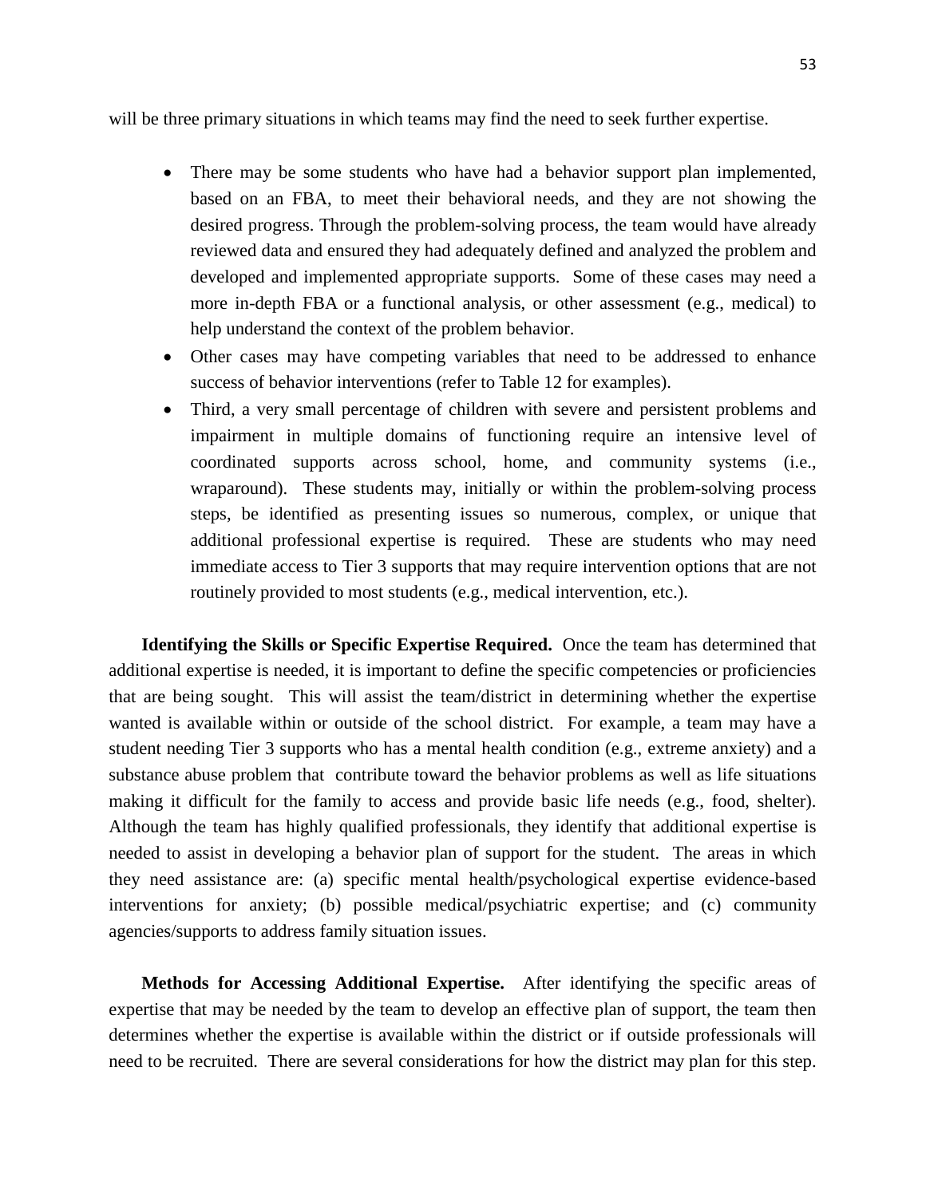will be three primary situations in which teams may find the need to seek further expertise.

- There may be some students who have had a behavior support plan implemented, based on an FBA, to meet their behavioral needs, and they are not showing the desired progress. Through the problem-solving process, the team would have already reviewed data and ensured they had adequately defined and analyzed the problem and developed and implemented appropriate supports. Some of these cases may need a more in-depth FBA or a functional analysis, or other assessment (e.g., medical) to help understand the context of the problem behavior.
- Other cases may have competing variables that need to be addressed to enhance success of behavior interventions (refer to Table 12 for examples).
- Third, a very small percentage of children with severe and persistent problems and impairment in multiple domains of functioning require an intensive level of coordinated supports across school, home, and community systems (i.e., wraparound). These students may, initially or within the problem-solving process steps, be identified as presenting issues so numerous, complex, or unique that additional professional expertise is required. These are students who may need immediate access to Tier 3 supports that may require intervention options that are not routinely provided to most students (e.g., medical intervention, etc.).

**Identifying the Skills or Specific Expertise Required.** Once the team has determined that additional expertise is needed, it is important to define the specific competencies or proficiencies that are being sought. This will assist the team/district in determining whether the expertise wanted is available within or outside of the school district. For example, a team may have a student needing Tier 3 supports who has a mental health condition (e.g., extreme anxiety) and a substance abuse problem that contribute toward the behavior problems as well as life situations making it difficult for the family to access and provide basic life needs (e.g., food, shelter). Although the team has highly qualified professionals, they identify that additional expertise is needed to assist in developing a behavior plan of support for the student. The areas in which they need assistance are: (a) specific mental health/psychological expertise evidence-based interventions for anxiety; (b) possible medical/psychiatric expertise; and (c) community agencies/supports to address family situation issues.

**Methods for Accessing Additional Expertise.** After identifying the specific areas of expertise that may be needed by the team to develop an effective plan of support, the team then determines whether the expertise is available within the district or if outside professionals will need to be recruited. There are several considerations for how the district may plan for this step.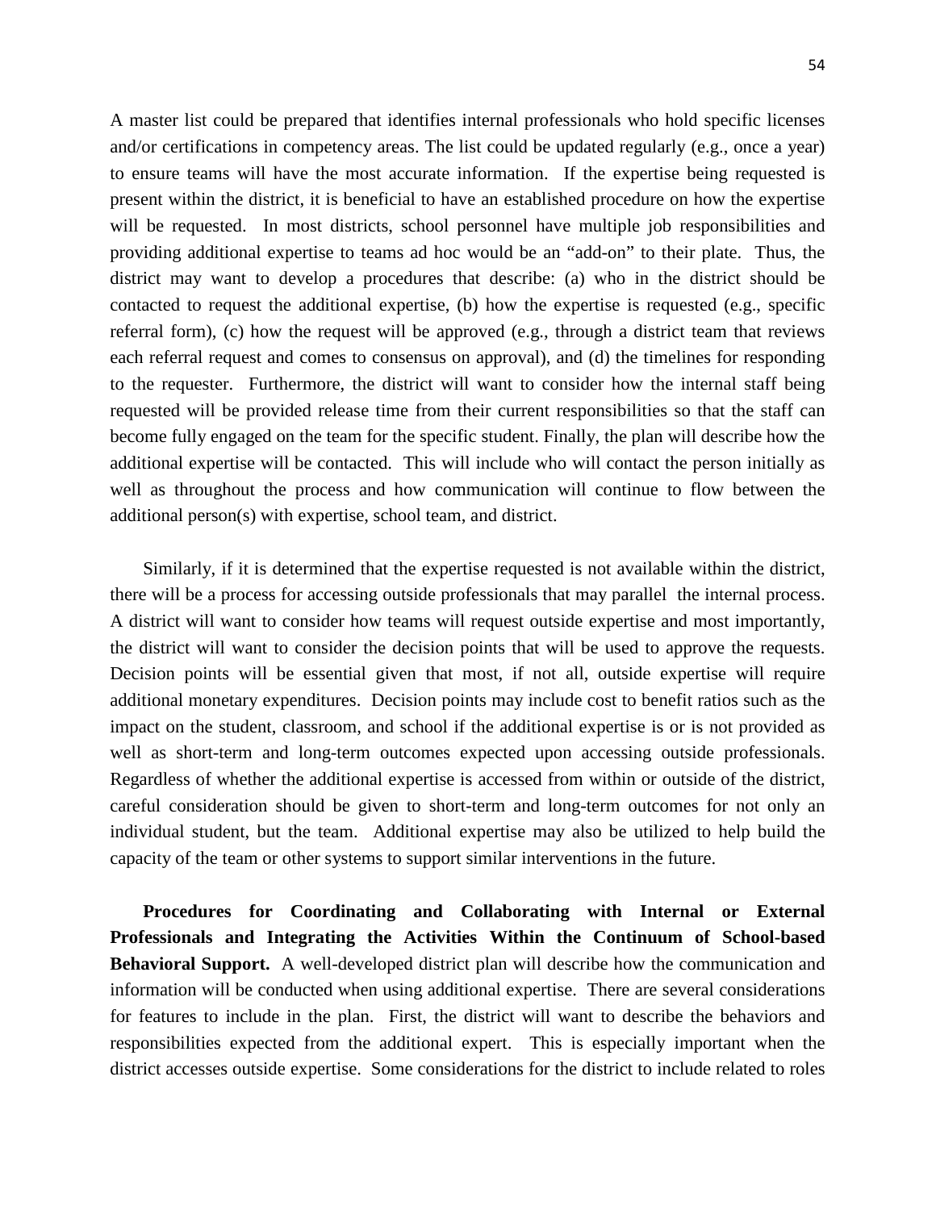A master list could be prepared that identifies internal professionals who hold specific licenses and/or certifications in competency areas. The list could be updated regularly (e.g., once a year) to ensure teams will have the most accurate information. If the expertise being requested is present within the district, it is beneficial to have an established procedure on how the expertise will be requested. In most districts, school personnel have multiple job responsibilities and providing additional expertise to teams ad hoc would be an "add-on" to their plate. Thus, the district may want to develop a procedures that describe: (a) who in the district should be contacted to request the additional expertise, (b) how the expertise is requested (e.g., specific referral form), (c) how the request will be approved (e.g., through a district team that reviews each referral request and comes to consensus on approval), and (d) the timelines for responding to the requester. Furthermore, the district will want to consider how the internal staff being requested will be provided release time from their current responsibilities so that the staff can become fully engaged on the team for the specific student. Finally, the plan will describe how the additional expertise will be contacted. This will include who will contact the person initially as well as throughout the process and how communication will continue to flow between the additional person(s) with expertise, school team, and district.

Similarly, if it is determined that the expertise requested is not available within the district, there will be a process for accessing outside professionals that may parallel the internal process. A district will want to consider how teams will request outside expertise and most importantly, the district will want to consider the decision points that will be used to approve the requests. Decision points will be essential given that most, if not all, outside expertise will require additional monetary expenditures. Decision points may include cost to benefit ratios such as the impact on the student, classroom, and school if the additional expertise is or is not provided as well as short-term and long-term outcomes expected upon accessing outside professionals. Regardless of whether the additional expertise is accessed from within or outside of the district, careful consideration should be given to short-term and long-term outcomes for not only an individual student, but the team. Additional expertise may also be utilized to help build the capacity of the team or other systems to support similar interventions in the future.

**Procedures for Coordinating and Collaborating with Internal or External Professionals and Integrating the Activities Within the Continuum of School-based Behavioral Support.** A well-developed district plan will describe how the communication and information will be conducted when using additional expertise. There are several considerations for features to include in the plan. First, the district will want to describe the behaviors and responsibilities expected from the additional expert. This is especially important when the district accesses outside expertise. Some considerations for the district to include related to roles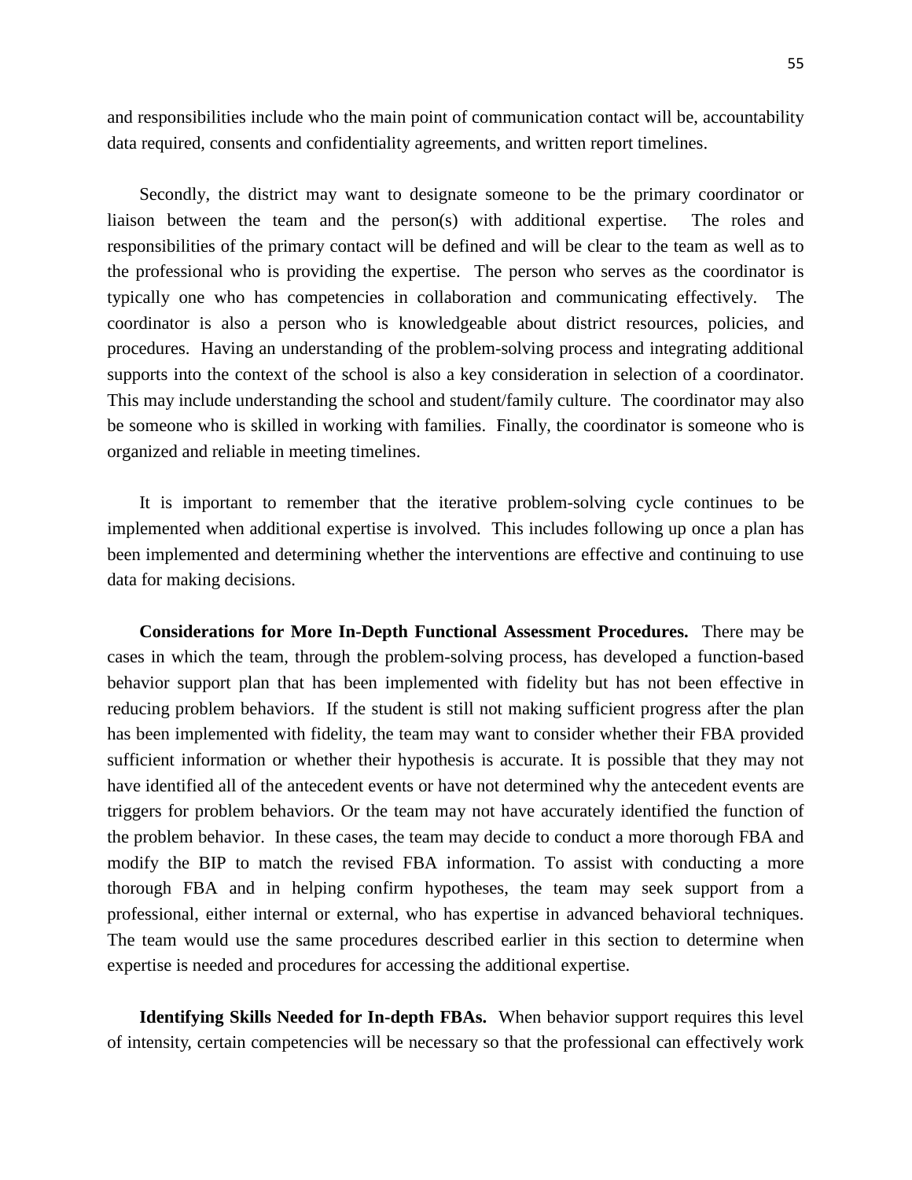and responsibilities include who the main point of communication contact will be, accountability data required, consents and confidentiality agreements, and written report timelines.

Secondly, the district may want to designate someone to be the primary coordinator or liaison between the team and the person(s) with additional expertise. The roles and responsibilities of the primary contact will be defined and will be clear to the team as well as to the professional who is providing the expertise. The person who serves as the coordinator is typically one who has competencies in collaboration and communicating effectively. The coordinator is also a person who is knowledgeable about district resources, policies, and procedures. Having an understanding of the problem-solving process and integrating additional supports into the context of the school is also a key consideration in selection of a coordinator. This may include understanding the school and student/family culture. The coordinator may also be someone who is skilled in working with families. Finally, the coordinator is someone who is organized and reliable in meeting timelines.

It is important to remember that the iterative problem-solving cycle continues to be implemented when additional expertise is involved. This includes following up once a plan has been implemented and determining whether the interventions are effective and continuing to use data for making decisions.

**Considerations for More In-Depth Functional Assessment Procedures.** There may be cases in which the team, through the problem-solving process, has developed a function-based behavior support plan that has been implemented with fidelity but has not been effective in reducing problem behaviors. If the student is still not making sufficient progress after the plan has been implemented with fidelity, the team may want to consider whether their FBA provided sufficient information or whether their hypothesis is accurate. It is possible that they may not have identified all of the antecedent events or have not determined why the antecedent events are triggers for problem behaviors. Or the team may not have accurately identified the function of the problem behavior. In these cases, the team may decide to conduct a more thorough FBA and modify the BIP to match the revised FBA information. To assist with conducting a more thorough FBA and in helping confirm hypotheses, the team may seek support from a professional, either internal or external, who has expertise in advanced behavioral techniques. The team would use the same procedures described earlier in this section to determine when expertise is needed and procedures for accessing the additional expertise.

**Identifying Skills Needed for In-depth FBAs.** When behavior support requires this level of intensity, certain competencies will be necessary so that the professional can effectively work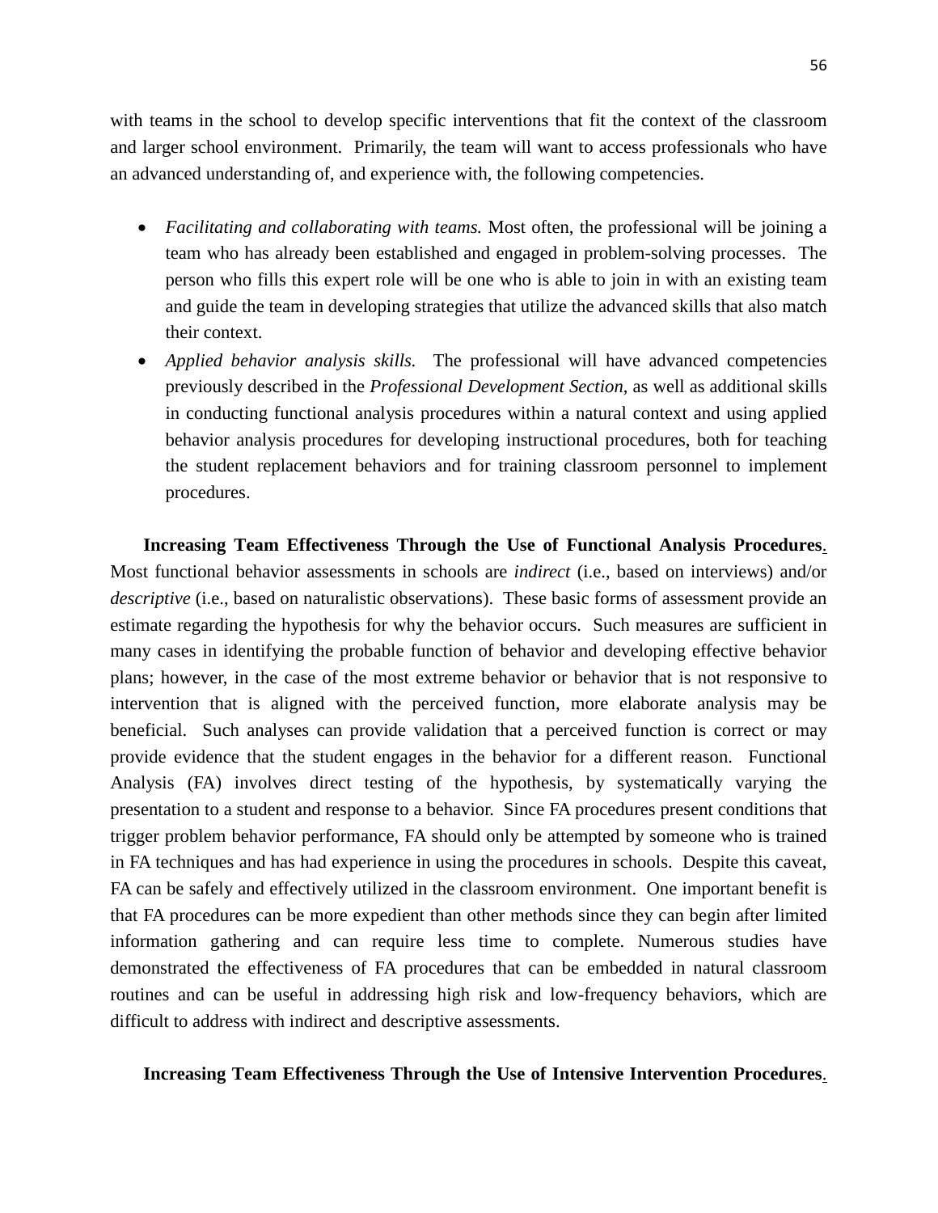with teams in the school to develop specific interventions that fit the context of the classroom and larger school environment. Primarily, the team will want to access professionals who have an advanced understanding of, and experience with, the following competencies.

- *Facilitating and collaborating with teams.* Most often, the professional will be joining a team who has already been established and engaged in problem-solving processes. The person who fills this expert role will be one who is able to join in with an existing team and guide the team in developing strategies that utilize the advanced skills that also match their context.
- *Applied behavior analysis skills.* The professional will have advanced competencies previously described in the *Professional Development Section*, as well as additional skills in conducting functional analysis procedures within a natural context and using applied behavior analysis procedures for developing instructional procedures, both for teaching the student replacement behaviors and for training classroom personnel to implement procedures.

**Increasing Team Effectiveness Through the Use of Functional Analysis Procedures**. Most functional behavior assessments in schools are *indirect* (i.e., based on interviews) and/or *descriptive* (i.e., based on naturalistic observations). These basic forms of assessment provide an estimate regarding the hypothesis for why the behavior occurs. Such measures are sufficient in many cases in identifying the probable function of behavior and developing effective behavior plans; however, in the case of the most extreme behavior or behavior that is not responsive to intervention that is aligned with the perceived function, more elaborate analysis may be beneficial. Such analyses can provide validation that a perceived function is correct or may provide evidence that the student engages in the behavior for a different reason. Functional Analysis (FA) involves direct testing of the hypothesis, by systematically varying the presentation to a student and response to a behavior. Since FA procedures present conditions that trigger problem behavior performance, FA should only be attempted by someone who is trained in FA techniques and has had experience in using the procedures in schools. Despite this caveat, FA can be safely and effectively utilized in the classroom environment. One important benefit is that FA procedures can be more expedient than other methods since they can begin after limited information gathering and can require less time to complete. Numerous studies have demonstrated the effectiveness of FA procedures that can be embedded in natural classroom routines and can be useful in addressing high risk and low-frequency behaviors, which are difficult to address with indirect and descriptive assessments.

**Increasing Team Effectiveness Through the Use of Intensive Intervention Procedures**.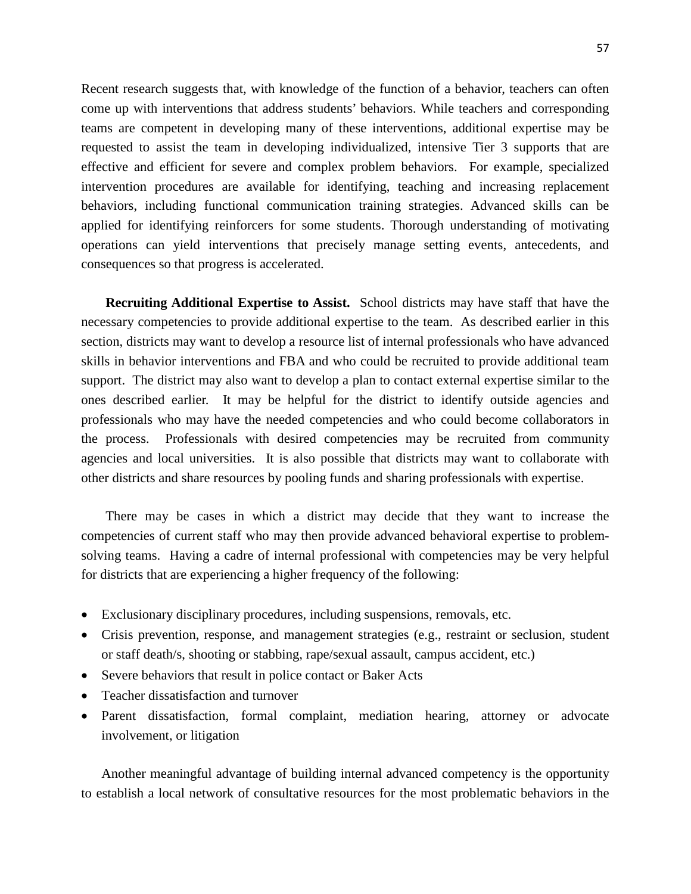Recent research suggests that, with knowledge of the function of a behavior, teachers can often come up with interventions that address students' behaviors. While teachers and corresponding teams are competent in developing many of these interventions, additional expertise may be requested to assist the team in developing individualized, intensive Tier 3 supports that are effective and efficient for severe and complex problem behaviors. For example, specialized intervention procedures are available for identifying, teaching and increasing replacement behaviors, including functional communication training strategies. Advanced skills can be applied for identifying reinforcers for some students. Thorough understanding of motivating operations can yield interventions that precisely manage setting events, antecedents, and consequences so that progress is accelerated.

**Recruiting Additional Expertise to Assist.** School districts may have staff that have the necessary competencies to provide additional expertise to the team. As described earlier in this section, districts may want to develop a resource list of internal professionals who have advanced skills in behavior interventions and FBA and who could be recruited to provide additional team support. The district may also want to develop a plan to contact external expertise similar to the ones described earlier. It may be helpful for the district to identify outside agencies and professionals who may have the needed competencies and who could become collaborators in the process. Professionals with desired competencies may be recruited from community agencies and local universities. It is also possible that districts may want to collaborate with other districts and share resources by pooling funds and sharing professionals with expertise.

There may be cases in which a district may decide that they want to increase the competencies of current staff who may then provide advanced behavioral expertise to problem-solving teams. Having a cadre of internal professional with competencies may be very helpful for districts that are experiencing a higher frequency of the following:

- Exclusionary disciplinary procedures, including suspensions, removals, etc.
- Crisis prevention, response, and management strategies (e.g., restraint or seclusion, student or staff death/s, shooting or stabbing, rape/sexual assault, campus accident, etc.)
- Severe behaviors that result in police contact or Baker Acts
- Teacher dissatisfaction and turnover
- Parent dissatisfaction, formal complaint, mediation hearing, attorney or advocate involvement, or litigation

Another meaningful advantage of building internal advanced competency is the opportunity to establish a local network of consultative resources for the most problematic behaviors in the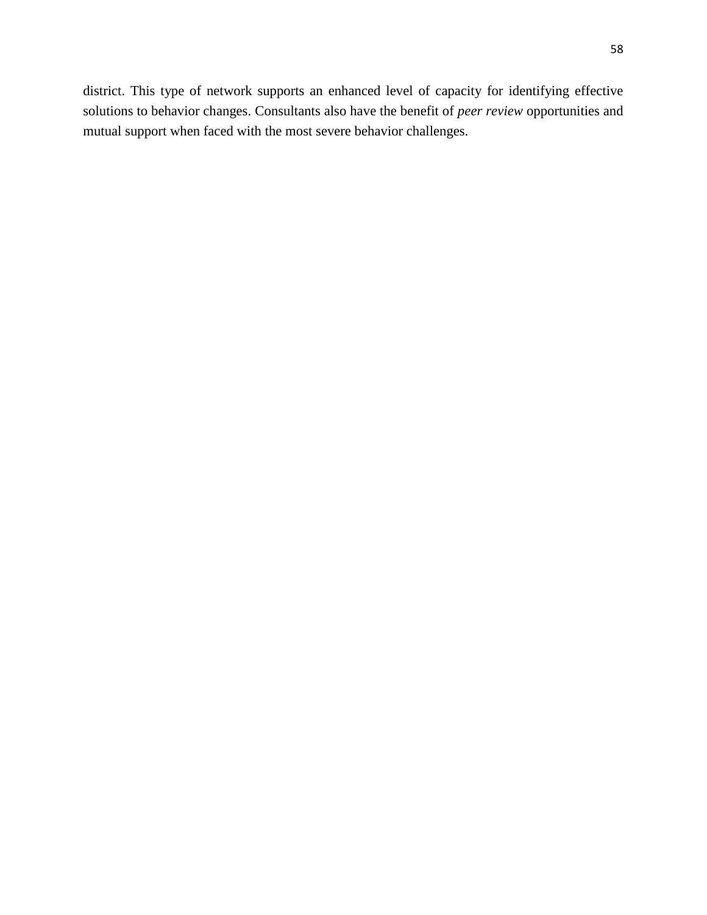district. This type of network supports an enhanced level of capacity for identifying effective solutions to behavior changes. Consultants also have the benefit of *peer review* opportunities and mutual support when faced with the most severe behavior challenges.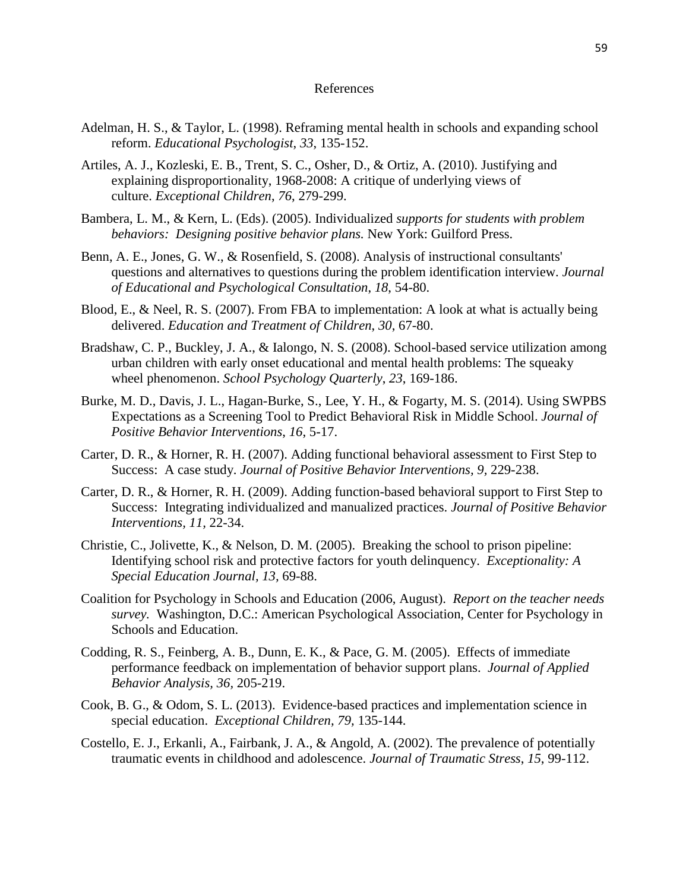# References

Adelman, H. S., & Taylor, L. (1998). Reframing mental health in schools and expanding school reform. *Educational Psychologist*, *33*, 135-152.

Artiles, A. J., Kozleski, E. B., Trent, S. C., Osher, D., & Ortiz, A. (2010). Justifying and explaining disproportionality, 1968-2008: A critique of underlying views of culture. *Exceptional Children*, *76*, 279-299.

Bambera, L. M., & Kern, L. (Eds). (2005). Individualized *supports for students with problem behaviors: Designing positive behavior plans.* New York: Guilford Press.

Benn, A. E., Jones, G. W., & Rosenfield, S. (2008). Analysis of instructional consultants' questions and alternatives to questions during the problem identification interview. *Journal of Educational and Psychological Consultation*, *18*, 54-80.

Blood, E., & Neel, R. S. (2007). From FBA to implementation: A look at what is actually being delivered. *Education and Treatment of Children*, *30*, 67-80.

Bradshaw, C. P., Buckley, J. A., & Ialongo, N. S. (2008). School-based service utilization among urban children with early onset educational and mental health problems: The squeaky wheel phenomenon. *School Psychology Quarterly*, *23*, 169-186.

Burke, M. D., Davis, J. L., Hagan-Burke, S., Lee, Y. H., & Fogarty, M. S. (2014). Using SWPBS Expectations as a Screening Tool to Predict Behavioral Risk in Middle School. *Journal of Positive Behavior Interventions*, *16*, 5-17.

Carter, D. R., & Horner, R. H. (2007). Adding functional behavioral assessment to First Step to Success: A case study. *Journal of Positive Behavior Interventions, 9,* 229-238.

Carter, D. R., & Horner, R. H. (2009). Adding function-based behavioral support to First Step to Success: Integrating individualized and manualized practices. *Journal of Positive Behavior Interventions, 11,* 22-34.

Christie, C., Jolivette, K., & Nelson, D. M. (2005). Breaking the school to prison pipeline: Identifying school risk and protective factors for youth delinquency. *Exceptionality: A Special Education Journal*, *13*, 69-88.

Coalition for Psychology in Schools and Education (2006, August). *Report on the teacher needs survey.* Washington, D.C.: American Psychological Association, Center for Psychology in Schools and Education.

Codding, R. S., Feinberg, A. B., Dunn, E. K., & Pace, G. M. (2005). Effects of immediate performance feedback on implementation of behavior support plans. *Journal of Applied Behavior Analysis*, *36*, 205-219.

Cook, B. G., & Odom, S. L. (2013). Evidence-based practices and implementation science in special education. *Exceptional Children*, *79*, 135-144.

Costello, E. J., Erkanli, A., Fairbank, J. A., & Angold, A. (2002). The prevalence of potentially traumatic events in childhood and adolescence. *Journal of Traumatic Stress*, *15*, 99-112.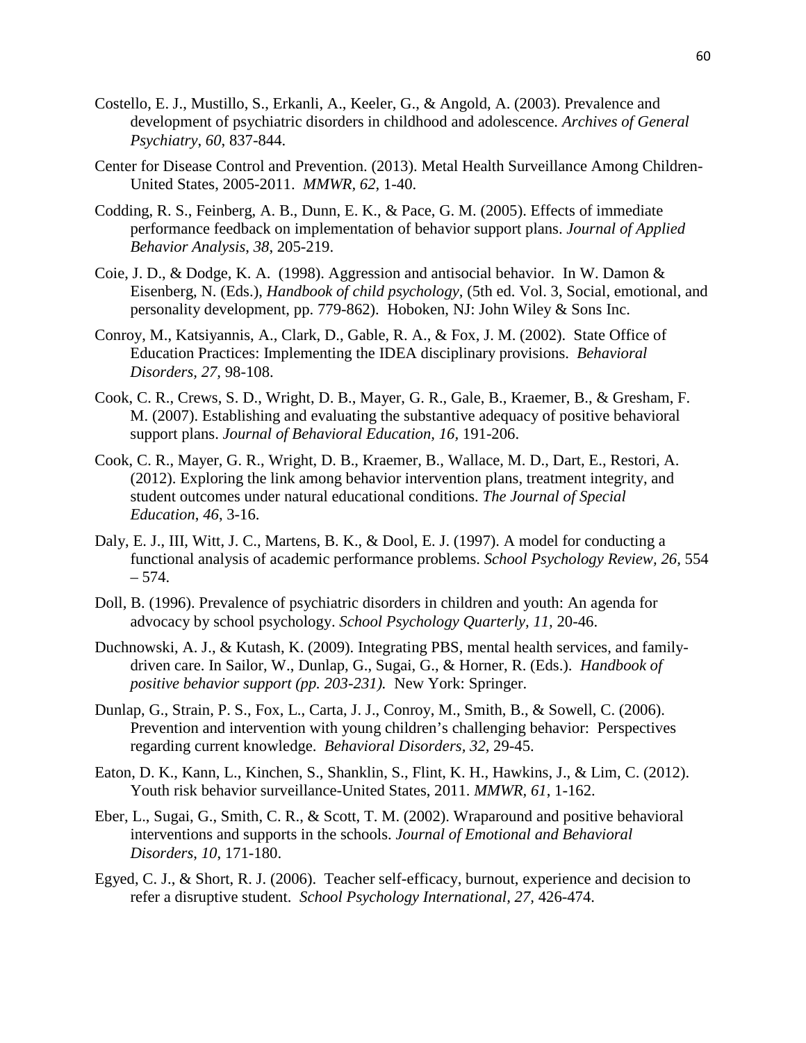Costello, E. J., Mustillo, S., Erkanli, A., Keeler, G., & Angold, A. (2003). Prevalence and development of psychiatric disorders in childhood and adolescence. *Archives of General Psychiatry, 60*, 837-844.

Center for Disease Control and Prevention. (2013). Metal Health Surveillance Among Children-United States, 2005-2011. *MMWR, 62,* 1-40.

Codding, R. S., Feinberg, A. B., Dunn, E. K., & Pace, G. M. (2005). Effects of immediate performance feedback on implementation of behavior support plans. *Journal of Applied Behavior Analysis*, *38*, 205-219.

Coie, J. D., & Dodge, K. A. (1998). Aggression and antisocial behavior. In W. Damon & Eisenberg, N. (Eds.), *Handbook of child psychology,* (5th ed. Vol. 3, Social, emotional, and personality development, pp. 779-862). Hoboken, NJ: John Wiley & Sons Inc.

Conroy, M., Katsiyannis, A., Clark, D., Gable, R. A., & Fox, J. M. (2002). State Office of Education Practices: Implementing the IDEA disciplinary provisions. *Behavioral Disorders, 27,* 98-108.

Cook, C. R., Crews, S. D., Wright, D. B., Mayer, G. R., Gale, B., Kraemer, B., & Gresham, F. M. (2007). Establishing and evaluating the substantive adequacy of positive behavioral support plans. *Journal of Behavioral Education, 16*, 191-206.

Cook, C. R., Mayer, G. R., Wright, D. B., Kraemer, B., Wallace, M. D., Dart, E., Restori, A. (2012). Exploring the link among behavior intervention plans, treatment integrity, and student outcomes under natural educational conditions. *The Journal of Special Education*, *46*, 3-16.

Daly, E. J., III, Witt, J. C., Martens, B. K., & Dool, E. J. (1997). A model for conducting a functional analysis of academic performance problems. *School Psychology Review, 26*, 554 – 574.

Doll, B. (1996). Prevalence of psychiatric disorders in children and youth: An agenda for advocacy by school psychology. *School Psychology Quarterly, 11,* 20-46.

Duchnowski, A. J., & Kutash, K. (2009). Integrating PBS, mental health services, and family-driven care. In Sailor, W., Dunlap, G., Sugai, G., & Horner, R. (Eds.). *Handbook of positive behavior support (pp. 203-231).* New York: Springer.

Dunlap, G., Strain, P. S., Fox, L., Carta, J. J., Conroy, M., Smith, B., & Sowell, C. (2006). Prevention and intervention with young children's challenging behavior: Perspectives regarding current knowledge. *Behavioral Disorders, 32*, 29-45.

Eaton, D. K., Kann, L., Kinchen, S., Shanklin, S., Flint, K. H., Hawkins, J., & Lim, C. (2012). Youth risk behavior surveillance-United States, 2011. *MMWR, 61*, 1-162.

Eber, L., Sugai, G., Smith, C. R., & Scott, T. M. (2002). Wraparound and positive behavioral interventions and supports in the schools. *Journal of Emotional and Behavioral Disorders, 10*, 171-180.

Egyed, C. J., & Short, R. J. (2006). Teacher self-efficacy, burnout, experience and decision to refer a disruptive student. *School Psychology International, 27,* 426-474.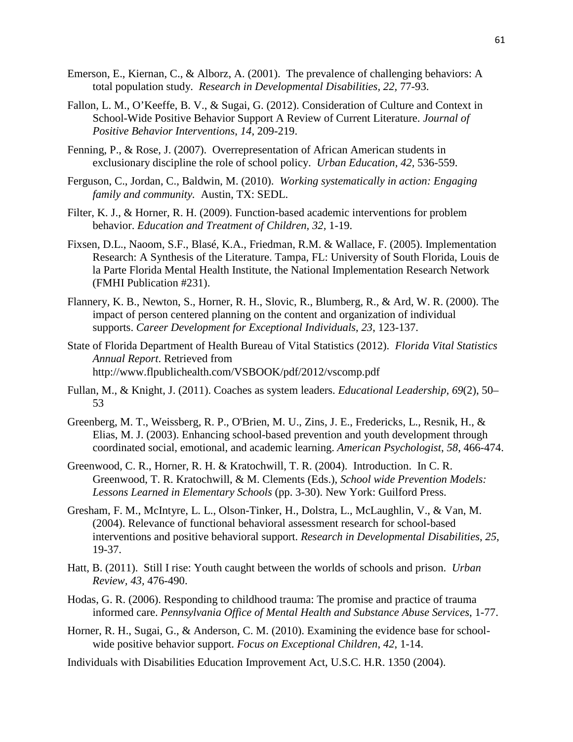Emerson, E., Kiernan, C., & Alborz, A. (2001). The prevalence of challenging behaviors: A total population study. *Research in Developmental Disabilities, 22,* 77-93.

Fallon, L. M., O'Keeffe, B. V., & Sugai, G. (2012). Consideration of Culture and Context in School-Wide Positive Behavior Support A Review of Current Literature. *Journal of Positive Behavior Interventions*, *14*, 209-219.

Fenning, P., & Rose, J. (2007). Overrepresentation of African American students in exclusionary discipline the role of school policy. *Urban Education, 42,* 536-559.

Ferguson, C., Jordan, C., Baldwin, M. (2010). *Working systematically in action: Engaging family and community.* Austin, TX: SEDL.

Filter, K. J., & Horner, R. H. (2009). Function-based academic interventions for problem behavior. *Education and Treatment of Children, 32,* 1-19.

Fixsen, D.L., Naoom, S.F., Blasé, K.A., Friedman, R.M. & Wallace, F. (2005). Implementation Research: A Synthesis of the Literature. Tampa, FL: University of South Florida, Louis de la Parte Florida Mental Health Institute, the National Implementation Research Network (FMHI Publication #231).

Flannery, K. B., Newton, S., Horner, R. H., Slovic, R., Blumberg, R., & Ard, W. R. (2000). The impact of person centered planning on the content and organization of individual supports. *Career Development for Exceptional Individuals*, *23*, 123-137.

State of Florida Department of Health Bureau of Vital Statistics (2012). *Florida Vital Statistics Annual Report*. Retrieved from http://www.flpublichealth.com/VSBOOK/pdf/2012/vscomp.pdf

Fullan, M., & Knight, J. (2011). Coaches as system leaders. *Educational Leadership*, *69*(2), 50–53

Greenberg, M. T., Weissberg, R. P., O'Brien, M. U., Zins, J. E., Fredericks, L., Resnik, H., & Elias, M. J. (2003). Enhancing school-based prevention and youth development through coordinated social, emotional, and academic learning. *American Psychologist*, *58*, 466-474.

Greenwood, C. R., Horner, R. H. & Kratochwill, T. R. (2004). Introduction. In C. R. Greenwood, T. R. Kratochwill, & M. Clements (Eds.), *School wide Prevention Models: Lessons Learned in Elementary Schools* (pp. 3-30). New York: Guilford Press.

Gresham, F. M., McIntyre, L. L., Olson-Tinker, H., Dolstra, L., McLaughlin, V., & Van, M. (2004). Relevance of functional behavioral assessment research for school-based interventions and positive behavioral support. *Research in Developmental Disabilities*, *25*, 19-37.

Hatt, B. (2011). Still I rise: Youth caught between the worlds of schools and prison. *Urban Review, 43,* 476-490.

Hodas, G. R. (2006). Responding to childhood trauma: The promise and practice of trauma informed care. *Pennsylvania Office of Mental Health and Substance Abuse Services*, 1-77.

Horner, R. H., Sugai, G., & Anderson, C. M. (2010). Examining the evidence base for school-wide positive behavior support. *Focus on Exceptional Children*, *42*, 1-14.

Individuals with Disabilities Education Improvement Act, U.S.C. H.R. 1350 (2004).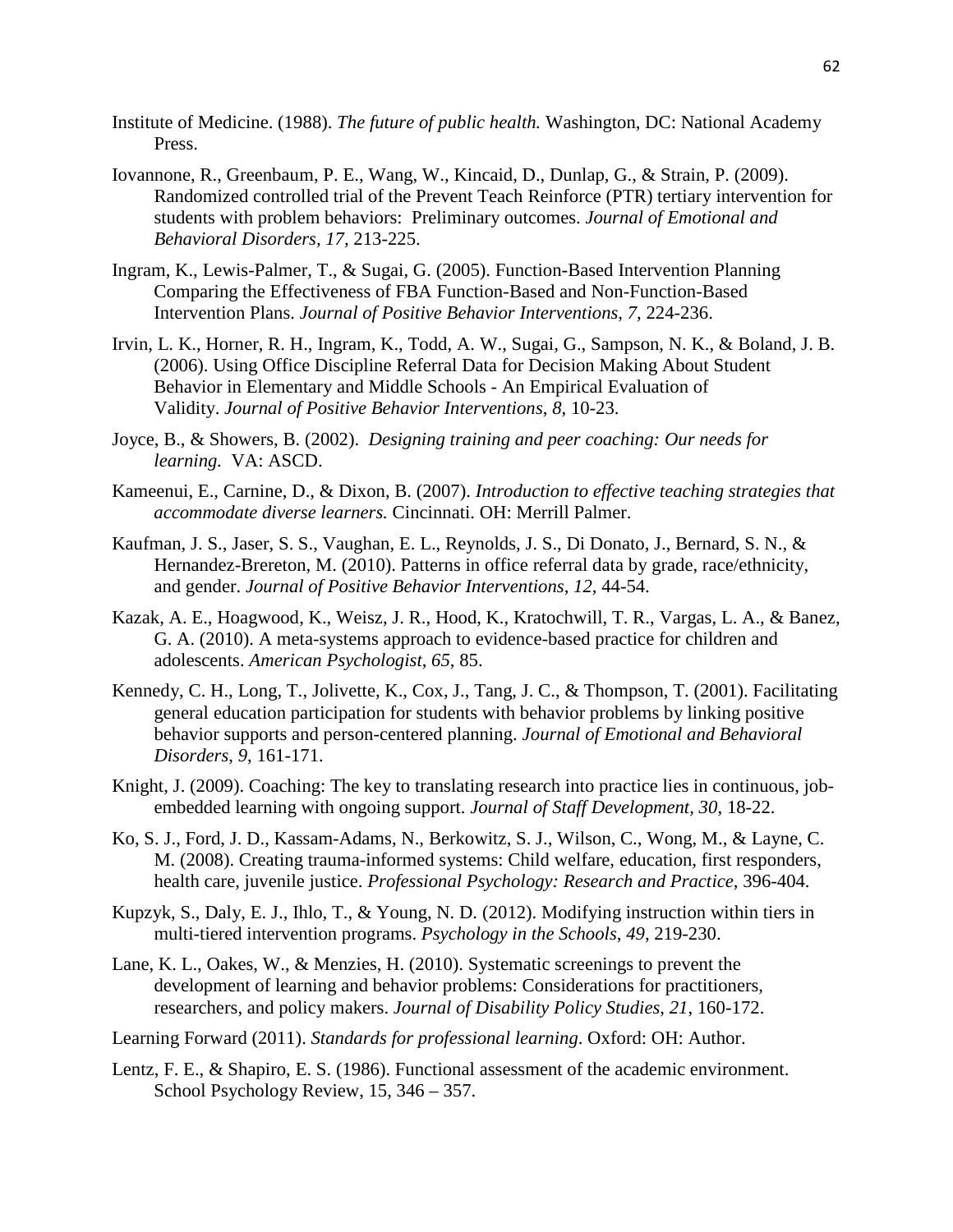Institute of Medicine. (1988). *The future of public health.* Washington, DC: National Academy Press.

Iovannone, R., Greenbaum, P. E., Wang, W., Kincaid, D., Dunlap, G., & Strain, P. (2009). Randomized controlled trial of the Prevent Teach Reinforce (PTR) tertiary intervention for students with problem behaviors: Preliminary outcomes. *Journal of Emotional and Behavioral Disorders, 17,* 213-225.

Ingram, K., Lewis-Palmer, T., & Sugai, G. (2005). Function-Based Intervention Planning Comparing the Effectiveness of FBA Function-Based and Non-Function-Based Intervention Plans. *Journal of Positive Behavior Interventions, 7*, 224-236.

Irvin, L. K., Horner, R. H., Ingram, K., Todd, A. W., Sugai, G., Sampson, N. K., & Boland, J. B. (2006). Using Office Discipline Referral Data for Decision Making About Student Behavior in Elementary and Middle Schools - An Empirical Evaluation of Validity. *Journal of Positive Behavior Interventions*, *8*, 10-23.

Joyce, B., & Showers, B. (2002). *Designing training and peer coaching: Our needs for learning.* VA: ASCD.

Kameenui, E., Carnine, D., & Dixon, B. (2007). *Introduction to effective teaching strategies that accommodate diverse learners.* Cincinnati. OH: Merrill Palmer.

Kaufman, J. S., Jaser, S. S., Vaughan, E. L., Reynolds, J. S., Di Donato, J., Bernard, S. N., & Hernandez-Brereton, M. (2010). Patterns in office referral data by grade, race/ethnicity, and gender. *Journal of Positive Behavior Interventions*, *12*, 44-54.

Kazak, A. E., Hoagwood, K., Weisz, J. R., Hood, K., Kratochwill, T. R., Vargas, L. A., & Banez, G. A. (2010). A meta-systems approach to evidence-based practice for children and adolescents. *American Psychologist*, *65*, 85.

Kennedy, C. H., Long, T., Jolivette, K., Cox, J., Tang, J. C., & Thompson, T. (2001). Facilitating general education participation for students with behavior problems by linking positive behavior supports and person-centered planning. *Journal of Emotional and Behavioral Disorders*, *9*, 161-171.

Knight, J. (2009). Coaching: The key to translating research into practice lies in continuous, job-embedded learning with ongoing support. *Journal of Staff Development*, *30*, 18-22.

Ko, S. J., Ford, J. D., Kassam-Adams, N., Berkowitz, S. J., Wilson, C., Wong, M., & Layne, C. M. (2008). Creating trauma-informed systems: Child welfare, education, first responders, health care, juvenile justice. *Professional Psychology: Research and Practice*, 396-404.

Kupzyk, S., Daly, E. J., Ihlo, T., & Young, N. D. (2012). Modifying instruction within tiers in multi-tiered intervention programs. *Psychology in the Schools*, *49*, 219-230.

Lane, K. L., Oakes, W., & Menzies, H. (2010). Systematic screenings to prevent the development of learning and behavior problems: Considerations for practitioners, researchers, and policy makers. *Journal of Disability Policy Studies*, *21*, 160-172.

Learning Forward (2011). *Standards for professional learning*. Oxford: OH: Author.

Lentz, F. E., & Shapiro, E. S. (1986). Functional assessment of the academic environment. School Psychology Review, 15, 346 – 357.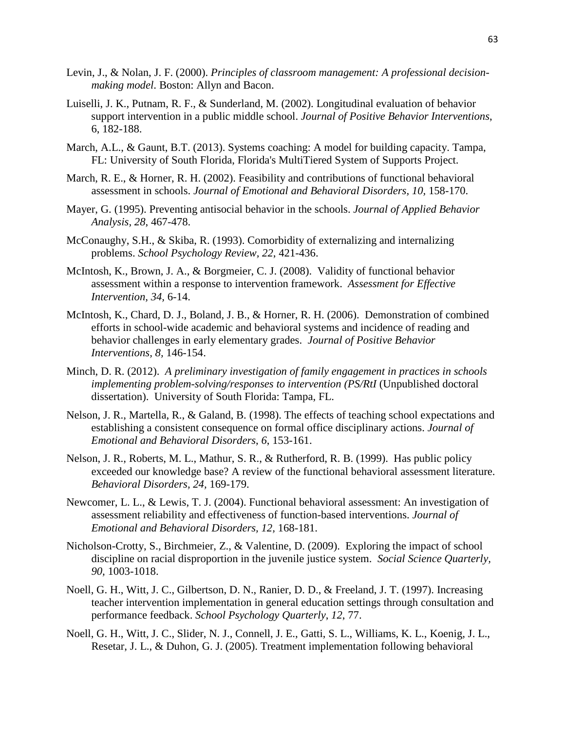Levin, J., & Nolan, J. F. (2000). *Principles of classroom management: A professional decision-making model*. Boston: Allyn and Bacon.

Luiselli, J. K., Putnam, R. F., & Sunderland, M. (2002). Longitudinal evaluation of behavior support intervention in a public middle school. *Journal of Positive Behavior Interventions*, 6, 182-188.

March, A.L., & Gaunt, B.T. (2013). Systems coaching: A model for building capacity. Tampa, FL: University of South Florida, Florida's MultiTiered System of Supports Project.

March, R. E., & Horner, R. H. (2002). Feasibility and contributions of functional behavioral assessment in schools. *Journal of Emotional and Behavioral Disorders, 10,* 158-170.

Mayer, G. (1995). Preventing antisocial behavior in the schools. *Journal of Applied Behavior Analysis, 28*, 467-478.

McConaughy, S.H., & Skiba, R. (1993). Comorbidity of externalizing and internalizing problems. *School Psychology Review, 22*, 421-436.

McIntosh, K., Brown, J. A., & Borgmeier, C. J. (2008). Validity of functional behavior assessment within a response to intervention framework. *Assessment for Effective Intervention, 34,* 6-14.

McIntosh, K., Chard, D. J., Boland, J. B., & Horner, R. H. (2006). Demonstration of combined efforts in school-wide academic and behavioral systems and incidence of reading and behavior challenges in early elementary grades. *Journal of Positive Behavior Interventions, 8,* 146-154.

Minch, D. R. (2012). *A preliminary investigation of family engagement in practices in schools implementing problem-solving/responses to intervention (PS/RtI* (Unpublished doctoral dissertation). University of South Florida: Tampa, FL.

Nelson, J. R., Martella, R., & Galand, B. (1998). The effects of teaching school expectations and establishing a consistent consequence on formal office disciplinary actions. *Journal of Emotional and Behavioral Disorders*, *6*, 153-161.

Nelson, J. R., Roberts, M. L., Mathur, S. R., & Rutherford, R. B. (1999). Has public policy exceeded our knowledge base? A review of the functional behavioral assessment literature. *Behavioral Disorders, 24,* 169-179.

Newcomer, L. L., & Lewis, T. J. (2004). Functional behavioral assessment: An investigation of assessment reliability and effectiveness of function-based interventions. *Journal of Emotional and Behavioral Disorders, 12,* 168-181.

Nicholson-Crotty, S., Birchmeier, Z., & Valentine, D. (2009). Exploring the impact of school discipline on racial disproportion in the juvenile justice system. *Social Science Quarterly, 90,* 1003-1018.

Noell, G. H., Witt, J. C., Gilbertson, D. N., Ranier, D. D., & Freeland, J. T. (1997). Increasing teacher intervention implementation in general education settings through consultation and performance feedback. *School Psychology Quarterly*, *12*, 77.

Noell, G. H., Witt, J. C., Slider, N. J., Connell, J. E., Gatti, S. L., Williams, K. L., Koenig, J. L., Resetar, J. L., & Duhon, G. J. (2005). Treatment implementation following behavioral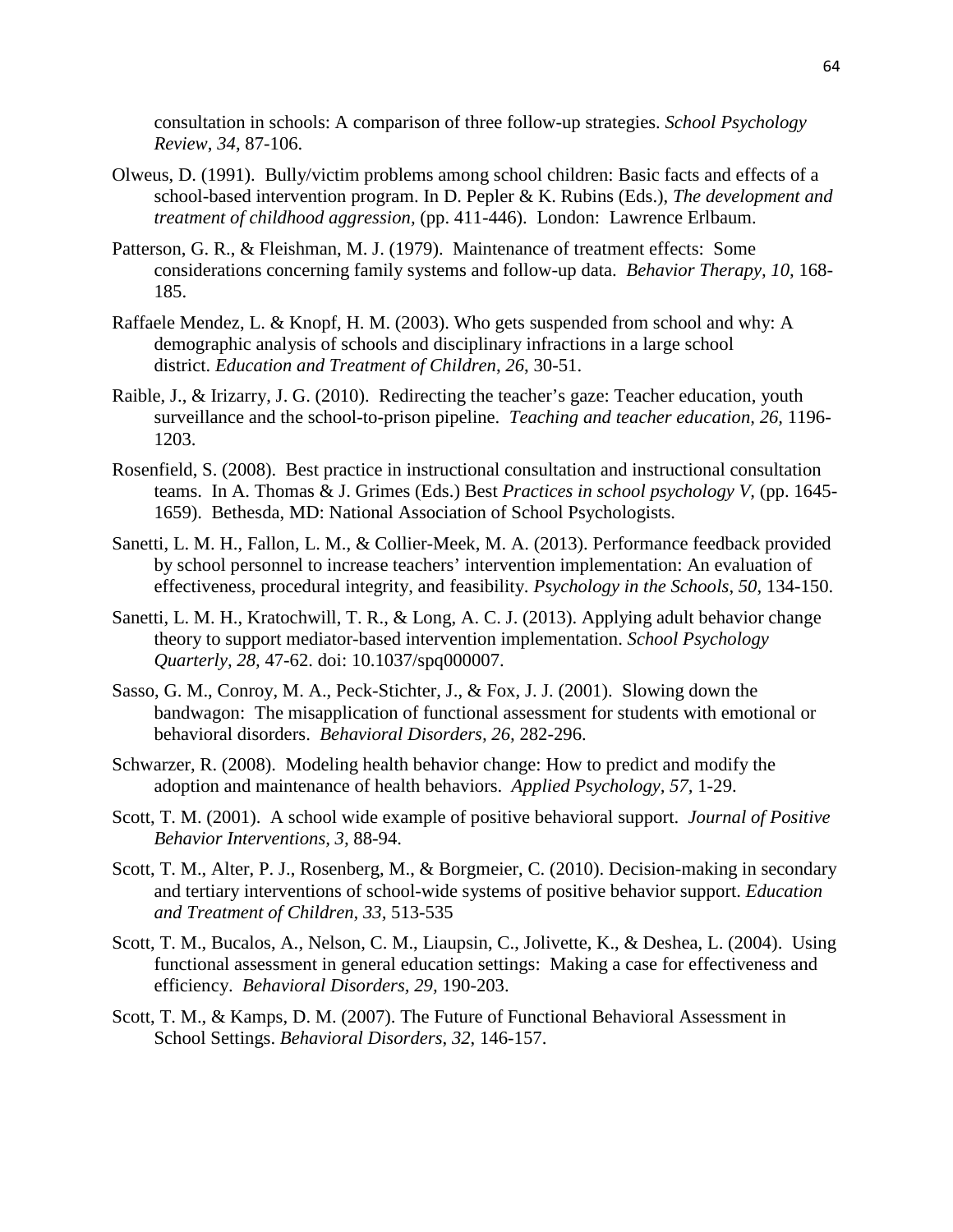consultation in schools: A comparison of three follow-up strategies. *School Psychology Review*, *34*, 87-106.

Olweus, D. (1991). Bully/victim problems among school children: Basic facts and effects of a school-based intervention program. In D. Pepler & K. Rubins (Eds.), *The development and treatment of childhood aggression,* (pp. 411-446). London: Lawrence Erlbaum.

Patterson, G. R., & Fleishman, M. J. (1979). Maintenance of treatment effects: Some considerations concerning family systems and follow-up data. *Behavior Therapy, 10,* 168-185.

Raffaele Mendez, L. & Knopf, H. M. (2003). Who gets suspended from school and why: A demographic analysis of schools and disciplinary infractions in a large school district. *Education and Treatment of Children*, *26*, 30-51.

Raible, J., & Irizarry, J. G. (2010). Redirecting the teacher's gaze: Teacher education, youth surveillance and the school-to-prison pipeline. *Teaching and teacher education, 26,* 1196-1203.

Rosenfield, S. (2008). Best practice in instructional consultation and instructional consultation teams. In A. Thomas & J. Grimes (Eds.) Best *Practices in school psychology V,* (pp. 1645-1659). Bethesda, MD: National Association of School Psychologists.

Sanetti, L. M. H., Fallon, L. M., & Collier-Meek, M. A. (2013). Performance feedback provided by school personnel to increase teachers' intervention implementation: An evaluation of effectiveness, procedural integrity, and feasibility. *Psychology in the Schools*, *50*, 134-150.

Sanetti, L. M. H., Kratochwill, T. R., & Long, A. C. J. (2013). Applying adult behavior change theory to support mediator-based intervention implementation. *School Psychology Quarterly, 28,* 47-62. doi: 10.1037/spq000007.

Sasso, G. M., Conroy, M. A., Peck-Stichter, J., & Fox, J. J. (2001). Slowing down the bandwagon: The misapplication of functional assessment for students with emotional or behavioral disorders. *Behavioral Disorders, 26,* 282-296.

Schwarzer, R. (2008). Modeling health behavior change: How to predict and modify the adoption and maintenance of health behaviors. *Applied Psychology, 57,* 1-29.

Scott, T. M. (2001). A school wide example of positive behavioral support. *Journal of Positive Behavior Interventions, 3,* 88-94.

Scott, T. M., Alter, P. J., Rosenberg, M., & Borgmeier, C. (2010). Decision-making in secondary and tertiary interventions of school-wide systems of positive behavior support. *Education and Treatment of Children, 33,* 513-535

Scott, T. M., Bucalos, A., Nelson, C. M., Liaupsin, C., Jolivette, K., & Deshea, L. (2004). Using functional assessment in general education settings: Making a case for effectiveness and efficiency. *Behavioral Disorders, 29,* 190-203.

Scott, T. M., & Kamps, D. M. (2007). The Future of Functional Behavioral Assessment in School Settings. *Behavioral Disorders*, *32*, 146-157.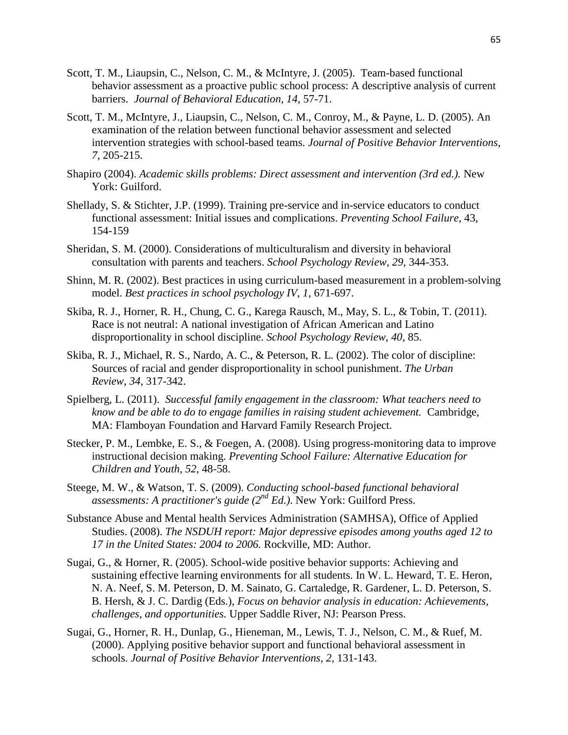Scott, T. M., Liaupsin, C., Nelson, C. M., & McIntyre, J. (2005). Team-based functional behavior assessment as a proactive public school process: A descriptive analysis of current barriers. *Journal of Behavioral Education*, *14*, 57-71.

Scott, T. M., McIntyre, J., Liaupsin, C., Nelson, C. M., Conroy, M., & Payne, L. D. (2005). An examination of the relation between functional behavior assessment and selected intervention strategies with school-based teams. *Journal of Positive Behavior Interventions*, *7*, 205-215.

Shapiro (2004). *Academic skills problems: Direct assessment and intervention (3rd ed.).* New York: Guilford.

Shellady, S. & Stichter, J.P. (1999). Training pre-service and in-service educators to conduct functional assessment: Initial issues and complications. *Preventing School Failure*, 43, 154-159

Sheridan, S. M. (2000). Considerations of multiculturalism and diversity in behavioral consultation with parents and teachers. *School Psychology Review*, *29*, 344-353.

Shinn, M. R. (2002). Best practices in using curriculum-based measurement in a problem-solving model. *Best practices in school psychology IV*, *1*, 671-697.

Skiba, R. J., Horner, R. H., Chung, C. G., Karega Rausch, M., May, S. L., & Tobin, T. (2011). Race is not neutral: A national investigation of African American and Latino disproportionality in school discipline. *School Psychology Review*, *40*, 85.

Skiba, R. J., Michael, R. S., Nardo, A. C., & Peterson, R. L. (2002). The color of discipline: Sources of racial and gender disproportionality in school punishment. *The Urban Review*, *34*, 317-342.

Spielberg, L. (2011). *Successful family engagement in the classroom: What teachers need to know and be able to do to engage families in raising student achievement.* Cambridge, MA: Flamboyan Foundation and Harvard Family Research Project.

Stecker, P. M., Lembke, E. S., & Foegen, A. (2008). Using progress-monitoring data to improve instructional decision making. *Preventing School Failure: Alternative Education for Children and Youth*, *52*, 48-58.

Steege, M. W., & Watson, T. S. (2009). *Conducting school-based functional behavioral assessments: A practitioner's guide (2nd Ed.).* New York: Guilford Press.

Substance Abuse and Mental health Services Administration (SAMHSA), Office of Applied Studies. (2008). *The NSDUH report: Major depressive episodes among youths aged 12 to 17 in the United States: 2004 to 2006.* Rockville, MD: Author.

Sugai, G., & Horner, R. (2005). School-wide positive behavior supports: Achieving and sustaining effective learning environments for all students. In W. L. Heward, T. E. Heron, N. A. Neef, S. M. Peterson, D. M. Sainato, G. Cartaledge, R. Gardener, L. D. Peterson, S. B. Hersh, & J. C. Dardig (Eds.), *Focus on behavior analysis in education: Achievements, challenges, and opportunities.* Upper Saddle River, NJ: Pearson Press.

Sugai, G., Horner, R. H., Dunlap, G., Hieneman, M., Lewis, T. J., Nelson, C. M., & Ruef, M. (2000). Applying positive behavior support and functional behavioral assessment in schools. *Journal of Positive Behavior Interventions*, *2*, 131-143.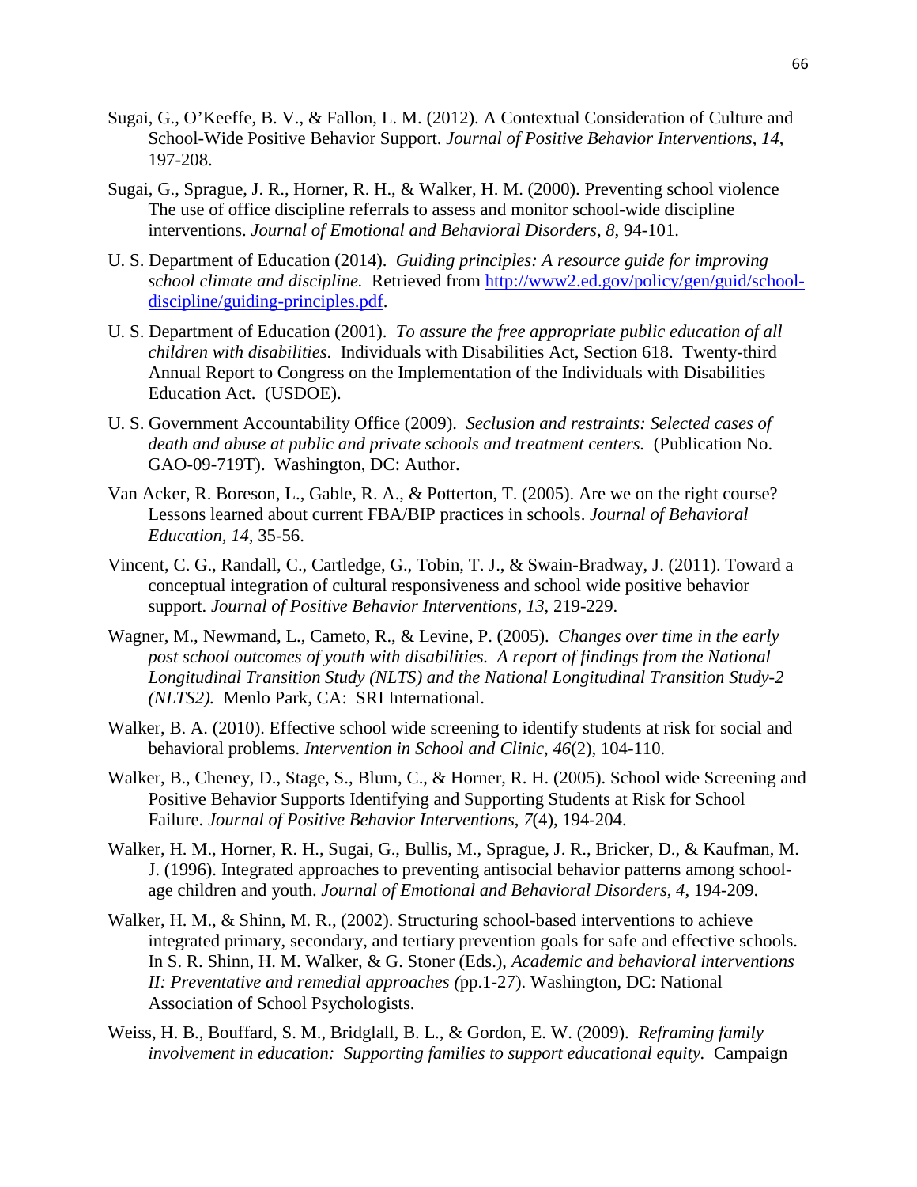Sugai, G., O'Keeffe, B. V., & Fallon, L. M. (2012). A Contextual Consideration of Culture and School-Wide Positive Behavior Support. *Journal of Positive Behavior Interventions*, *14*, 197-208.

Sugai, G., Sprague, J. R., Horner, R. H., & Walker, H. M. (2000). Preventing school violence The use of office discipline referrals to assess and monitor school-wide discipline interventions. *Journal of Emotional and Behavioral Disorders*, *8*, 94-101.

U. S. Department of Education (2014). *Guiding principles: A resource guide for improving school climate and discipline.* Retrieved from [http://www2.ed.gov/policy/gen/guid/school-discipline/guiding-principles.pdf](http://www2.ed.gov/policy/gen/guid/school-discipline/guiding-principles.pdf).

U. S. Department of Education (2001). *To assure the free appropriate public education of all children with disabilities.* Individuals with Disabilities Act, Section 618. Twenty-third Annual Report to Congress on the Implementation of the Individuals with Disabilities Education Act. (USDOE).

U. S. Government Accountability Office (2009). *Seclusion and restraints: Selected cases of death and abuse at public and private schools and treatment centers.* (Publication No. GAO-09-719T). Washington, DC: Author.

Van Acker, R. Boreson, L., Gable, R. A., & Potterton, T. (2005). Are we on the right course? Lessons learned about current FBA/BIP practices in schools. *Journal of Behavioral Education*, *14*, 35-56.

Vincent, C. G., Randall, C., Cartledge, G., Tobin, T. J., & Swain-Bradway, J. (2011). Toward a conceptual integration of cultural responsiveness and school wide positive behavior support. *Journal of Positive Behavior Interventions*, *13*, 219-229.

Wagner, M., Newmand, L., Cameto, R., & Levine, P. (2005). *Changes over time in the early post school outcomes of youth with disabilities. A report of findings from the National Longitudinal Transition Study (NLTS) and the National Longitudinal Transition Study-2 (NLTS2).* Menlo Park, CA: SRI International.

Walker, B. A. (2010). Effective school wide screening to identify students at risk for social and behavioral problems. *Intervention in School and Clinic*, *46*(2), 104-110.

Walker, B., Cheney, D., Stage, S., Blum, C., & Horner, R. H. (2005). School wide Screening and Positive Behavior Supports Identifying and Supporting Students at Risk for School Failure. *Journal of Positive Behavior Interventions*, *7*(4), 194-204.

Walker, H. M., Horner, R. H., Sugai, G., Bullis, M., Sprague, J. R., Bricker, D., & Kaufman, M. J. (1996). Integrated approaches to preventing antisocial behavior patterns among school-age children and youth. *Journal of Emotional and Behavioral Disorders*, *4*, 194-209.

Walker, H. M., & Shinn, M. R., (2002). Structuring school-based interventions to achieve integrated primary, secondary, and tertiary prevention goals for safe and effective schools. In S. R. Shinn, H. M. Walker, & G. Stoner (Eds.), *Academic and behavioral interventions II: Preventative and remedial approaches (*pp.1-27). Washington, DC: National Association of School Psychologists.

Weiss, H. B., Bouffard, S. M., Bridglall, B. L., & Gordon, E. W. (2009). *Reframing family involvement in education: Supporting families to support educational equity.* Campaign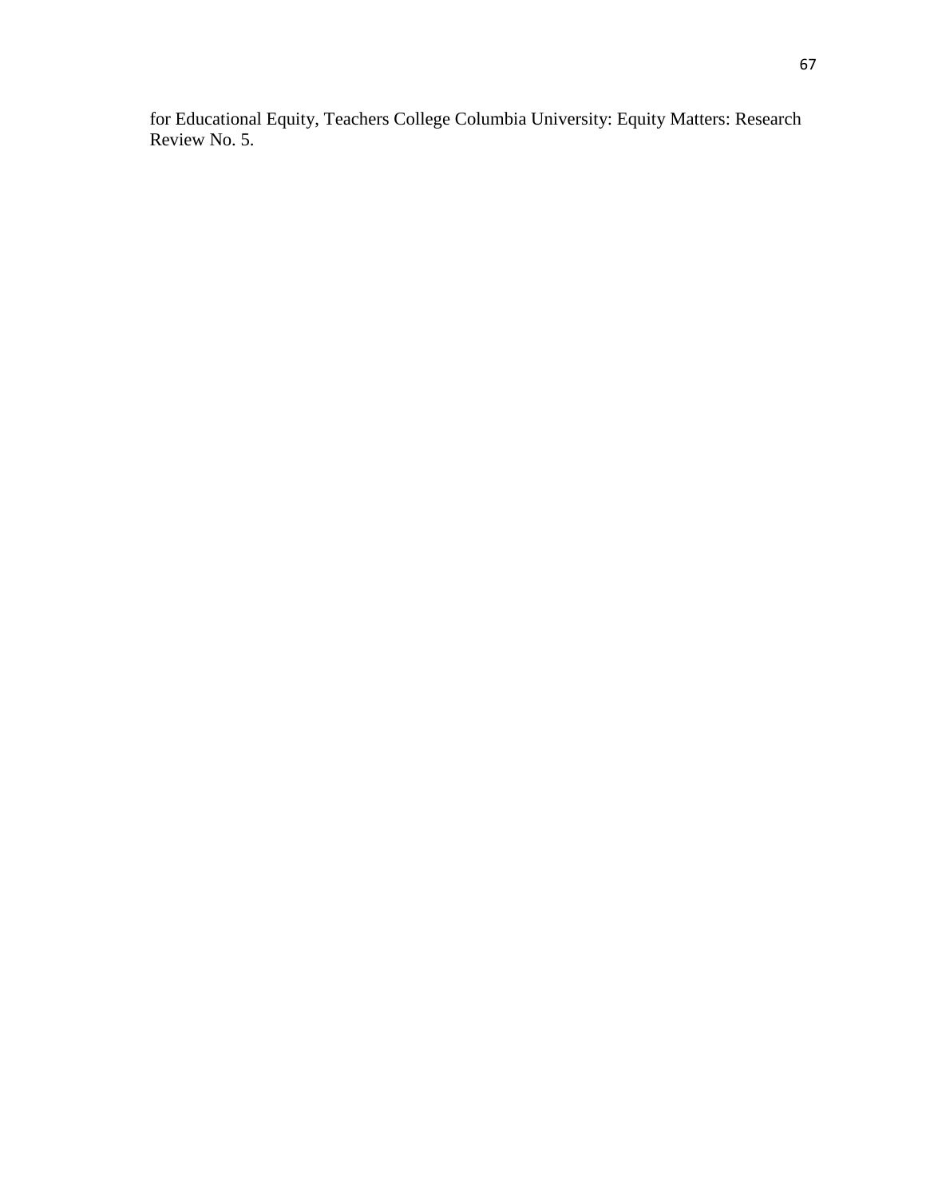for Educational Equity, Teachers College Columbia University: Equity Matters: Research Review No. 5.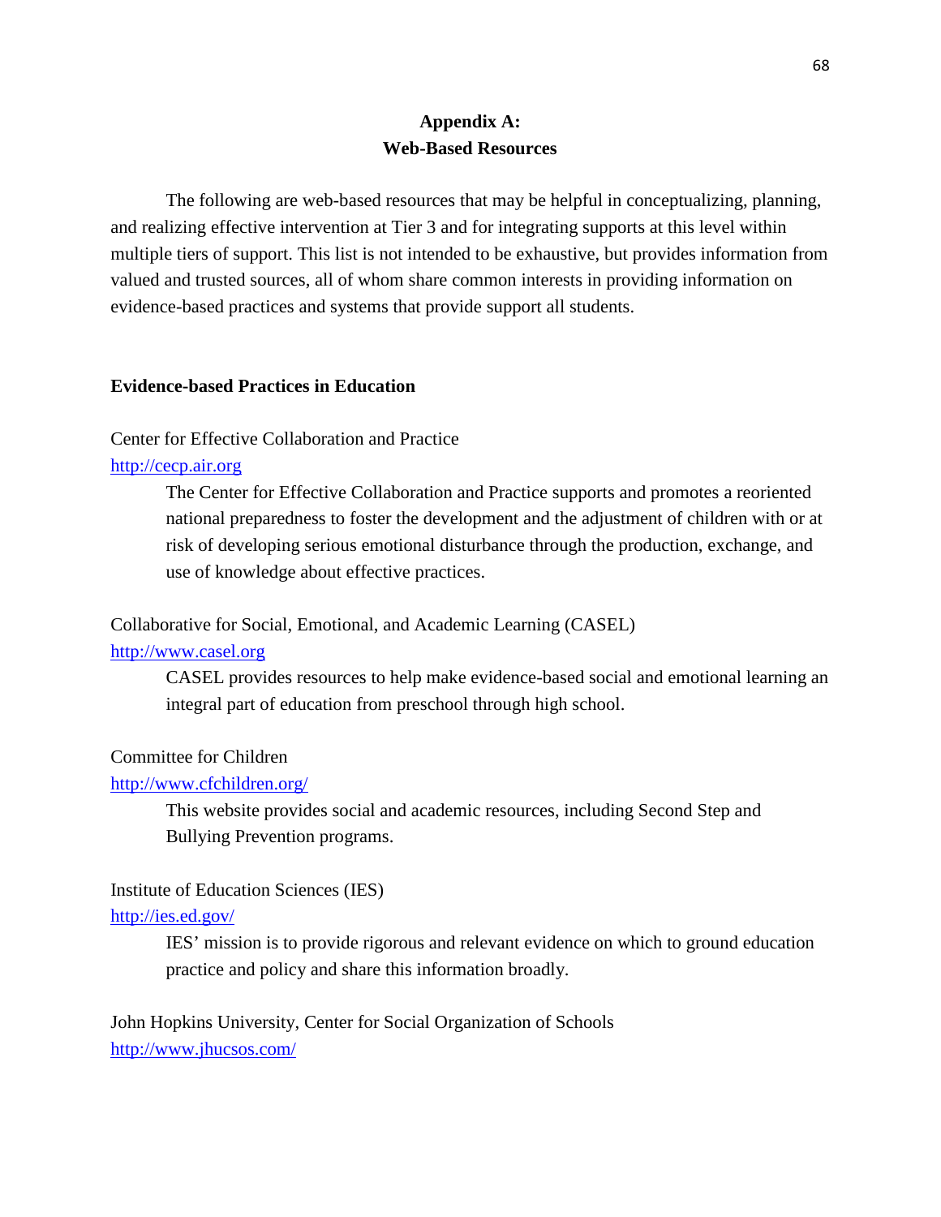## Appendix A:
## Web-Based Resources

The following are web-based resources that may be helpful in conceptualizing, planning, and realizing effective intervention at Tier 3 and for integrating supports at this level within multiple tiers of support. This list is not intended to be exhaustive, but provides information from valued and trusted sources, all of whom share common interests in providing information on evidence-based practices and systems that provide support all students.

### Evidence-based Practices in Education

Center for Effective Collaboration and Practice
http://cecp.air.org

> The Center for Effective Collaboration and Practice supports and promotes a reoriented national preparedness to foster the development and the adjustment of children with or at risk of developing serious emotional disturbance through the production, exchange, and use of knowledge about effective practices.

Collaborative for Social, Emotional, and Academic Learning (CASEL)
http://www.casel.org

> CASEL provides resources to help make evidence-based social and emotional learning an integral part of education from preschool through high school.

Committee for Children
http://www.cfchildren.org/

> This website provides social and academic resources, including Second Step and Bullying Prevention programs.

Institute of Education Sciences (IES)
http://ies.ed.gov/

> IES' mission is to provide rigorous and relevant evidence on which to ground education practice and policy and share this information broadly.

John Hopkins University, Center for Social Organization of Schools
http://www.jhucsos.com/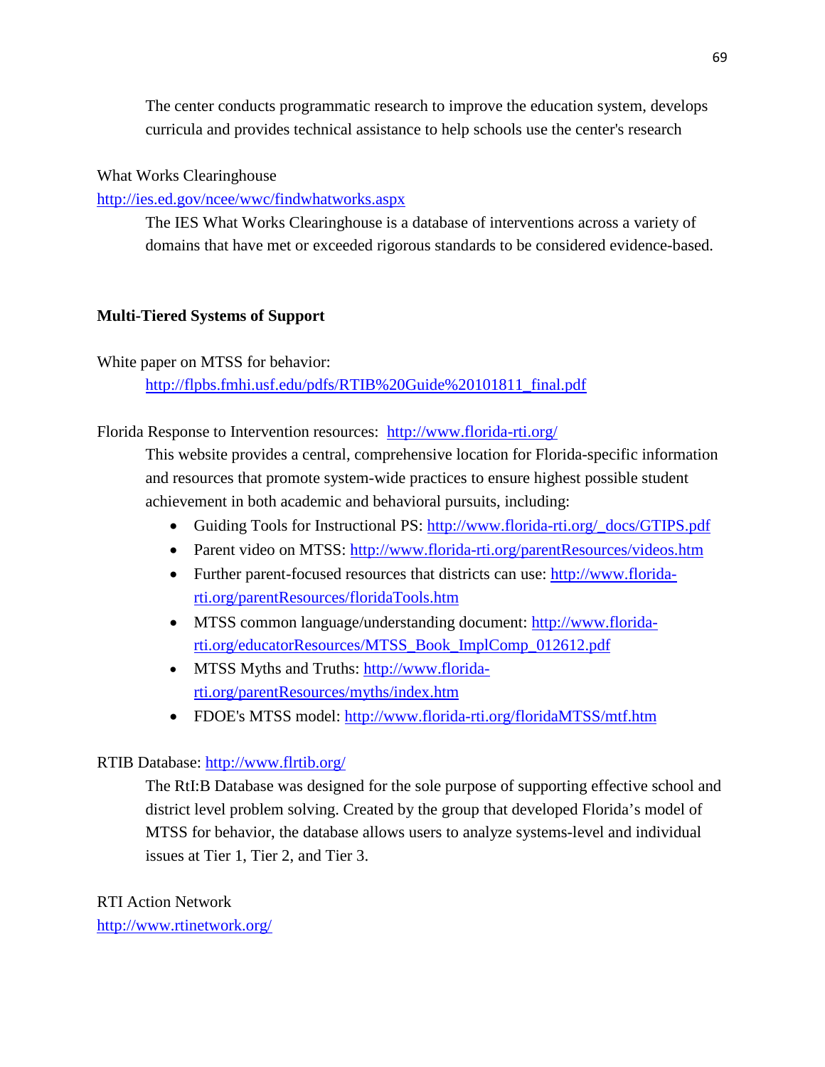The center conducts programmatic research to improve the education system, develops curricula and provides technical assistance to help schools use the center's research

What Works Clearinghouse
http://ies.ed.gov/ncee/wwc/findwhatworks.aspx

The IES What Works Clearinghouse is a database of interventions across a variety of domains that have met or exceeded rigorous standards to be considered evidence-based.

**Multi-Tiered Systems of Support**

White paper on MTSS for behavior:
http://flpbs.fmhi.usf.edu/pdfs/RTIB%20Guide%20101811_final.pdf

Florida Response to Intervention resources: http://www.florida-rti.org/

This website provides a central, comprehensive location for Florida-specific information and resources that promote system-wide practices to ensure highest possible student achievement in both academic and behavioral pursuits, including:

- Guiding Tools for Instructional PS: http://www.florida-rti.org/_docs/GTIPS.pdf
- Parent video on MTSS: http://www.florida-rti.org/parentResources/videos.htm
- Further parent-focused resources that districts can use: http://www.florida-rti.org/parentResources/floridaTools.htm
- MTSS common language/understanding document: http://www.florida-rti.org/educatorResources/MTSS_Book_ImplComp_012612.pdf
- MTSS Myths and Truths: http://www.florida-rti.org/parentResources/myths/index.htm
- FDOE's MTSS model: http://www.florida-rti.org/floridaMTSS/mtf.htm

RTIB Database: http://www.flrtib.org/

The RtI:B Database was designed for the sole purpose of supporting effective school and district level problem solving. Created by the group that developed Florida's model of MTSS for behavior, the database allows users to analyze systems-level and individual issues at Tier 1, Tier 2, and Tier 3.

RTI Action Network
http://www.rtinetwork.org/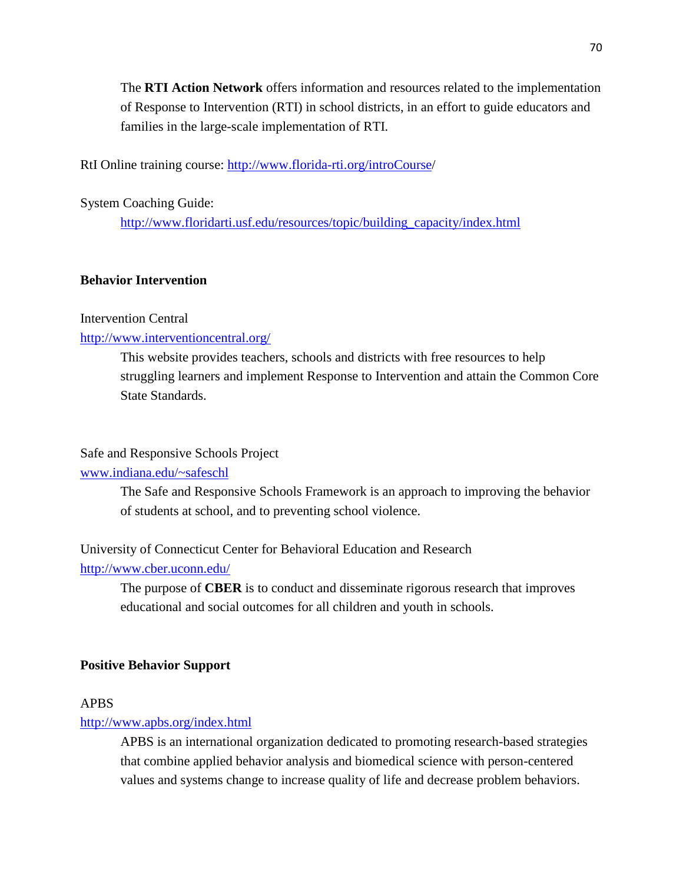The **RTI Action Network** offers information and resources related to the implementation of Response to Intervention (RTI) in school districts, in an effort to guide educators and families in the large-scale implementation of RTI.

RtI Online training course: [http://www.florida-rti.org/introCourse](http://www.florida-rti.org/introCourse)/

System Coaching Guide:

[http://www.floridarti.usf.edu/resources/topic/building_capacity/index.html](http://www.floridarti.usf.edu/resources/topic/building_capacity/index.html)

**Behavior Intervention**

Intervention Central
[http://www.interventioncentral.org/](http://www.interventioncentral.org/)

This website provides teachers, schools and districts with free resources to help struggling learners and implement Response to Intervention and attain the Common Core State Standards.

Safe and Responsive Schools Project
[www.indiana.edu/~safeschl](www.indiana.edu/~safeschl)

The Safe and Responsive Schools Framework is an approach to improving the behavior of students at school, and to preventing school violence.

University of Connecticut Center for Behavioral Education and Research
[http://www.cber.uconn.edu/](http://www.cber.uconn.edu/)

The purpose of **CBER** is to conduct and disseminate rigorous research that improves educational and social outcomes for all children and youth in schools.

**Positive Behavior Support**

APBS
[http://www.apbs.org/index.html](http://www.apbs.org/index.html)

APBS is an international organization dedicated to promoting research-based strategies that combine applied behavior analysis and biomedical science with person-centered values and systems change to increase quality of life and decrease problem behaviors.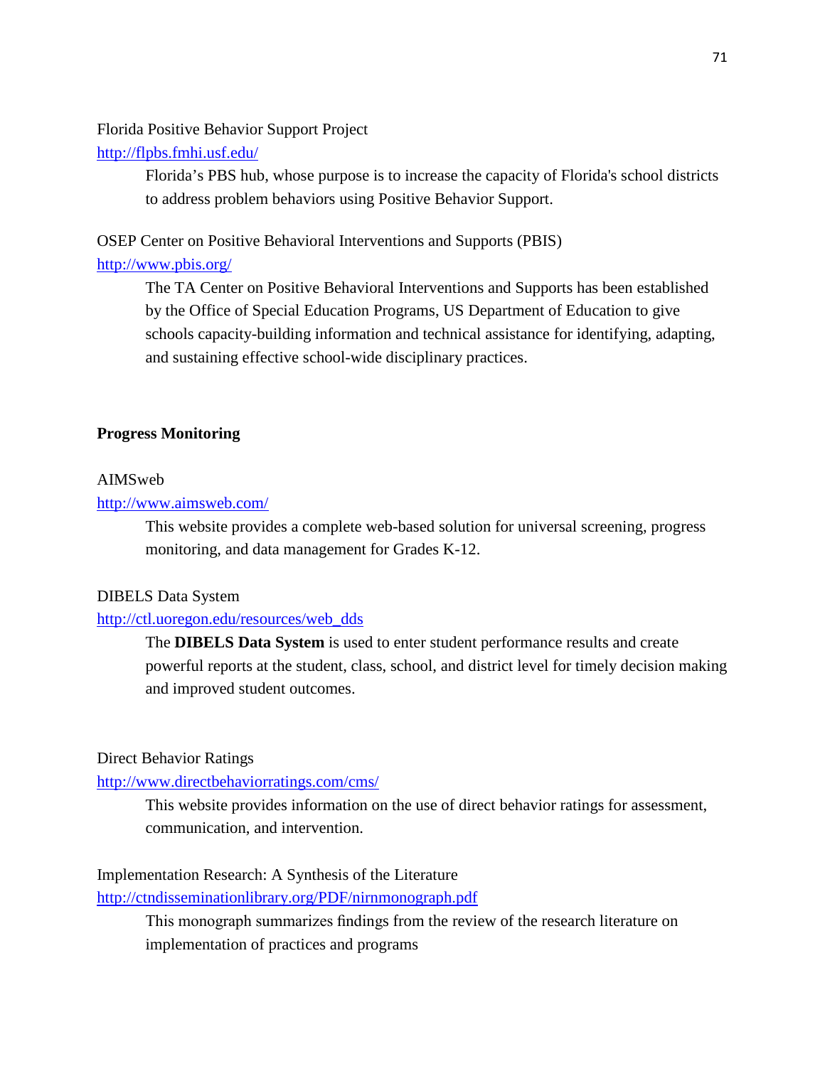Florida Positive Behavior Support Project

http://flpbs.fmhi.usf.edu/

Florida's PBS hub, whose purpose is to increase the capacity of Florida's school districts to address problem behaviors using Positive Behavior Support.

OSEP Center on Positive Behavioral Interventions and Supports (PBIS)

http://www.pbis.org/

The TA Center on Positive Behavioral Interventions and Supports has been established by the Office of Special Education Programs, US Department of Education to give schools capacity-building information and technical assistance for identifying, adapting, and sustaining effective school-wide disciplinary practices.

**Progress Monitoring**

AIMSweb

http://www.aimsweb.com/

This website provides a complete web-based solution for universal screening, progress monitoring, and data management for Grades K-12.

DIBELS Data System

http://ctl.uoregon.edu/resources/web_dds

The **DIBELS Data System** is used to enter student performance results and create powerful reports at the student, class, school, and district level for timely decision making and improved student outcomes.

Direct Behavior Ratings

http://www.directbehaviorratings.com/cms/

This website provides information on the use of direct behavior ratings for assessment, communication, and intervention.

Implementation Research: A Synthesis of the Literature

http://ctndisseminationlibrary.org/PDF/nirnmonograph.pdf

This monograph summarizes findings from the review of the research literature on implementation of practices and programs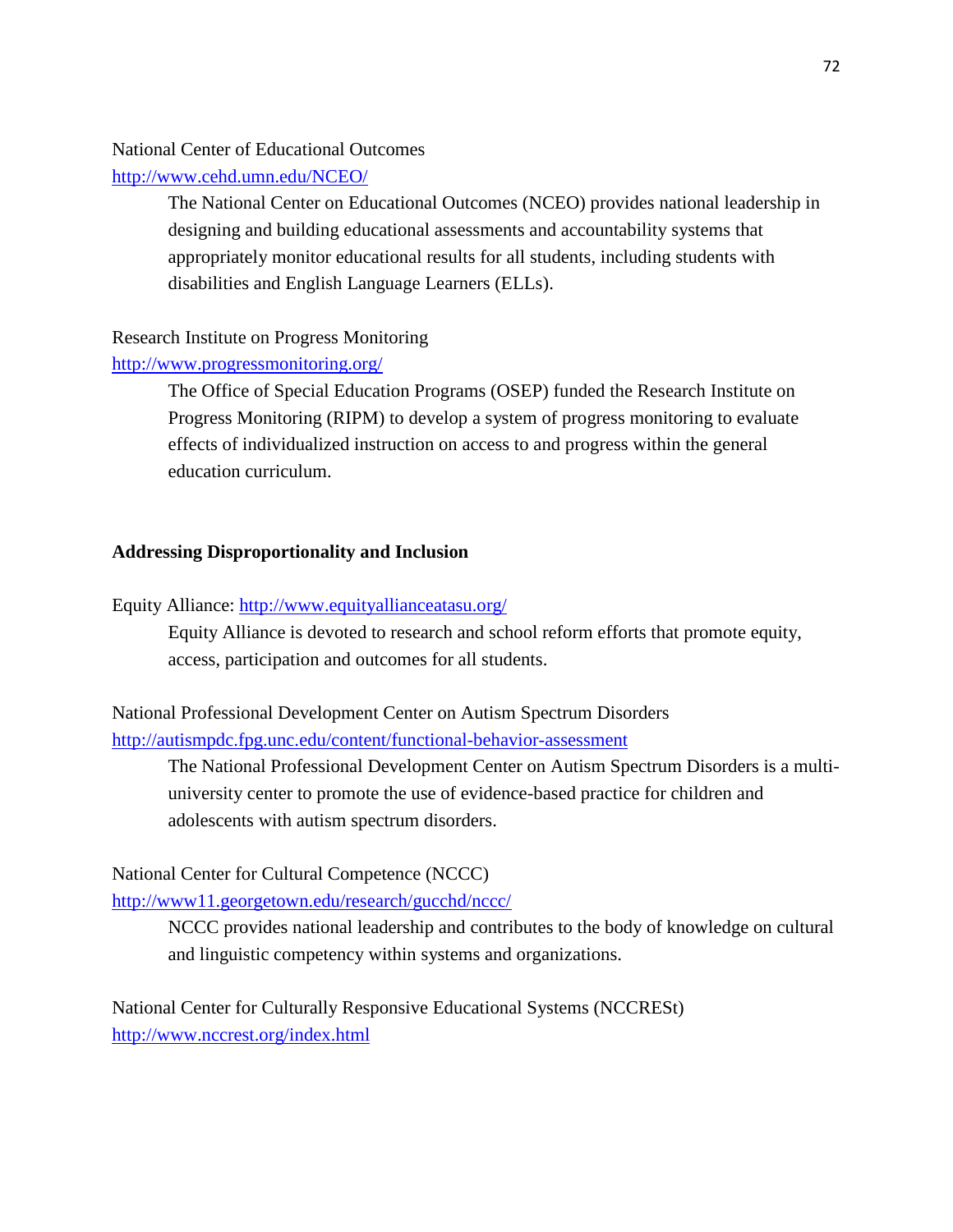National Center of Educational Outcomes
[http://www.cehd.umn.edu/NCEO/](http://www.cehd.umn.edu/NCEO/)

> The National Center on Educational Outcomes (NCEO) provides national leadership in designing and building educational assessments and accountability systems that appropriately monitor educational results for all students, including students with disabilities and English Language Learners (ELLs).

Research Institute on Progress Monitoring
[http://www.progressmonitoring.org/](http://www.progressmonitoring.org/)

> The Office of Special Education Programs (OSEP) funded the Research Institute on Progress Monitoring (RIPM) to develop a system of progress monitoring to evaluate effects of individualized instruction on access to and progress within the general education curriculum.

**Addressing Disproportionality and Inclusion**

Equity Alliance: [http://www.equityallianceatasu.org/](http://www.equityallianceatasu.org/)

> Equity Alliance is devoted to research and school reform efforts that promote equity, access, participation and outcomes for all students.

National Professional Development Center on Autism Spectrum Disorders
[http://autismpdc.fpg.unc.edu/content/functional-behavior-assessment](http://autismpdc.fpg.unc.edu/content/functional-behavior-assessment)

> The National Professional Development Center on Autism Spectrum Disorders is a multi-university center to promote the use of evidence-based practice for children and adolescents with autism spectrum disorders.

National Center for Cultural Competence (NCCC)
[http://www11.georgetown.edu/research/gucchd/nccc/](http://www11.georgetown.edu/research/gucchd/nccc/)

> NCCC provides national leadership and contributes to the body of knowledge on cultural and linguistic competency within systems and organizations.

National Center for Culturally Responsive Educational Systems (NCCREST)
[http://www.nccrest.org/index.html](http://www.nccrest.org/index.html)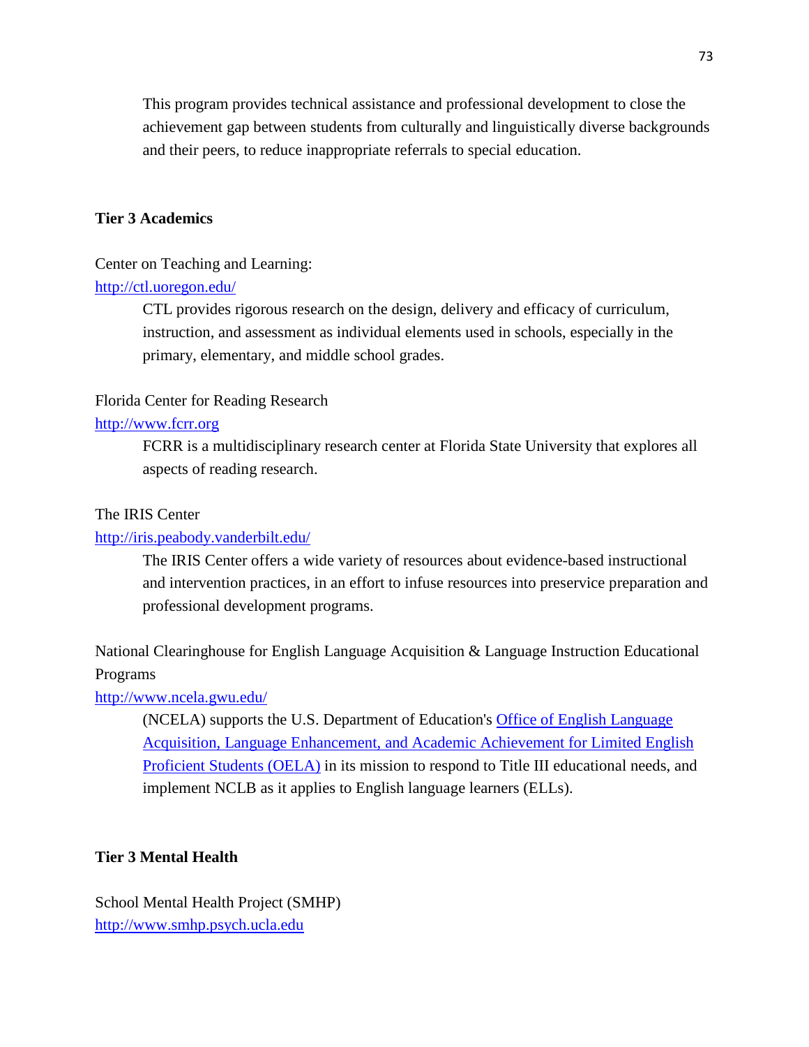This program provides technical assistance and professional development to close the achievement gap between students from culturally and linguistically diverse backgrounds and their peers, to reduce inappropriate referrals to special education.

**Tier 3 Academics**

Center on Teaching and Learning:
[http://ctl.uoregon.edu/](http://ctl.uoregon.edu/)

> CTL provides rigorous research on the design, delivery and efficacy of curriculum, instruction, and assessment as individual elements used in schools, especially in the primary, elementary, and middle school grades.

Florida Center for Reading Research
[http://www.fcrr.org](http://www.fcrr.org)

> FCRR is a multidisciplinary research center at Florida State University that explores all aspects of reading research.

The IRIS Center
[http://iris.peabody.vanderbilt.edu/](http://iris.peabody.vanderbilt.edu/)

> The IRIS Center offers a wide variety of resources about evidence-based instructional and intervention practices, in an effort to infuse resources into preservice preparation and professional development programs.

National Clearinghouse for English Language Acquisition & Language Instruction Educational Programs
[http://www.ncela.gwu.edu/](http://www.ncela.gwu.edu/)

> (NCELA) supports the U.S. Department of Education's Office of English Language Acquisition, Language Enhancement, and Academic Achievement for Limited English Proficient Students (OELA) in its mission to respond to Title III educational needs, and implement NCLB as it applies to English language learners (ELLs).

**Tier 3 Mental Health**

School Mental Health Project (SMHP)
[http://www.smhp.psych.ucla.edu](http://www.smhp.psych.ucla.edu)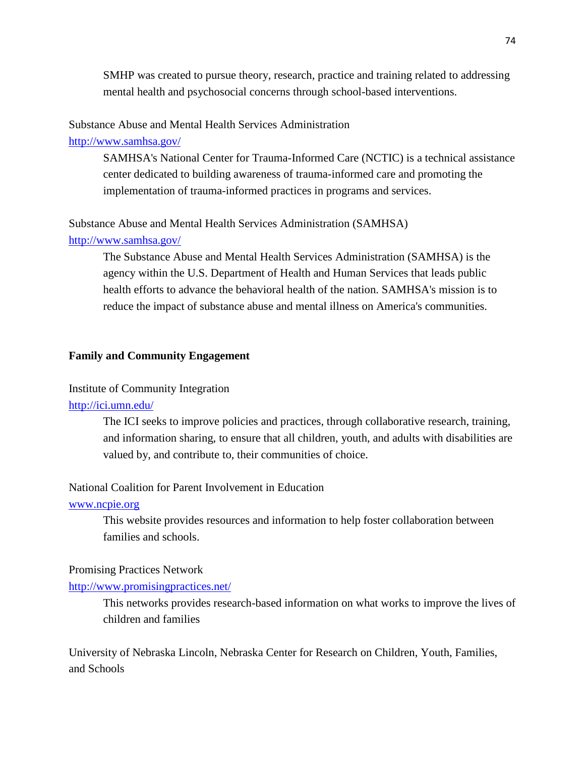SMHP was created to pursue theory, research, practice and training related to addressing mental health and psychosocial concerns through school-based interventions.

Substance Abuse and Mental Health Services Administration
http://www.samhsa.gov/

SAMHSA's National Center for Trauma-Informed Care (NCTIC) is a technical assistance center dedicated to building awareness of trauma-informed care and promoting the implementation of trauma-informed practices in programs and services.

Substance Abuse and Mental Health Services Administration (SAMHSA)
http://www.samhsa.gov/

The Substance Abuse and Mental Health Services Administration (SAMHSA) is the agency within the U.S. Department of Health and Human Services that leads public health efforts to advance the behavioral health of the nation. SAMHSA's mission is to reduce the impact of substance abuse and mental illness on America's communities.

**Family and Community Engagement**

Institute of Community Integration
http://ici.umn.edu/

The ICI seeks to improve policies and practices, through collaborative research, training, and information sharing, to ensure that all children, youth, and adults with disabilities are valued by, and contribute to, their communities of choice.

National Coalition for Parent Involvement in Education
www.ncpie.org

This website provides resources and information to help foster collaboration between families and schools.

Promising Practices Network
http://www.promisingpractices.net/

This networks provides research-based information on what works to improve the lives of children and families

University of Nebraska Lincoln, Nebraska Center for Research on Children, Youth, Families, and Schools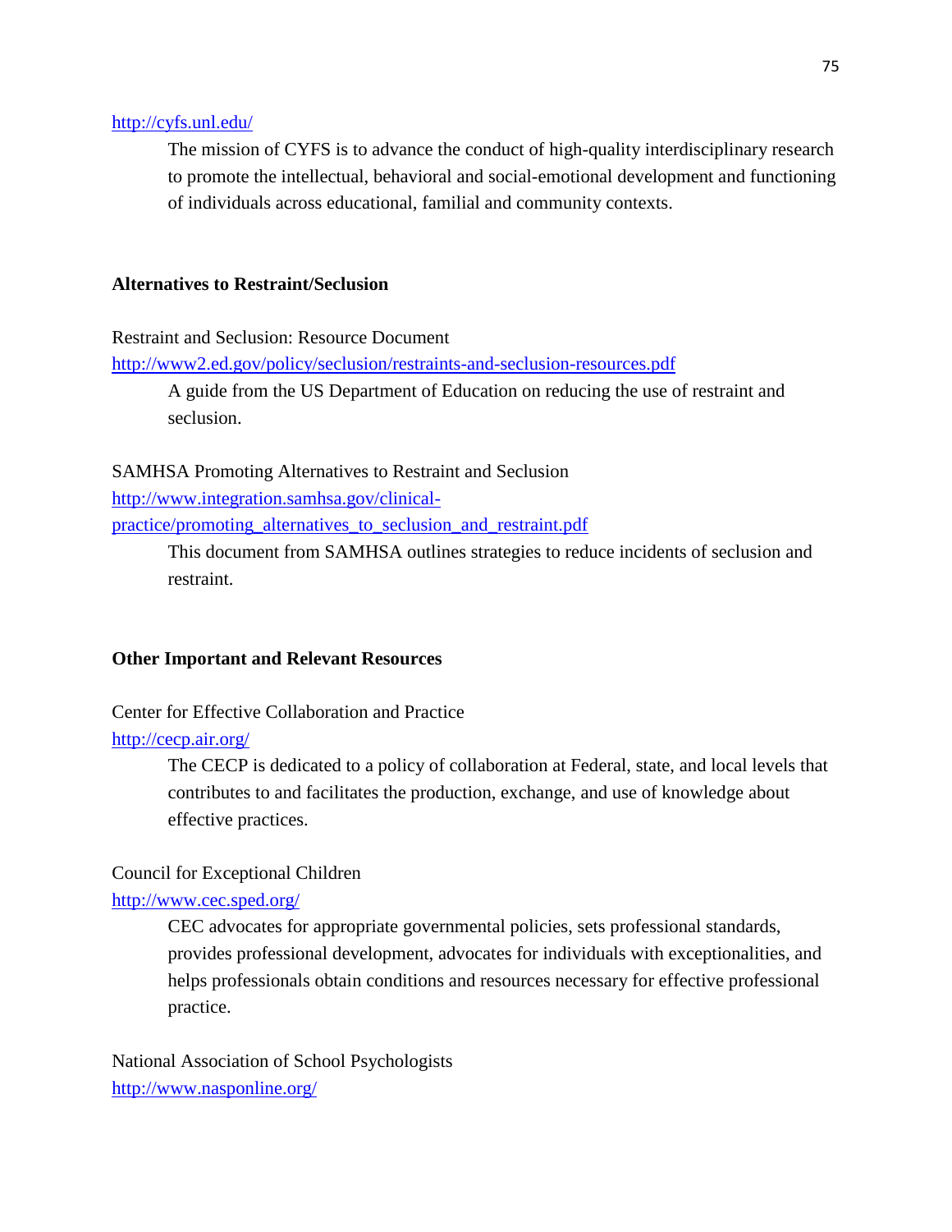http://cyfs.unl.edu/

> The mission of CYFS is to advance the conduct of high-quality interdisciplinary research to promote the intellectual, behavioral and social-emotional development and functioning of individuals across educational, familial and community contexts.

**Alternatives to Restraint/Seclusion**

Restraint and Seclusion: Resource Document
http://www2.ed.gov/policy/seclusion/restraints-and-seclusion-resources.pdf

> A guide from the US Department of Education on reducing the use of restraint and seclusion.

SAMHSA Promoting Alternatives to Restraint and Seclusion
http://www.integration.samhsa.gov/clinical-practice/promoting_alternatives_to_seclusion_and_restraint.pdf

> This document from SAMHSA outlines strategies to reduce incidents of seclusion and restraint.

**Other Important and Relevant Resources**

Center for Effective Collaboration and Practice
http://cecp.air.org/

> The CECP is dedicated to a policy of collaboration at Federal, state, and local levels that contributes to and facilitates the production, exchange, and use of knowledge about effective practices.

Council for Exceptional Children
http://www.cec.sped.org/

> CEC advocates for appropriate governmental policies, sets professional standards, provides professional development, advocates for individuals with exceptionalities, and helps professionals obtain conditions and resources necessary for effective professional practice.

National Association of School Psychologists
http://www.nasponline.org/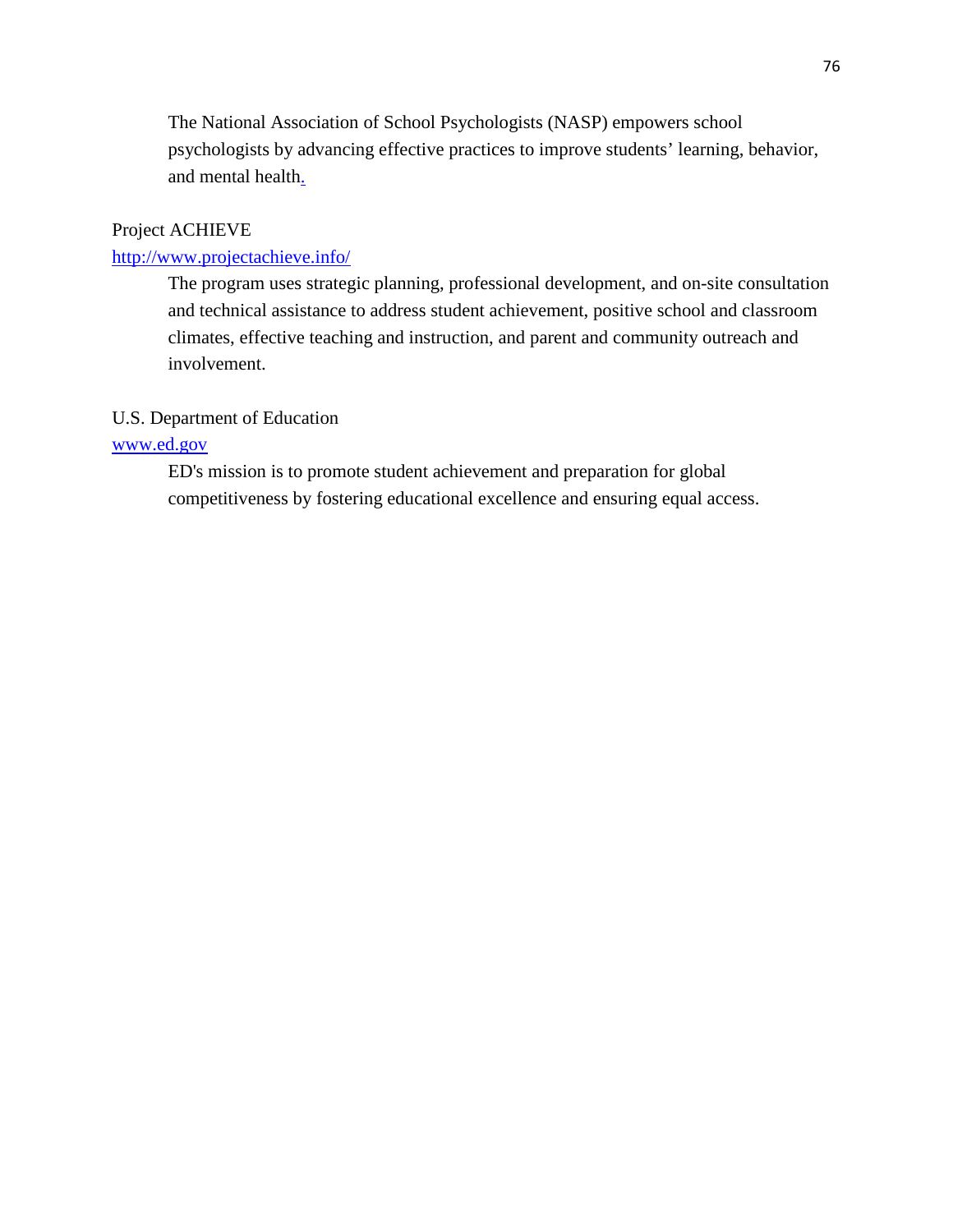The National Association of School Psychologists (NASP) empowers school psychologists by advancing effective practices to improve students' learning, behavior, and mental health.

Project ACHIEVE
[http://www.projectachieve.info/](http://www.projectachieve.info/)

The program uses strategic planning, professional development, and on-site consultation and technical assistance to address student achievement, positive school and classroom climates, effective teaching and instruction, and parent and community outreach and involvement.

U.S. Department of Education
[www.ed.gov](www.ed.gov)

ED's mission is to promote student achievement and preparation for global competitiveness by fostering educational excellence and ensuring equal access.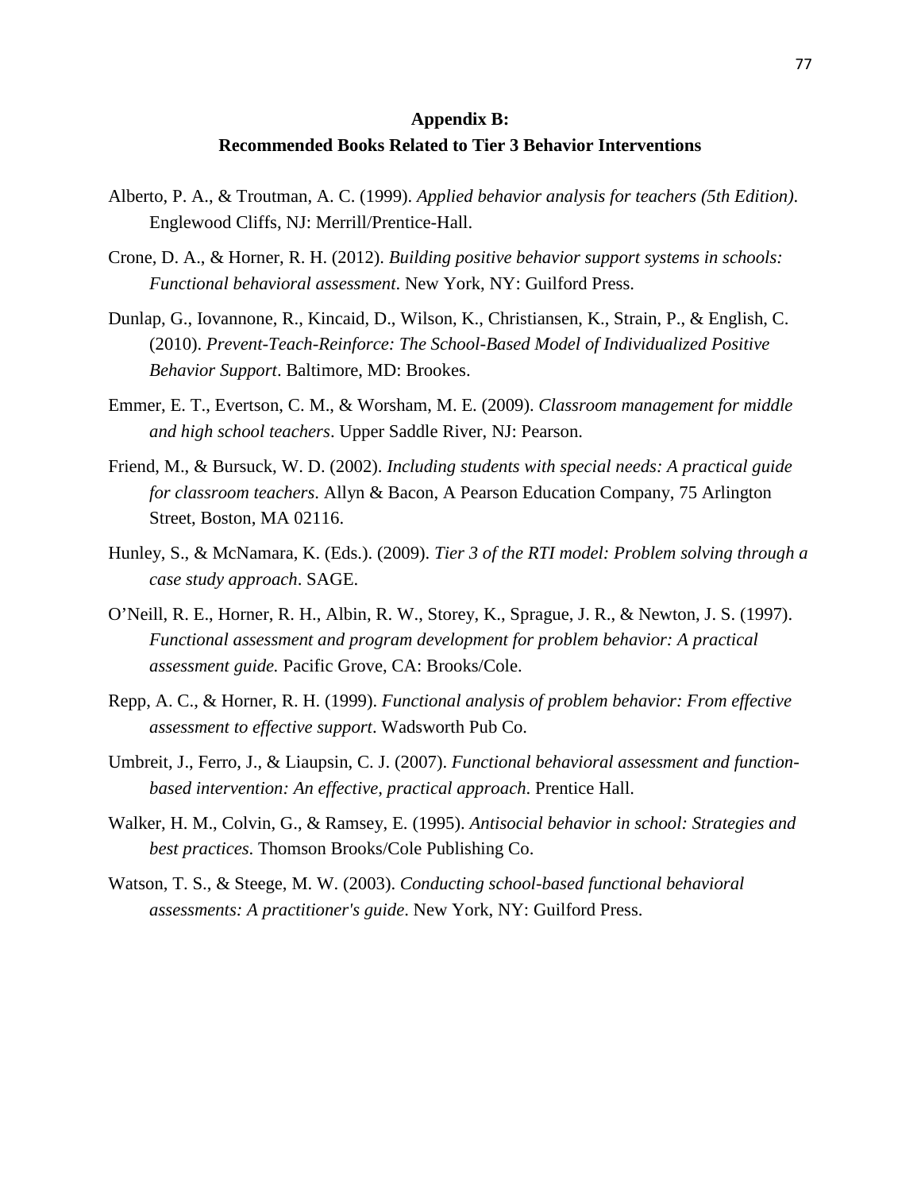## Appendix B:
## Recommended Books Related to Tier 3 Behavior Interventions

Alberto, P. A., & Troutman, A. C. (1999). *Applied behavior analysis for teachers (5th Edition).* Englewood Cliffs, NJ: Merrill/Prentice-Hall.

Crone, D. A., & Horner, R. H. (2012). *Building positive behavior support systems in schools: Functional behavioral assessment*. New York, NY: Guilford Press.

Dunlap, G., Iovannone, R., Kincaid, D., Wilson, K., Christiansen, K., Strain, P., & English, C. (2010). *Prevent-Teach-Reinforce: The School-Based Model of Individualized Positive Behavior Support*. Baltimore, MD: Brookes.

Emmer, E. T., Evertson, C. M., & Worsham, M. E. (2009). *Classroom management for middle and high school teachers*. Upper Saddle River, NJ: Pearson.

Friend, M., & Bursuck, W. D. (2002). *Including students with special needs: A practical guide for classroom teachers*. Allyn & Bacon, A Pearson Education Company, 75 Arlington Street, Boston, MA 02116.

Hunley, S., & McNamara, K. (Eds.). (2009). *Tier 3 of the RTI model: Problem solving through a case study approach*. SAGE.

O'Neill, R. E., Horner, R. H., Albin, R. W., Storey, K., Sprague, J. R., & Newton, J. S. (1997). *Functional assessment and program development for problem behavior: A practical assessment guide.* Pacific Grove, CA: Brooks/Cole.

Repp, A. C., & Horner, R. H. (1999). *Functional analysis of problem behavior: From effective assessment to effective support*. Wadsworth Pub Co.

Umbreit, J., Ferro, J., & Liaupsin, C. J. (2007). *Functional behavioral assessment and function-based intervention: An effective, practical approach*. Prentice Hall.

Walker, H. M., Colvin, G., & Ramsey, E. (1995). *Antisocial behavior in school: Strategies and best practices*. Thomson Brooks/Cole Publishing Co.

Watson, T. S., & Steege, M. W. (2003). *Conducting school-based functional behavioral assessments: A practitioner's guide*. New York, NY: Guilford Press.